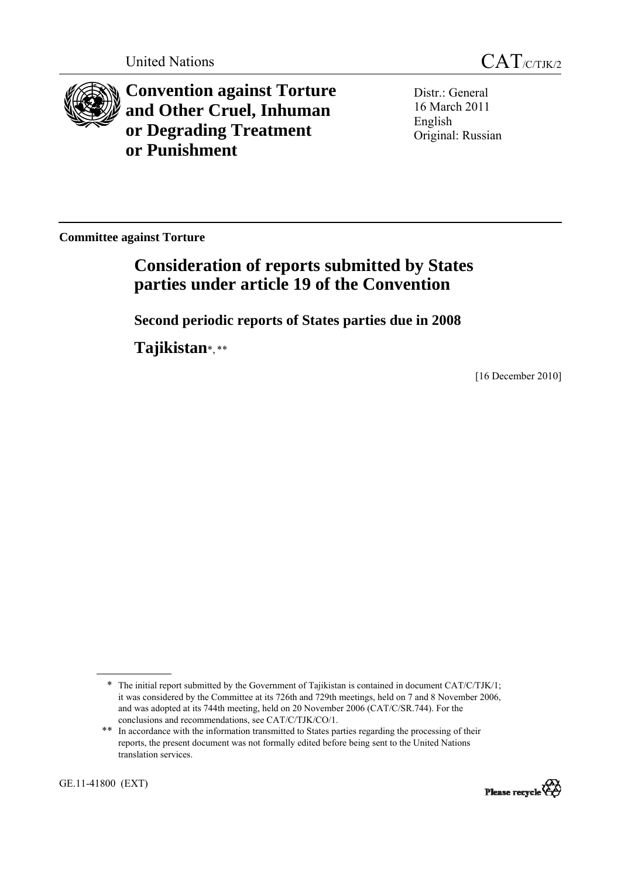United Nations CAT/C/TJK/2

# Convention against Torture and Other Cruel, Inhuman or Degrading Treatment or Punishment

Distr.: General
16 March 2011
English
Original: Russian

**Committee against Torture**

## Consideration of reports submitted by States parties under article 19 of the Convention

### Second periodic reports of States parties due in 2008

### Tajikistan*, **

[16 December 2010]

\* The initial report submitted by the Government of Tajikistan is contained in document CAT/C/TJK/1; it was considered by the Committee at its 726th and 729th meetings, held on 7 and 8 November 2006, and was adopted at its 744th meeting, held on 20 November 2006 (CAT/C/SR.744). For the conclusions and recommendations, see CAT/C/TJK/CO/1.

\** In accordance with the information transmitted to States parties regarding the processing of their reports, the present document was not formally edited before being sent to the United Nations translation services.

GE.11-41800 (EXT)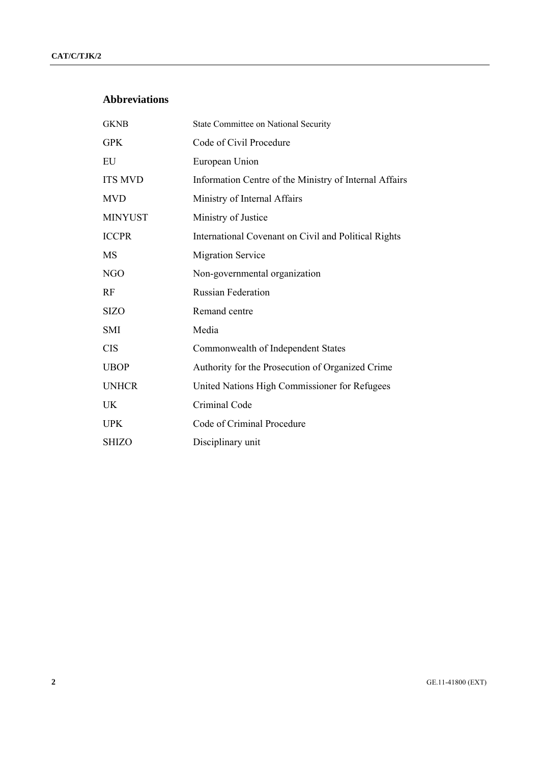## Abbreviations

| | |
|---|---|
| GKNB | State Committee on National Security |
| GPK | Code of Civil Procedure |
| EU | European Union |
| ITS MVD | Information Centre of the Ministry of Internal Affairs |
| MVD | Ministry of Internal Affairs |
| MINYUST | Ministry of Justice |
| ICCPR | International Covenant on Civil and Political Rights |
| MS | Migration Service |
| NGO | Non-governmental organization |
| RF | Russian Federation |
| SIZO | Remand centre |
| SMI | Media |
| CIS | Commonwealth of Independent States |
| UBOP | Authority for the Prosecution of Organized Crime |
| UNHCR | United Nations High Commissioner for Refugees |
| UK | Criminal Code |
| UPK | Code of Criminal Procedure |
| SHIZO | Disciplinary unit |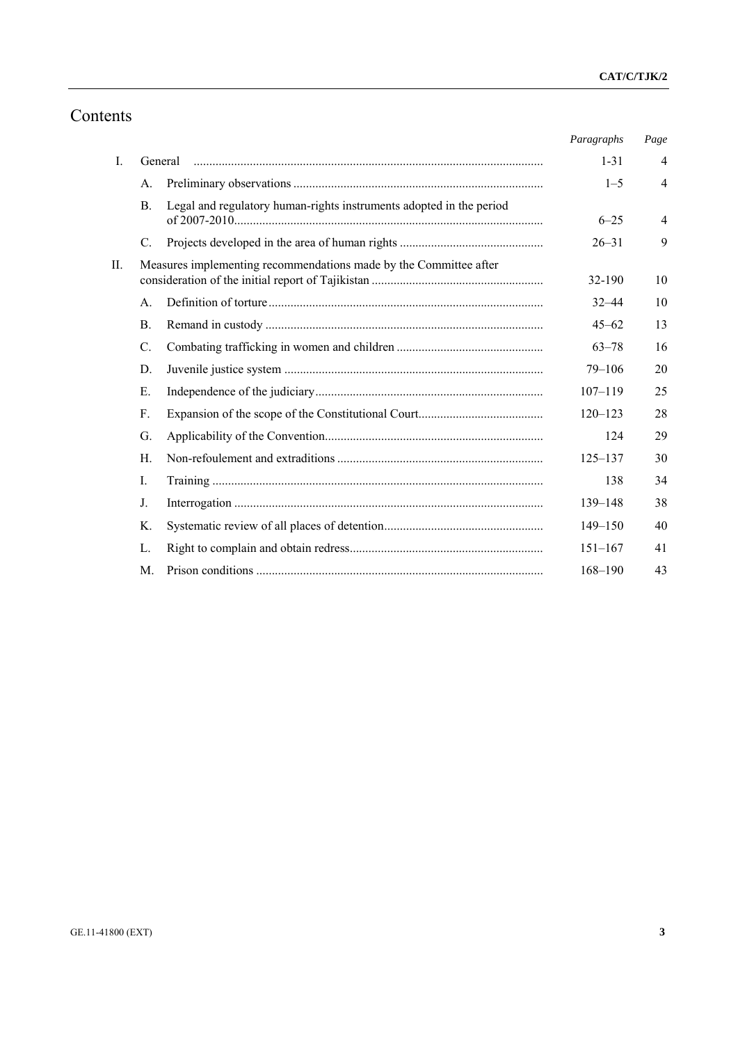# Contents

| | | | *Paragraphs* | *Page* |
|---|---|---|---|---|
| I. | General | | 1-31 | 4 |
| | A. | Preliminary observations | 1–5 | 4 |
| | B. | Legal and regulatory human-rights instruments adopted in the period of 2007-2010 | 6–25 | 4 |
| | C. | Projects developed in the area of human rights | 26–31 | 9 |
| II. | Measures implementing recommendations made by the Committee after consideration of the initial report of Tajikistan | | 32-190 | 10 |
| | A. | Definition of torture | 32–44 | 10 |
| | B. | Remand in custody | 45–62 | 13 |
| | C. | Combating trafficking in women and children | 63–78 | 16 |
| | D. | Juvenile justice system | 79–106 | 20 |
| | E. | Independence of the judiciary | 107–119 | 25 |
| | F. | Expansion of the scope of the Constitutional Court | 120–123 | 28 |
| | G. | Applicability of the Convention | 124 | 29 |
| | H. | Non-refoulement and extraditions | 125–137 | 30 |
| | I. | Training | 138 | 34 |
| | J. | Interrogation | 139–148 | 38 |
| | K. | Systematic review of all places of detention | 149–150 | 40 |
| | L. | Right to complain and obtain redress | 151–167 | 41 |
| | M. | Prison conditions | 168–190 | 43 |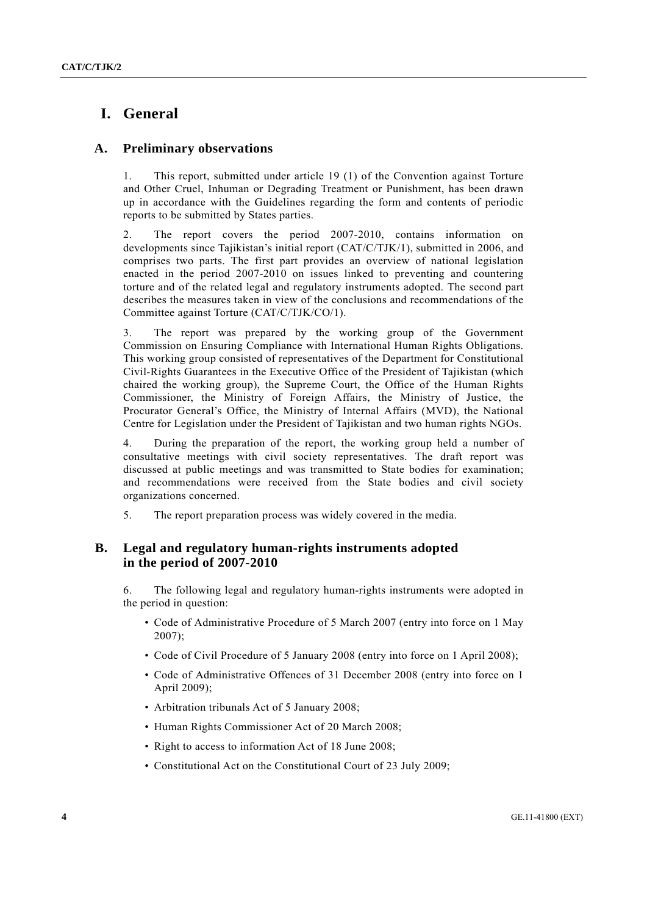# I. General

## A. Preliminary observations

1. This report, submitted under article 19 (1) of the Convention against Torture and Other Cruel, Inhuman or Degrading Treatment or Punishment, has been drawn up in accordance with the Guidelines regarding the form and contents of periodic reports to be submitted by States parties.

2. The report covers the period 2007-2010, contains information on developments since Tajikistan's initial report (CAT/C/TJK/1), submitted in 2006, and comprises two parts. The first part provides an overview of national legislation enacted in the period 2007-2010 on issues linked to preventing and countering torture and of the related legal and regulatory instruments adopted. The second part describes the measures taken in view of the conclusions and recommendations of the Committee against Torture (CAT/C/TJK/CO/1).

3. The report was prepared by the working group of the Government Commission on Ensuring Compliance with International Human Rights Obligations. This working group consisted of representatives of the Department for Constitutional Civil-Rights Guarantees in the Executive Office of the President of Tajikistan (which chaired the working group), the Supreme Court, the Office of the Human Rights Commissioner, the Ministry of Foreign Affairs, the Ministry of Justice, the Procurator General's Office, the Ministry of Internal Affairs (MVD), the National Centre for Legislation under the President of Tajikistan and two human rights NGOs.

4. During the preparation of the report, the working group held a number of consultative meetings with civil society representatives. The draft report was discussed at public meetings and was transmitted to State bodies for examination; and recommendations were received from the State bodies and civil society organizations concerned.

5. The report preparation process was widely covered in the media.

## B. Legal and regulatory human-rights instruments adopted in the period of 2007-2010

6. The following legal and regulatory human-rights instruments were adopted in the period in question:

- Code of Administrative Procedure of 5 March 2007 (entry into force on 1 May 2007);
- Code of Civil Procedure of 5 January 2008 (entry into force on 1 April 2008);
- Code of Administrative Offences of 31 December 2008 (entry into force on 1 April 2009);
- Arbitration tribunals Act of 5 January 2008;
- Human Rights Commissioner Act of 20 March 2008;
- Right to access to information Act of 18 June 2008;
- Constitutional Act on the Constitutional Court of 23 July 2009;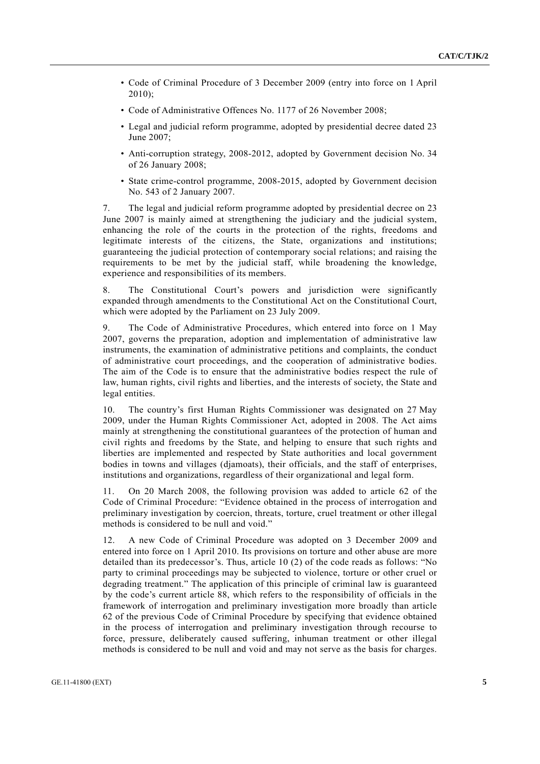- Code of Criminal Procedure of 3 December 2009 (entry into force on 1 April 2010);
- Code of Administrative Offences No. 1177 of 26 November 2008;
- Legal and judicial reform programme, adopted by presidential decree dated 23 June 2007;
- Anti-corruption strategy, 2008-2012, adopted by Government decision No. 34 of 26 January 2008;
- State crime-control programme, 2008-2015, adopted by Government decision No. 543 of 2 January 2007.

7. The legal and judicial reform programme adopted by presidential decree on 23 June 2007 is mainly aimed at strengthening the judiciary and the judicial system, enhancing the role of the courts in the protection of the rights, freedoms and legitimate interests of the citizens, the State, organizations and institutions; guaranteeing the judicial protection of contemporary social relations; and raising the requirements to be met by the judicial staff, while broadening the knowledge, experience and responsibilities of its members.

8. The Constitutional Court's powers and jurisdiction were significantly expanded through amendments to the Constitutional Act on the Constitutional Court, which were adopted by the Parliament on 23 July 2009.

9. The Code of Administrative Procedures, which entered into force on 1 May 2007, governs the preparation, adoption and implementation of administrative law instruments, the examination of administrative petitions and complaints, the conduct of administrative court proceedings, and the cooperation of administrative bodies. The aim of the Code is to ensure that the administrative bodies respect the rule of law, human rights, civil rights and liberties, and the interests of society, the State and legal entities.

10. The country's first Human Rights Commissioner was designated on 27 May 2009, under the Human Rights Commissioner Act, adopted in 2008. The Act aims mainly at strengthening the constitutional guarantees of the protection of human and civil rights and freedoms by the State, and helping to ensure that such rights and liberties are implemented and respected by State authorities and local government bodies in towns and villages (djamoats), their officials, and the staff of enterprises, institutions and organizations, regardless of their organizational and legal form.

11. On 20 March 2008, the following provision was added to article 62 of the Code of Criminal Procedure: "Evidence obtained in the process of interrogation and preliminary investigation by coercion, threats, torture, cruel treatment or other illegal methods is considered to be null and void."

12. A new Code of Criminal Procedure was adopted on 3 December 2009 and entered into force on 1 April 2010. Its provisions on torture and other abuse are more detailed than its predecessor's. Thus, article 10 (2) of the code reads as follows: "No party to criminal proceedings may be subjected to violence, torture or other cruel or degrading treatment." The application of this principle of criminal law is guaranteed by the code's current article 88, which refers to the responsibility of officials in the framework of interrogation and preliminary investigation more broadly than article 62 of the previous Code of Criminal Procedure by specifying that evidence obtained in the process of interrogation and preliminary investigation through recourse to force, pressure, deliberately caused suffering, inhuman treatment or other illegal methods is considered to be null and void and may not serve as the basis for charges.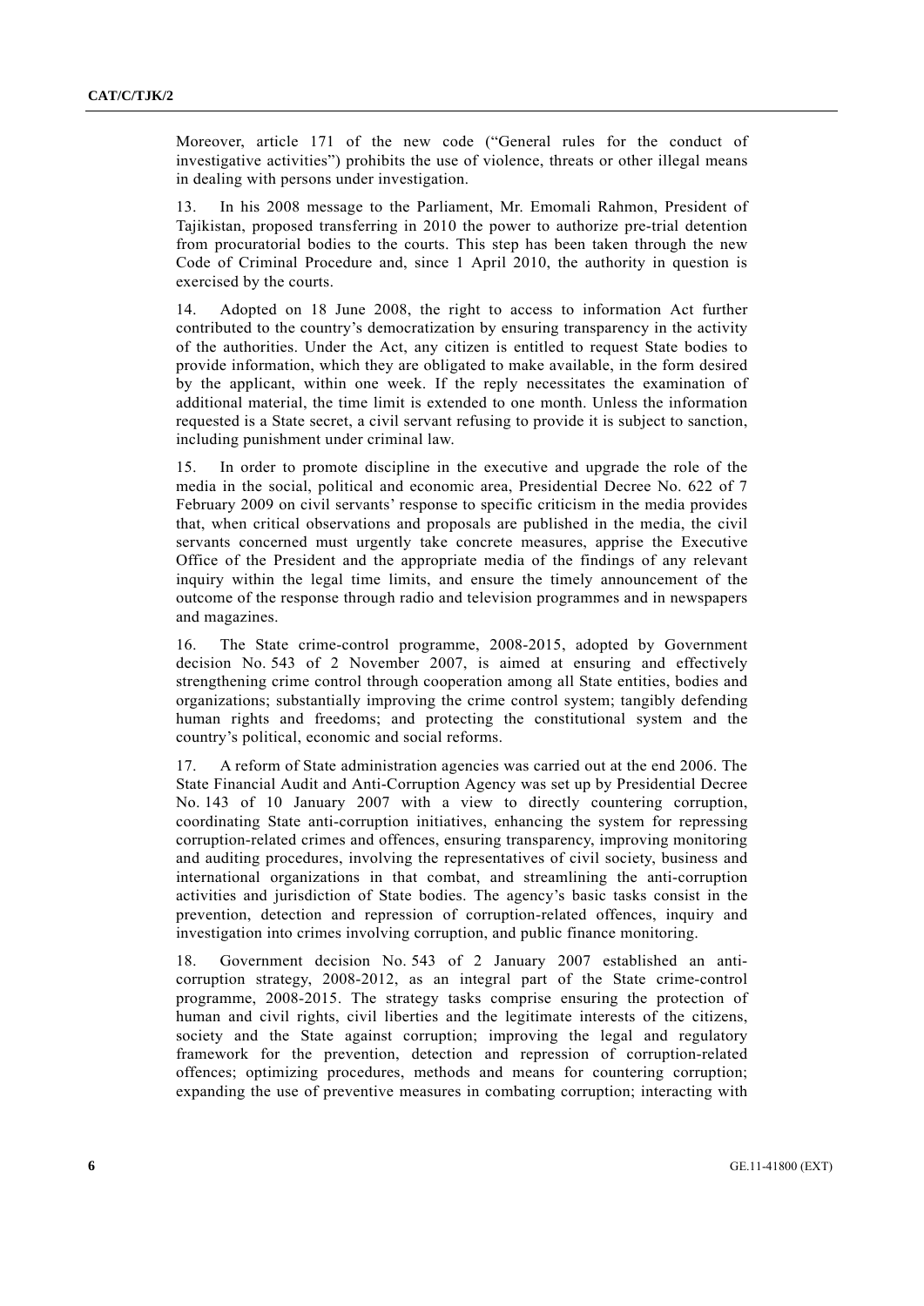Moreover, article 171 of the new code ("General rules for the conduct of investigative activities") prohibits the use of violence, threats or other illegal means in dealing with persons under investigation.

13. In his 2008 message to the Parliament, Mr. Emomali Rahmon, President of Tajikistan, proposed transferring in 2010 the power to authorize pre-trial detention from procuratorial bodies to the courts. This step has been taken through the new Code of Criminal Procedure and, since 1 April 2010, the authority in question is exercised by the courts.

14. Adopted on 18 June 2008, the right to access to information Act further contributed to the country's democratization by ensuring transparency in the activity of the authorities. Under the Act, any citizen is entitled to request State bodies to provide information, which they are obligated to make available, in the form desired by the applicant, within one week. If the reply necessitates the examination of additional material, the time limit is extended to one month. Unless the information requested is a State secret, a civil servant refusing to provide it is subject to sanction, including punishment under criminal law.

15. In order to promote discipline in the executive and upgrade the role of the media in the social, political and economic area, Presidential Decree No. 622 of 7 February 2009 on civil servants' response to specific criticism in the media provides that, when critical observations and proposals are published in the media, the civil servants concerned must urgently take concrete measures, apprise the Executive Office of the President and the appropriate media of the findings of any relevant inquiry within the legal time limits, and ensure the timely announcement of the outcome of the response through radio and television programmes and in newspapers and magazines.

16. The State crime-control programme, 2008-2015, adopted by Government decision No. 543 of 2 November 2007, is aimed at ensuring and effectively strengthening crime control through cooperation among all State entities, bodies and organizations; substantially improving the crime control system; tangibly defending human rights and freedoms; and protecting the constitutional system and the country's political, economic and social reforms.

17. A reform of State administration agencies was carried out at the end 2006. The State Financial Audit and Anti-Corruption Agency was set up by Presidential Decree No. 143 of 10 January 2007 with a view to directly countering corruption, coordinating State anti-corruption initiatives, enhancing the system for repressing corruption-related crimes and offences, ensuring transparency, improving monitoring and auditing procedures, involving the representatives of civil society, business and international organizations in that combat, and streamlining the anti-corruption activities and jurisdiction of State bodies. The agency's basic tasks consist in the prevention, detection and repression of corruption-related offences, inquiry and investigation into crimes involving corruption, and public finance monitoring.

18. Government decision No. 543 of 2 January 2007 established an anti-corruption strategy, 2008-2012, as an integral part of the State crime-control programme, 2008-2015. The strategy tasks comprise ensuring the protection of human and civil rights, civil liberties and the legitimate interests of the citizens, society and the State against corruption; improving the legal and regulatory framework for the prevention, detection and repression of corruption-related offences; optimizing procedures, methods and means for countering corruption; expanding the use of preventive measures in combating corruption; interacting with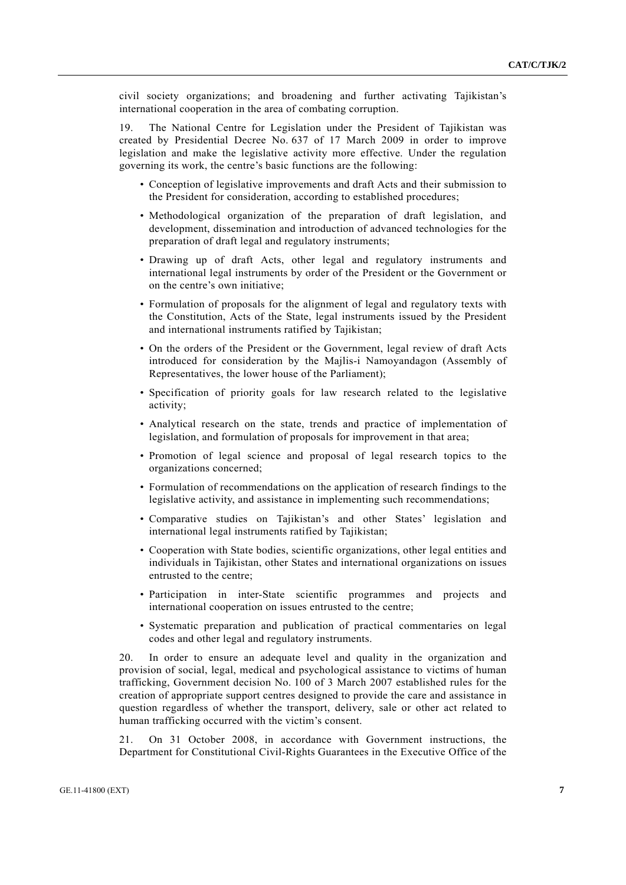civil society organizations; and broadening and further activating Tajikistan's international cooperation in the area of combating corruption.

19. The National Centre for Legislation under the President of Tajikistan was created by Presidential Decree No. 637 of 17 March 2009 in order to improve legislation and make the legislative activity more effective. Under the regulation governing its work, the centre's basic functions are the following:

- Conception of legislative improvements and draft Acts and their submission to the President for consideration, according to established procedures;
- Methodological organization of the preparation of draft legislation, and development, dissemination and introduction of advanced technologies for the preparation of draft legal and regulatory instruments;
- Drawing up of draft Acts, other legal and regulatory instruments and international legal instruments by order of the President or the Government or on the centre's own initiative;
- Formulation of proposals for the alignment of legal and regulatory texts with the Constitution, Acts of the State, legal instruments issued by the President and international instruments ratified by Tajikistan;
- On the orders of the President or the Government, legal review of draft Acts introduced for consideration by the Majlis-i Namoyandagon (Assembly of Representatives, the lower house of the Parliament);
- Specification of priority goals for law research related to the legislative activity;
- Analytical research on the state, trends and practice of implementation of legislation, and formulation of proposals for improvement in that area;
- Promotion of legal science and proposal of legal research topics to the organizations concerned;
- Formulation of recommendations on the application of research findings to the legislative activity, and assistance in implementing such recommendations;
- Comparative studies on Tajikistan's and other States' legislation and international legal instruments ratified by Tajikistan;
- Cooperation with State bodies, scientific organizations, other legal entities and individuals in Tajikistan, other States and international organizations on issues entrusted to the centre;
- Participation in inter-State scientific programmes and projects and international cooperation on issues entrusted to the centre;
- Systematic preparation and publication of practical commentaries on legal codes and other legal and regulatory instruments.

20. In order to ensure an adequate level and quality in the organization and provision of social, legal, medical and psychological assistance to victims of human trafficking, Government decision No. 100 of 3 March 2007 established rules for the creation of appropriate support centres designed to provide the care and assistance in question regardless of whether the transport, delivery, sale or other act related to human trafficking occurred with the victim's consent.

21. On 31 October 2008, in accordance with Government instructions, the Department for Constitutional Civil-Rights Guarantees in the Executive Office of the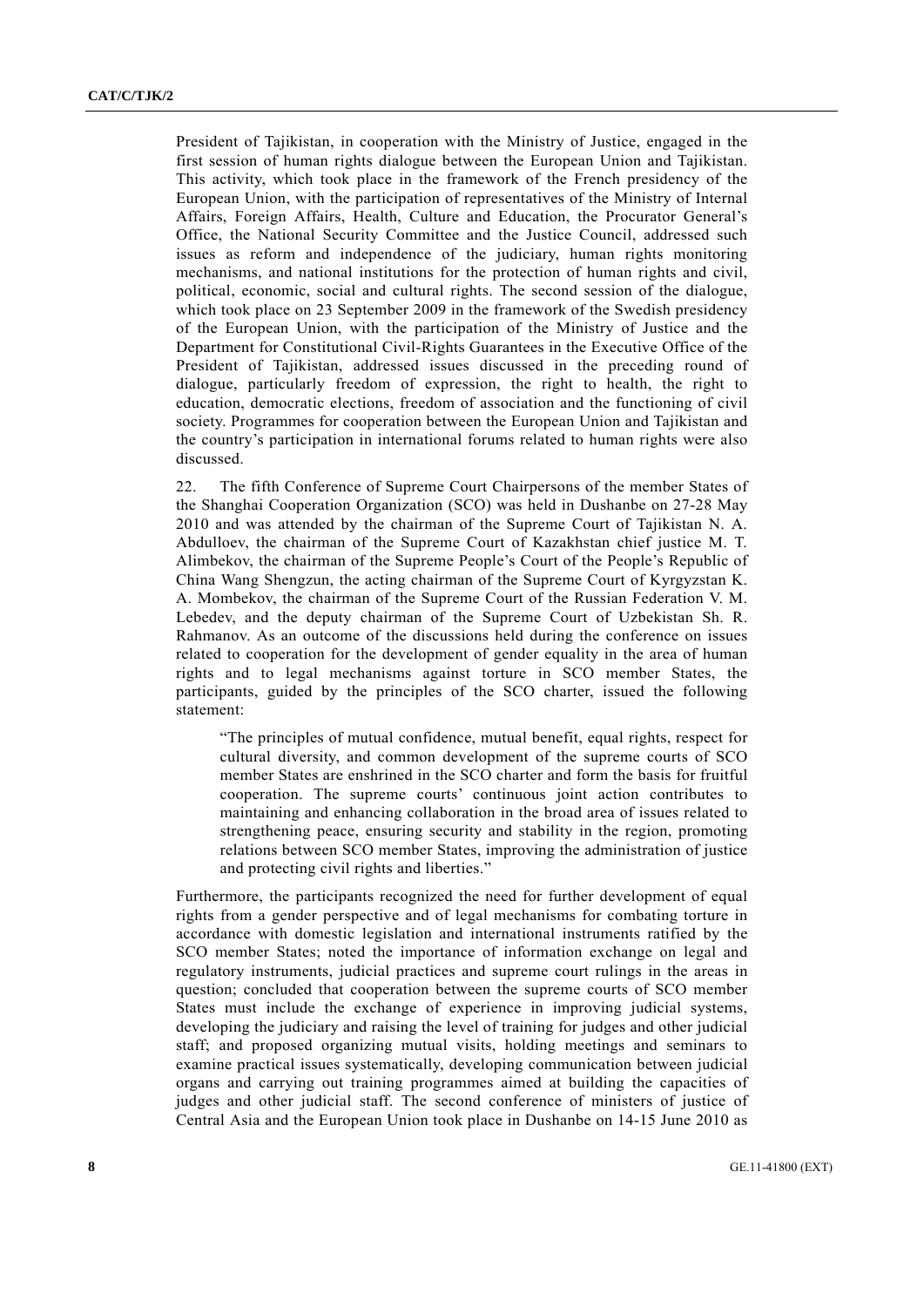President of Tajikistan, in cooperation with the Ministry of Justice, engaged in the first session of human rights dialogue between the European Union and Tajikistan. This activity, which took place in the framework of the French presidency of the European Union, with the participation of representatives of the Ministry of Internal Affairs, Foreign Affairs, Health, Culture and Education, the Procurator General's Office, the National Security Committee and the Justice Council, addressed such issues as reform and independence of the judiciary, human rights monitoring mechanisms, and national institutions for the protection of human rights and civil, political, economic, social and cultural rights. The second session of the dialogue, which took place on 23 September 2009 in the framework of the Swedish presidency of the European Union, with the participation of the Ministry of Justice and the Department for Constitutional Civil-Rights Guarantees in the Executive Office of the President of Tajikistan, addressed issues discussed in the preceding round of dialogue, particularly freedom of expression, the right to health, the right to education, democratic elections, freedom of association and the functioning of civil society. Programmes for cooperation between the European Union and Tajikistan and the country's participation in international forums related to human rights were also discussed.

22. The fifth Conference of Supreme Court Chairpersons of the member States of the Shanghai Cooperation Organization (SCO) was held in Dushanbe on 27-28 May 2010 and was attended by the chairman of the Supreme Court of Tajikistan N. A. Abdulloev, the chairman of the Supreme Court of Kazakhstan chief justice M. T. Alimbekov, the chairman of the Supreme People's Court of the People's Republic of China Wang Shengzun, the acting chairman of the Supreme Court of Kyrgyzstan K. A. Mombekov, the chairman of the Supreme Court of the Russian Federation V. M. Lebedev, and the deputy chairman of the Supreme Court of Uzbekistan Sh. R. Rahmanov. As an outcome of the discussions held during the conference on issues related to cooperation for the development of gender equality in the area of human rights and to legal mechanisms against torture in SCO member States, the participants, guided by the principles of the SCO charter, issued the following statement:

> "The principles of mutual confidence, mutual benefit, equal rights, respect for cultural diversity, and common development of the supreme courts of SCO member States are enshrined in the SCO charter and form the basis for fruitful cooperation. The supreme courts' continuous joint action contributes to maintaining and enhancing collaboration in the broad area of issues related to strengthening peace, ensuring security and stability in the region, promoting relations between SCO member States, improving the administration of justice and protecting civil rights and liberties."

Furthermore, the participants recognized the need for further development of equal rights from a gender perspective and of legal mechanisms for combating torture in accordance with domestic legislation and international instruments ratified by the SCO member States; noted the importance of information exchange on legal and regulatory instruments, judicial practices and supreme court rulings in the areas in question; concluded that cooperation between the supreme courts of SCO member States must include the exchange of experience in improving judicial systems, developing the judiciary and raising the level of training for judges and other judicial staff; and proposed organizing mutual visits, holding meetings and seminars to examine practical issues systematically, developing communication between judicial organs and carrying out training programmes aimed at building the capacities of judges and other judicial staff. The second conference of ministers of justice of Central Asia and the European Union took place in Dushanbe on 14-15 June 2010 as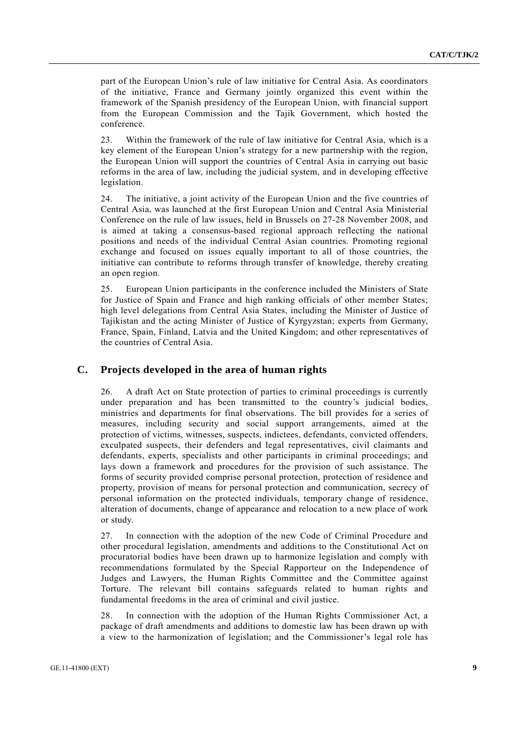part of the European Union's rule of law initiative for Central Asia. As coordinators of the initiative, France and Germany jointly organized this event within the framework of the Spanish presidency of the European Union, with financial support from the European Commission and the Tajik Government, which hosted the conference.

23. Within the framework of the rule of law initiative for Central Asia, which is a key element of the European Union's strategy for a new partnership with the region, the European Union will support the countries of Central Asia in carrying out basic reforms in the area of law, including the judicial system, and in developing effective legislation.

24. The initiative, a joint activity of the European Union and the five countries of Central Asia, was launched at the first European Union and Central Asia Ministerial Conference on the rule of law issues, held in Brussels on 27-28 November 2008, and is aimed at taking a consensus-based regional approach reflecting the national positions and needs of the individual Central Asian countries. Promoting regional exchange and focused on issues equally important to all of those countries, the initiative can contribute to reforms through transfer of knowledge, thereby creating an open region.

25. European Union participants in the conference included the Ministers of State for Justice of Spain and France and high ranking officials of other member States; high level delegations from Central Asia States, including the Minister of Justice of Tajikistan and the acting Minister of Justice of Kyrgyzstan; experts from Germany, France, Spain, Finland, Latvia and the United Kingdom; and other representatives of the countries of Central Asia.

## C. Projects developed in the area of human rights

26. A draft Act on State protection of parties to criminal proceedings is currently under preparation and has been transmitted to the country's judicial bodies, ministries and departments for final observations. The bill provides for a series of measures, including security and social support arrangements, aimed at the protection of victims, witnesses, suspects, indictees, defendants, convicted offenders, exculpated suspects, their defenders and legal representatives, civil claimants and defendants, experts, specialists and other participants in criminal proceedings; and lays down a framework and procedures for the provision of such assistance. The forms of security provided comprise personal protection, protection of residence and property, provision of means for personal protection and communication, secrecy of personal information on the protected individuals, temporary change of residence, alteration of documents, change of appearance and relocation to a new place of work or study.

27. In connection with the adoption of the new Code of Criminal Procedure and other procedural legislation, amendments and additions to the Constitutional Act on procuratorial bodies have been drawn up to harmonize legislation and comply with recommendations formulated by the Special Rapporteur on the Independence of Judges and Lawyers, the Human Rights Committee and the Committee against Torture. The relevant bill contains safeguards related to human rights and fundamental freedoms in the area of criminal and civil justice.

28. In connection with the adoption of the Human Rights Commissioner Act, a package of draft amendments and additions to domestic law has been drawn up with a view to the harmonization of legislation; and the Commissioner's legal role has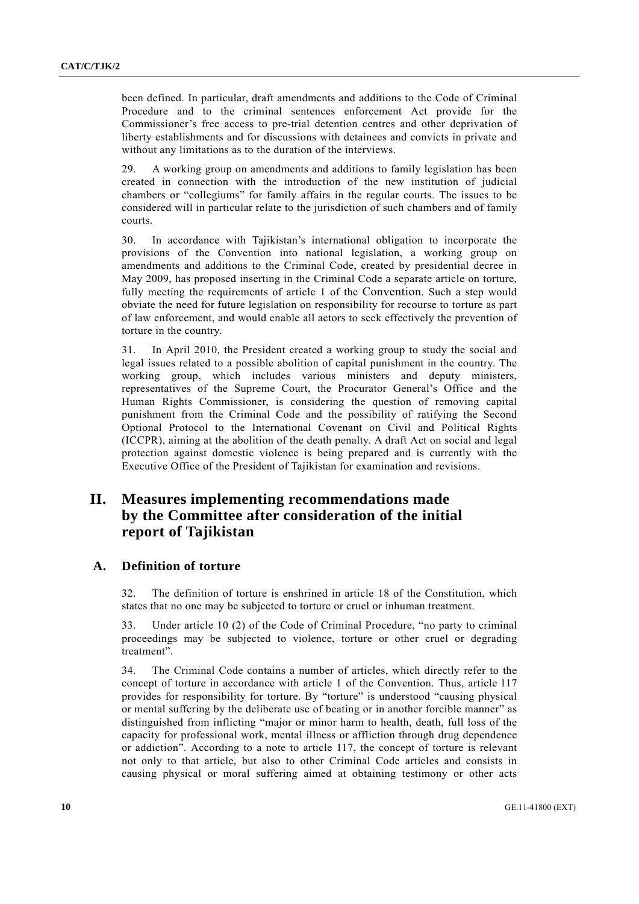been defined. In particular, draft amendments and additions to the Code of Criminal Procedure and to the criminal sentences enforcement Act provide for the Commissioner's free access to pre-trial detention centres and other deprivation of liberty establishments and for discussions with detainees and convicts in private and without any limitations as to the duration of the interviews.

29. A working group on amendments and additions to family legislation has been created in connection with the introduction of the new institution of judicial chambers or "collegiums" for family affairs in the regular courts. The issues to be considered will in particular relate to the jurisdiction of such chambers and of family courts.

30. In accordance with Tajikistan's international obligation to incorporate the provisions of the Convention into national legislation, a working group on amendments and additions to the Criminal Code, created by presidential decree in May 2009, has proposed inserting in the Criminal Code a separate article on torture, fully meeting the requirements of article 1 of the Convention. Such a step would obviate the need for future legislation on responsibility for recourse to torture as part of law enforcement, and would enable all actors to seek effectively the prevention of torture in the country.

31. In April 2010, the President created a working group to study the social and legal issues related to a possible abolition of capital punishment in the country. The working group, which includes various ministers and deputy ministers, representatives of the Supreme Court, the Procurator General's Office and the Human Rights Commissioner, is considering the question of removing capital punishment from the Criminal Code and the possibility of ratifying the Second Optional Protocol to the International Covenant on Civil and Political Rights (ICCPR), aiming at the abolition of the death penalty. A draft Act on social and legal protection against domestic violence is being prepared and is currently with the Executive Office of the President of Tajikistan for examination and revisions.

# II. Measures implementing recommendations made by the Committee after consideration of the initial report of Tajikistan

## A. Definition of torture

32. The definition of torture is enshrined in article 18 of the Constitution, which states that no one may be subjected to torture or cruel or inhuman treatment.

33. Under article 10 (2) of the Code of Criminal Procedure, "no party to criminal proceedings may be subjected to violence, torture or other cruel or degrading treatment".

34. The Criminal Code contains a number of articles, which directly refer to the concept of torture in accordance with article 1 of the Convention. Thus, article 117 provides for responsibility for torture. By "torture" is understood "causing physical or mental suffering by the deliberate use of beating or in another forcible manner" as distinguished from inflicting "major or minor harm to health, death, full loss of the capacity for professional work, mental illness or affliction through drug dependence or addiction". According to a note to article 117, the concept of torture is relevant not only to that article, but also to other Criminal Code articles and consists in causing physical or moral suffering aimed at obtaining testimony or other acts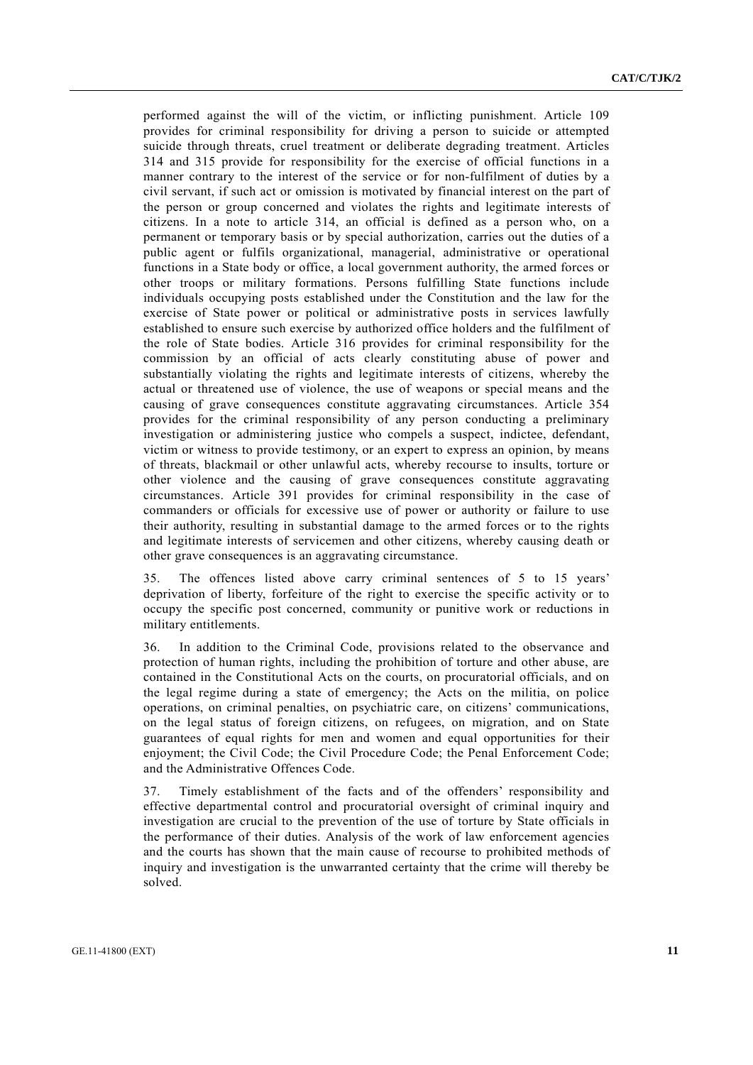performed against the will of the victim, or inflicting punishment. Article 109 provides for criminal responsibility for driving a person to suicide or attempted suicide through threats, cruel treatment or deliberate degrading treatment. Articles 314 and 315 provide for responsibility for the exercise of official functions in a manner contrary to the interest of the service or for non-fulfilment of duties by a civil servant, if such act or omission is motivated by financial interest on the part of the person or group concerned and violates the rights and legitimate interests of citizens. In a note to article 314, an official is defined as a person who, on a permanent or temporary basis or by special authorization, carries out the duties of a public agent or fulfils organizational, managerial, administrative or operational functions in a State body or office, a local government authority, the armed forces or other troops or military formations. Persons fulfilling State functions include individuals occupying posts established under the Constitution and the law for the exercise of State power or political or administrative posts in services lawfully established to ensure such exercise by authorized office holders and the fulfilment of the role of State bodies. Article 316 provides for criminal responsibility for the commission by an official of acts clearly constituting abuse of power and substantially violating the rights and legitimate interests of citizens, whereby the actual or threatened use of violence, the use of weapons or special means and the causing of grave consequences constitute aggravating circumstances. Article 354 provides for the criminal responsibility of any person conducting a preliminary investigation or administering justice who compels a suspect, indictee, defendant, victim or witness to provide testimony, or an expert to express an opinion, by means of threats, blackmail or other unlawful acts, whereby recourse to insults, torture or other violence and the causing of grave consequences constitute aggravating circumstances. Article 391 provides for criminal responsibility in the case of commanders or officials for excessive use of power or authority or failure to use their authority, resulting in substantial damage to the armed forces or to the rights and legitimate interests of servicemen and other citizens, whereby causing death or other grave consequences is an aggravating circumstance.

35. The offences listed above carry criminal sentences of 5 to 15 years' deprivation of liberty, forfeiture of the right to exercise the specific activity or to occupy the specific post concerned, community or punitive work or reductions in military entitlements.

36. In addition to the Criminal Code, provisions related to the observance and protection of human rights, including the prohibition of torture and other abuse, are contained in the Constitutional Acts on the courts, on procuratorial officials, and on the legal regime during a state of emergency; the Acts on the militia, on police operations, on criminal penalties, on psychiatric care, on citizens' communications, on the legal status of foreign citizens, on refugees, on migration, and on State guarantees of equal rights for men and women and equal opportunities for their enjoyment; the Civil Code; the Civil Procedure Code; the Penal Enforcement Code; and the Administrative Offences Code.

37. Timely establishment of the facts and of the offenders' responsibility and effective departmental control and procuratorial oversight of criminal inquiry and investigation are crucial to the prevention of the use of torture by State officials in the performance of their duties. Analysis of the work of law enforcement agencies and the courts has shown that the main cause of recourse to prohibited methods of inquiry and investigation is the unwarranted certainty that the crime will thereby be solved.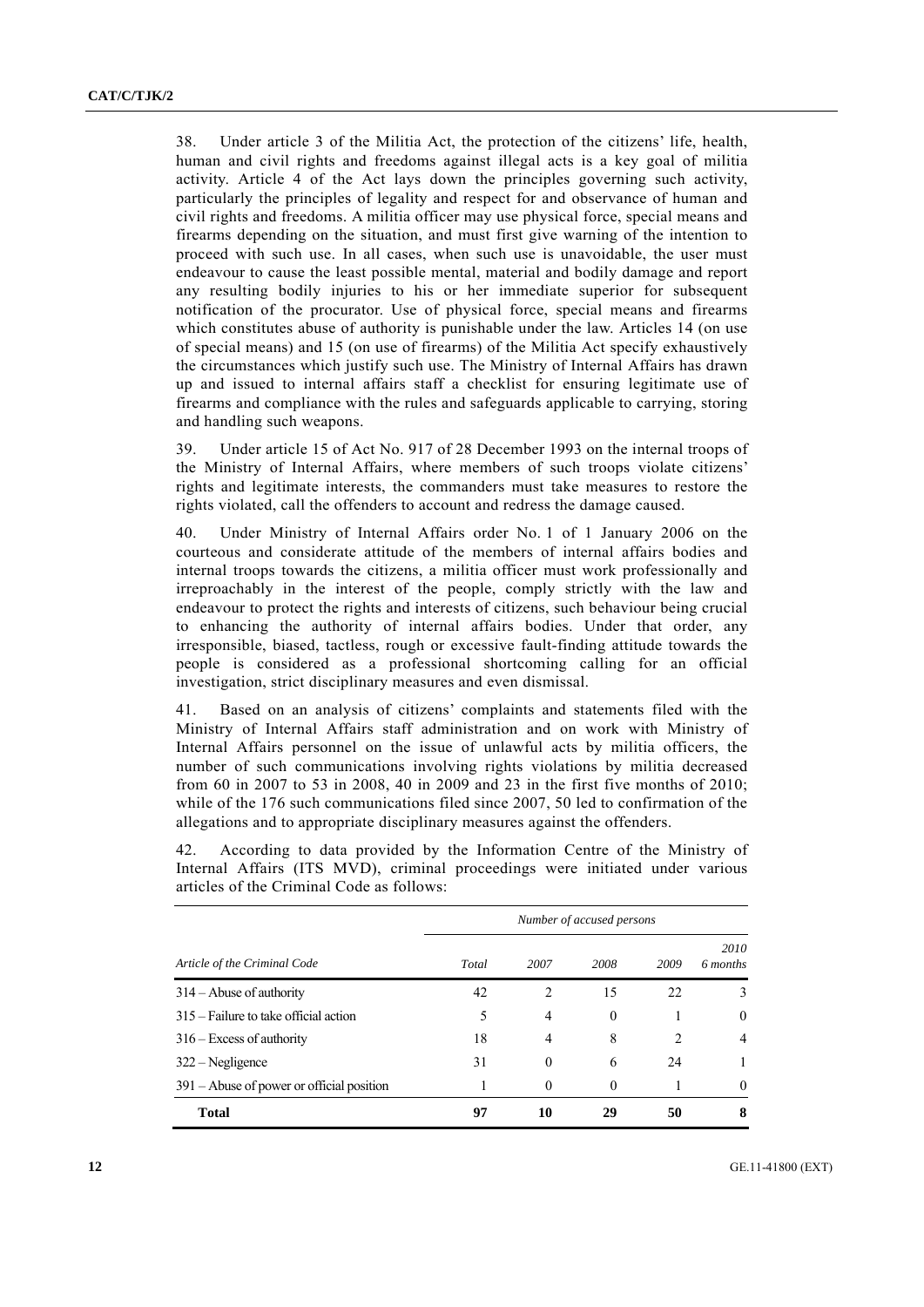38. Under article 3 of the Militia Act, the protection of the citizens' life, health, human and civil rights and freedoms against illegal acts is a key goal of militia activity. Article 4 of the Act lays down the principles governing such activity, particularly the principles of legality and respect for and observance of human and civil rights and freedoms. A militia officer may use physical force, special means and firearms depending on the situation, and must first give warning of the intention to proceed with such use. In all cases, when such use is unavoidable, the user must endeavour to cause the least possible mental, material and bodily damage and report any resulting bodily injuries to his or her immediate superior for subsequent notification of the procurator. Use of physical force, special means and firearms which constitutes abuse of authority is punishable under the law. Articles 14 (on use of special means) and 15 (on use of firearms) of the Militia Act specify exhaustively the circumstances which justify such use. The Ministry of Internal Affairs has drawn up and issued to internal affairs staff a checklist for ensuring legitimate use of firearms and compliance with the rules and safeguards applicable to carrying, storing and handling such weapons.

39. Under article 15 of Act No. 917 of 28 December 1993 on the internal troops of the Ministry of Internal Affairs, where members of such troops violate citizens' rights and legitimate interests, the commanders must take measures to restore the rights violated, call the offenders to account and redress the damage caused.

40. Under Ministry of Internal Affairs order No. 1 of 1 January 2006 on the courteous and considerate attitude of the members of internal affairs bodies and internal troops towards the citizens, a militia officer must work professionally and irreproachably in the interest of the people, comply strictly with the law and endeavour to protect the rights and interests of citizens, such behaviour being crucial to enhancing the authority of internal affairs bodies. Under that order, any irresponsible, biased, tactless, rough or excessive fault-finding attitude towards the people is considered as a professional shortcoming calling for an official investigation, strict disciplinary measures and even dismissal.

41. Based on an analysis of citizens' complaints and statements filed with the Ministry of Internal Affairs staff administration and on work with Ministry of Internal Affairs personnel on the issue of unlawful acts by militia officers, the number of such communications involving rights violations by militia decreased from 60 in 2007 to 53 in 2008, 40 in 2009 and 23 in the first five months of 2010; while of the 176 such communications filed since 2007, 50 led to confirmation of the allegations and to appropriate disciplinary measures against the offenders.

42. According to data provided by the Information Centre of the Ministry of Internal Affairs (ITS MVD), criminal proceedings were initiated under various articles of the Criminal Code as follows:

| | *Number of accused persons* | | | | |
|---|---|---|---|---|---|
| *Article of the Criminal Code* | *Total* | *2007* | *2008* | *2009* | *2010 6 months* |
| 314 – Abuse of authority | 42 | 2 | 15 | 22 | 3 |
| 315 – Failure to take official action | 5 | 4 | 0 | 1 | 0 |
| 316 – Excess of authority | 18 | 4 | 8 | 2 | 4 |
| 322 – Negligence | 31 | 0 | 6 | 24 | 1 |
| 391 – Abuse of power or official position | 1 | 0 | 0 | 1 | 0 |
| **Total** | **97** | **10** | **29** | **50** | **8** |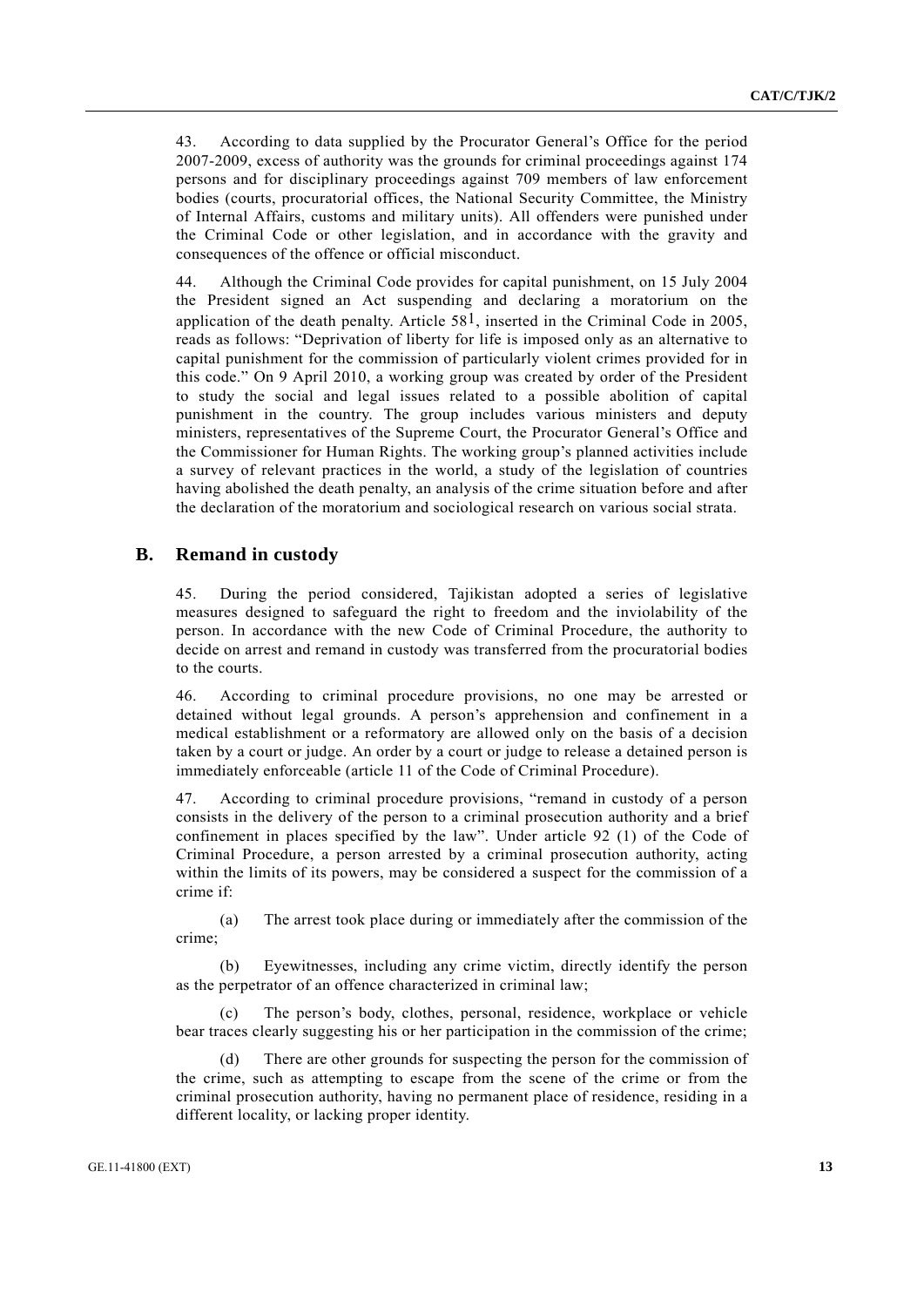43. According to data supplied by the Procurator General's Office for the period 2007-2009, excess of authority was the grounds for criminal proceedings against 174 persons and for disciplinary proceedings against 709 members of law enforcement bodies (courts, procuratorial offices, the National Security Committee, the Ministry of Internal Affairs, customs and military units). All offenders were punished under the Criminal Code or other legislation, and in accordance with the gravity and consequences of the offence or official misconduct.

44. Although the Criminal Code provides for capital punishment, on 15 July 2004 the President signed an Act suspending and declaring a moratorium on the application of the death penalty. Article 58[1], inserted in the Criminal Code in 2005, reads as follows: "Deprivation of liberty for life is imposed only as an alternative to capital punishment for the commission of particularly violent crimes provided for in this code." On 9 April 2010, a working group was created by order of the President to study the social and legal issues related to a possible abolition of capital punishment in the country. The group includes various ministers and deputy ministers, representatives of the Supreme Court, the Procurator General's Office and the Commissioner for Human Rights. The working group's planned activities include a survey of relevant practices in the world, a study of the legislation of countries having abolished the death penalty, an analysis of the crime situation before and after the declaration of the moratorium and sociological research on various social strata.

## B. Remand in custody

45. During the period considered, Tajikistan adopted a series of legislative measures designed to safeguard the right to freedom and the inviolability of the person. In accordance with the new Code of Criminal Procedure, the authority to decide on arrest and remand in custody was transferred from the procuratorial bodies to the courts.

46. According to criminal procedure provisions, no one may be arrested or detained without legal grounds. A person's apprehension and confinement in a medical establishment or a reformatory are allowed only on the basis of a decision taken by a court or judge. An order by a court or judge to release a detained person is immediately enforceable (article 11 of the Code of Criminal Procedure).

47. According to criminal procedure provisions, "remand in custody of a person consists in the delivery of the person to a criminal prosecution authority and a brief confinement in places specified by the law". Under article 92 (1) of the Code of Criminal Procedure, a person arrested by a criminal prosecution authority, acting within the limits of its powers, may be considered a suspect for the commission of a crime if:

(a) The arrest took place during or immediately after the commission of the crime;

(b) Eyewitnesses, including any crime victim, directly identify the person as the perpetrator of an offence characterized in criminal law;

(c) The person's body, clothes, personal, residence, workplace or vehicle bear traces clearly suggesting his or her participation in the commission of the crime;

(d) There are other grounds for suspecting the person for the commission of the crime, such as attempting to escape from the scene of the crime or from the criminal prosecution authority, having no permanent place of residence, residing in a different locality, or lacking proper identity.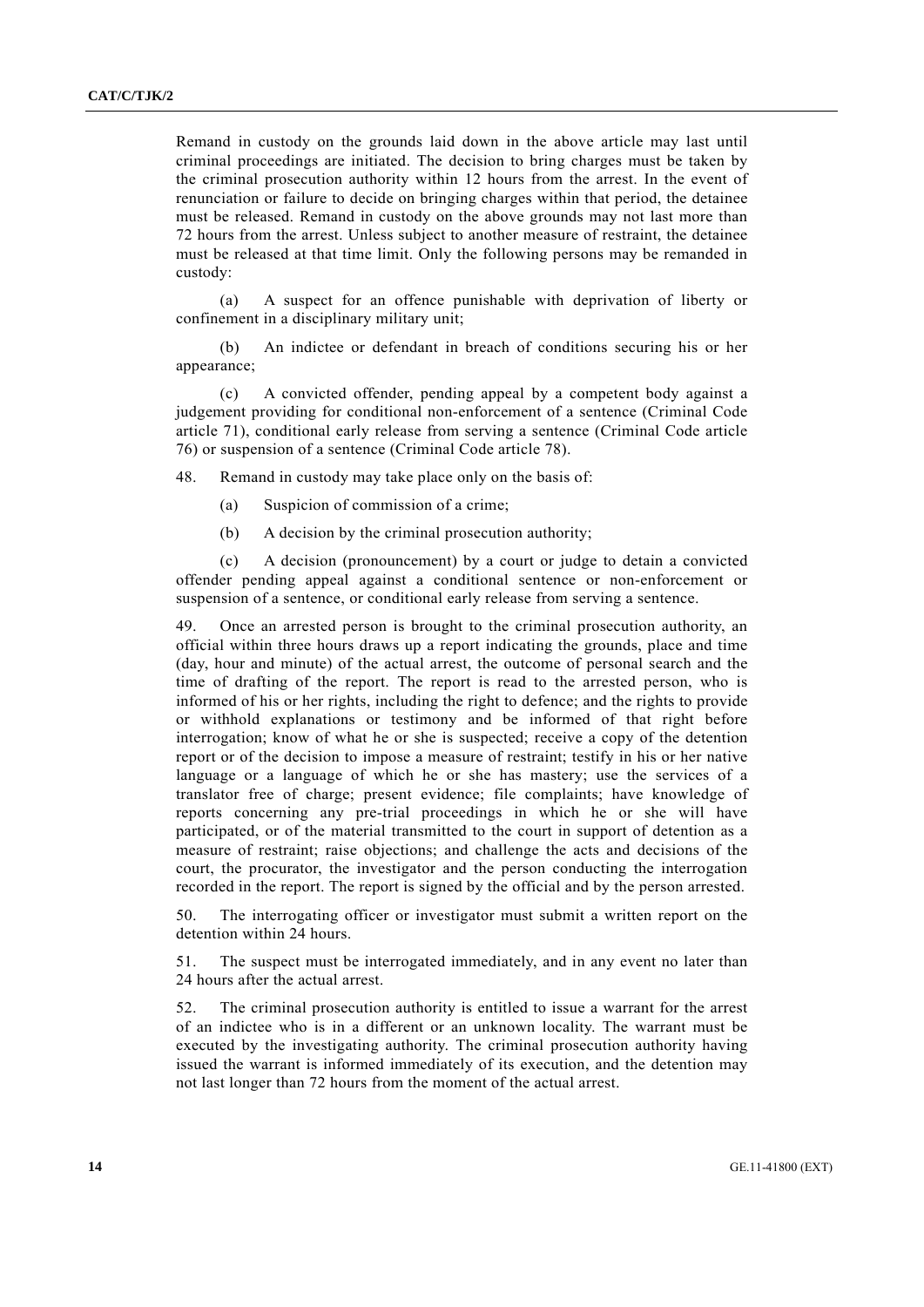Remand in custody on the grounds laid down in the above article may last until criminal proceedings are initiated. The decision to bring charges must be taken by the criminal prosecution authority within 12 hours from the arrest. In the event of renunciation or failure to decide on bringing charges within that period, the detainee must be released. Remand in custody on the above grounds may not last more than 72 hours from the arrest. Unless subject to another measure of restraint, the detainee must be released at that time limit. Only the following persons may be remanded in custody:

(a) A suspect for an offence punishable with deprivation of liberty or confinement in a disciplinary military unit;

(b) An indictee or defendant in breach of conditions securing his or her appearance;

(c) A convicted offender, pending appeal by a competent body against a judgement providing for conditional non-enforcement of a sentence (Criminal Code article 71), conditional early release from serving a sentence (Criminal Code article 76) or suspension of a sentence (Criminal Code article 78).

48. Remand in custody may take place only on the basis of:

(a) Suspicion of commission of a crime;

(b) A decision by the criminal prosecution authority;

(c) A decision (pronouncement) by a court or judge to detain a convicted offender pending appeal against a conditional sentence or non-enforcement or suspension of a sentence, or conditional early release from serving a sentence.

49. Once an arrested person is brought to the criminal prosecution authority, an official within three hours draws up a report indicating the grounds, place and time (day, hour and minute) of the actual arrest, the outcome of personal search and the time of drafting of the report. The report is read to the arrested person, who is informed of his or her rights, including the right to defence; and the rights to provide or withhold explanations or testimony and be informed of that right before interrogation; know of what he or she is suspected; receive a copy of the detention report or of the decision to impose a measure of restraint; testify in his or her native language or a language of which he or she has mastery; use the services of a translator free of charge; present evidence; file complaints; have knowledge of reports concerning any pre-trial proceedings in which he or she will have participated, or of the material transmitted to the court in support of detention as a measure of restraint; raise objections; and challenge the acts and decisions of the court, the procurator, the investigator and the person conducting the interrogation recorded in the report. The report is signed by the official and by the person arrested.

50. The interrogating officer or investigator must submit a written report on the detention within 24 hours.

51. The suspect must be interrogated immediately, and in any event no later than 24 hours after the actual arrest.

52. The criminal prosecution authority is entitled to issue a warrant for the arrest of an indictee who is in a different or an unknown locality. The warrant must be executed by the investigating authority. The criminal prosecution authority having issued the warrant is informed immediately of its execution, and the detention may not last longer than 72 hours from the moment of the actual arrest.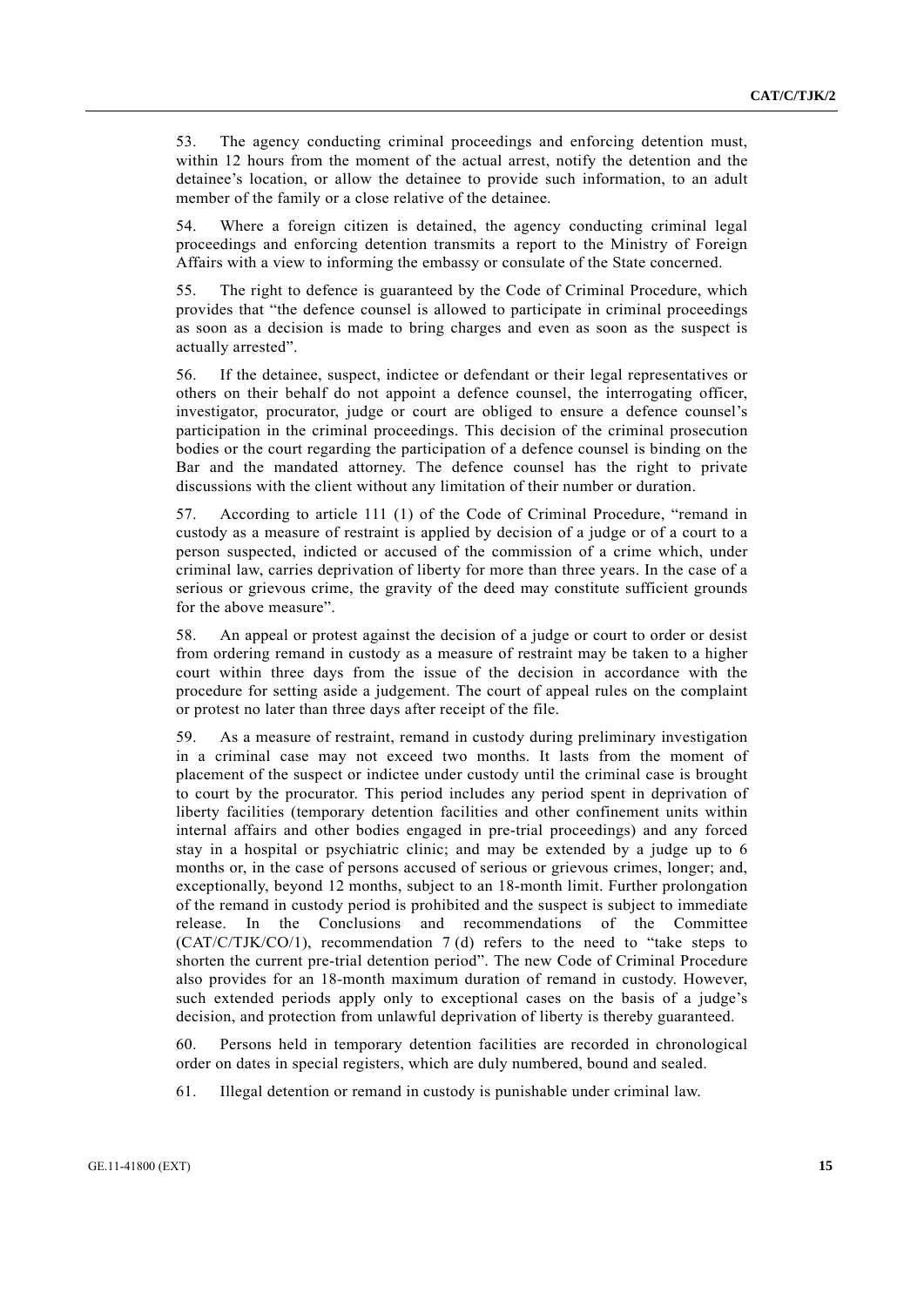53. The agency conducting criminal proceedings and enforcing detention must, within 12 hours from the moment of the actual arrest, notify the detention and the detainee's location, or allow the detainee to provide such information, to an adult member of the family or a close relative of the detainee.

54. Where a foreign citizen is detained, the agency conducting criminal legal proceedings and enforcing detention transmits a report to the Ministry of Foreign Affairs with a view to informing the embassy or consulate of the State concerned.

55. The right to defence is guaranteed by the Code of Criminal Procedure, which provides that "the defence counsel is allowed to participate in criminal proceedings as soon as a decision is made to bring charges and even as soon as the suspect is actually arrested".

56. If the detainee, suspect, indictee or defendant or their legal representatives or others on their behalf do not appoint a defence counsel, the interrogating officer, investigator, procurator, judge or court are obliged to ensure a defence counsel's participation in the criminal proceedings. This decision of the criminal prosecution bodies or the court regarding the participation of a defence counsel is binding on the Bar and the mandated attorney. The defence counsel has the right to private discussions with the client without any limitation of their number or duration.

57. According to article 111 (1) of the Code of Criminal Procedure, "remand in custody as a measure of restraint is applied by decision of a judge or of a court to a person suspected, indicted or accused of the commission of a crime which, under criminal law, carries deprivation of liberty for more than three years. In the case of a serious or grievous crime, the gravity of the deed may constitute sufficient grounds for the above measure".

58. An appeal or protest against the decision of a judge or court to order or desist from ordering remand in custody as a measure of restraint may be taken to a higher court within three days from the issue of the decision in accordance with the procedure for setting aside a judgement. The court of appeal rules on the complaint or protest no later than three days after receipt of the file.

59. As a measure of restraint, remand in custody during preliminary investigation in a criminal case may not exceed two months. It lasts from the moment of placement of the suspect or indictee under custody until the criminal case is brought to court by the procurator. This period includes any period spent in deprivation of liberty facilities (temporary detention facilities and other confinement units within internal affairs and other bodies engaged in pre-trial proceedings) and any forced stay in a hospital or psychiatric clinic; and may be extended by a judge up to 6 months or, in the case of persons accused of serious or grievous crimes, longer; and, exceptionally, beyond 12 months, subject to an 18-month limit. Further prolongation of the remand in custody period is prohibited and the suspect is subject to immediate release. In the Conclusions and recommendations of the Committee (CAT/C/TJK/CO/1), recommendation 7 (d) refers to the need to "take steps to shorten the current pre-trial detention period". The new Code of Criminal Procedure also provides for an 18-month maximum duration of remand in custody. However, such extended periods apply only to exceptional cases on the basis of a judge's decision, and protection from unlawful deprivation of liberty is thereby guaranteed.

60. Persons held in temporary detention facilities are recorded in chronological order on dates in special registers, which are duly numbered, bound and sealed.

61. Illegal detention or remand in custody is punishable under criminal law.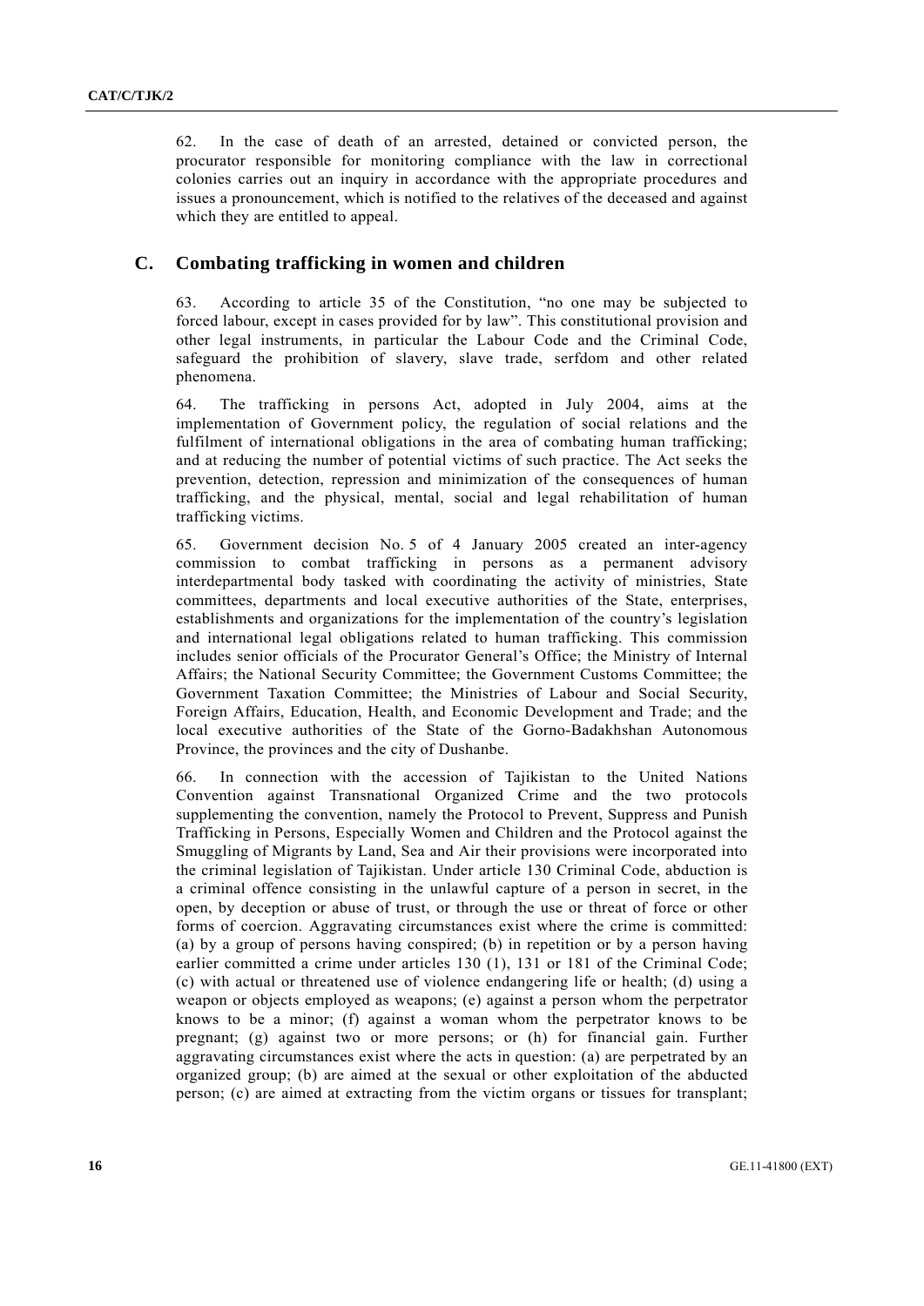62. In the case of death of an arrested, detained or convicted person, the procurator responsible for monitoring compliance with the law in correctional colonies carries out an inquiry in accordance with the appropriate procedures and issues a pronouncement, which is notified to the relatives of the deceased and against which they are entitled to appeal.

## C. Combating trafficking in women and children

63. According to article 35 of the Constitution, "no one may be subjected to forced labour, except in cases provided for by law". This constitutional provision and other legal instruments, in particular the Labour Code and the Criminal Code, safeguard the prohibition of slavery, slave trade, serfdom and other related phenomena.

64. The trafficking in persons Act, adopted in July 2004, aims at the implementation of Government policy, the regulation of social relations and the fulfilment of international obligations in the area of combating human trafficking; and at reducing the number of potential victims of such practice. The Act seeks the prevention, detection, repression and minimization of the consequences of human trafficking, and the physical, mental, social and legal rehabilitation of human trafficking victims.

65. Government decision No. 5 of 4 January 2005 created an inter-agency commission to combat trafficking in persons as a permanent advisory interdepartmental body tasked with coordinating the activity of ministries, State committees, departments and local executive authorities of the State, enterprises, establishments and organizations for the implementation of the country's legislation and international legal obligations related to human trafficking. This commission includes senior officials of the Procurator General's Office; the Ministry of Internal Affairs; the National Security Committee; the Government Customs Committee; the Government Taxation Committee; the Ministries of Labour and Social Security, Foreign Affairs, Education, Health, and Economic Development and Trade; and the local executive authorities of the State of the Gorno-Badakhshan Autonomous Province, the provinces and the city of Dushanbe.

66. In connection with the accession of Tajikistan to the United Nations Convention against Transnational Organized Crime and the two protocols supplementing the convention, namely the Protocol to Prevent, Suppress and Punish Trafficking in Persons, Especially Women and Children and the Protocol against the Smuggling of Migrants by Land, Sea and Air their provisions were incorporated into the criminal legislation of Tajikistan. Under article 130 Criminal Code, abduction is a criminal offence consisting in the unlawful capture of a person in secret, in the open, by deception or abuse of trust, or through the use or threat of force or other forms of coercion. Aggravating circumstances exist where the crime is committed: (a) by a group of persons having conspired; (b) in repetition or by a person having earlier committed a crime under articles 130 (1), 131 or 181 of the Criminal Code; (c) with actual or threatened use of violence endangering life or health; (d) using a weapon or objects employed as weapons; (e) against a person whom the perpetrator knows to be a minor; (f) against a woman whom the perpetrator knows to be pregnant; (g) against two or more persons; or (h) for financial gain. Further aggravating circumstances exist where the acts in question: (a) are perpetrated by an organized group; (b) are aimed at the sexual or other exploitation of the abducted person; (c) are aimed at extracting from the victim organs or tissues for transplant;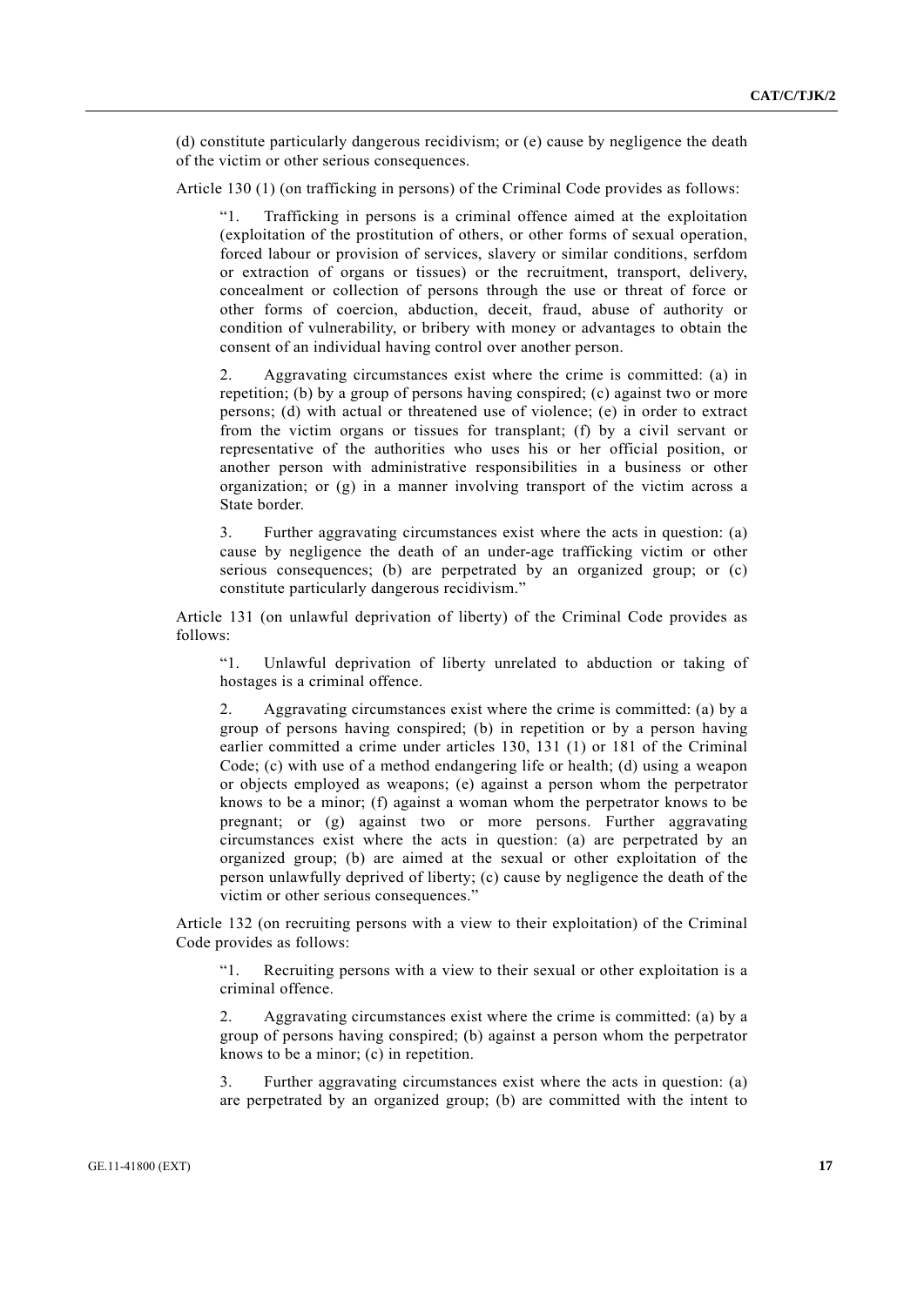(d) constitute particularly dangerous recidivism; or (e) cause by negligence the death of the victim or other serious consequences.

Article 130 (1) (on trafficking in persons) of the Criminal Code provides as follows:

> "1. Trafficking in persons is a criminal offence aimed at the exploitation (exploitation of the prostitution of others, or other forms of sexual operation, forced labour or provision of services, slavery or similar conditions, serfdom or extraction of organs or tissues) or the recruitment, transport, delivery, concealment or collection of persons through the use or threat of force or other forms of coercion, abduction, deceit, fraud, abuse of authority or condition of vulnerability, or bribery with money or advantages to obtain the consent of an individual having control over another person.
>
> 2. Aggravating circumstances exist where the crime is committed: (a) in repetition; (b) by a group of persons having conspired; (c) against two or more persons; (d) with actual or threatened use of violence; (e) in order to extract from the victim organs or tissues for transplant; (f) by a civil servant or representative of the authorities who uses his or her official position, or another person with administrative responsibilities in a business or other organization; or (g) in a manner involving transport of the victim across a State border.
>
> 3. Further aggravating circumstances exist where the acts in question: (a) cause by negligence the death of an under-age trafficking victim or other serious consequences; (b) are perpetrated by an organized group; or (c) constitute particularly dangerous recidivism."

Article 131 (on unlawful deprivation of liberty) of the Criminal Code provides as follows:

> "1. Unlawful deprivation of liberty unrelated to abduction or taking of hostages is a criminal offence.
>
> 2. Aggravating circumstances exist where the crime is committed: (a) by a group of persons having conspired; (b) in repetition or by a person having earlier committed a crime under articles 130, 131 (1) or 181 of the Criminal Code; (c) with use of a method endangering life or health; (d) using a weapon or objects employed as weapons; (e) against a person whom the perpetrator knows to be a minor; (f) against a woman whom the perpetrator knows to be pregnant; or (g) against two or more persons. Further aggravating circumstances exist where the acts in question: (a) are perpetrated by an organized group; (b) are aimed at the sexual or other exploitation of the person unlawfully deprived of liberty; (c) cause by negligence the death of the victim or other serious consequences."

Article 132 (on recruiting persons with a view to their exploitation) of the Criminal Code provides as follows:

> "1. Recruiting persons with a view to their sexual or other exploitation is a criminal offence.
>
> 2. Aggravating circumstances exist where the crime is committed: (a) by a group of persons having conspired; (b) against a person whom the perpetrator knows to be a minor; (c) in repetition.
>
> 3. Further aggravating circumstances exist where the acts in question: (a) are perpetrated by an organized group; (b) are committed with the intent to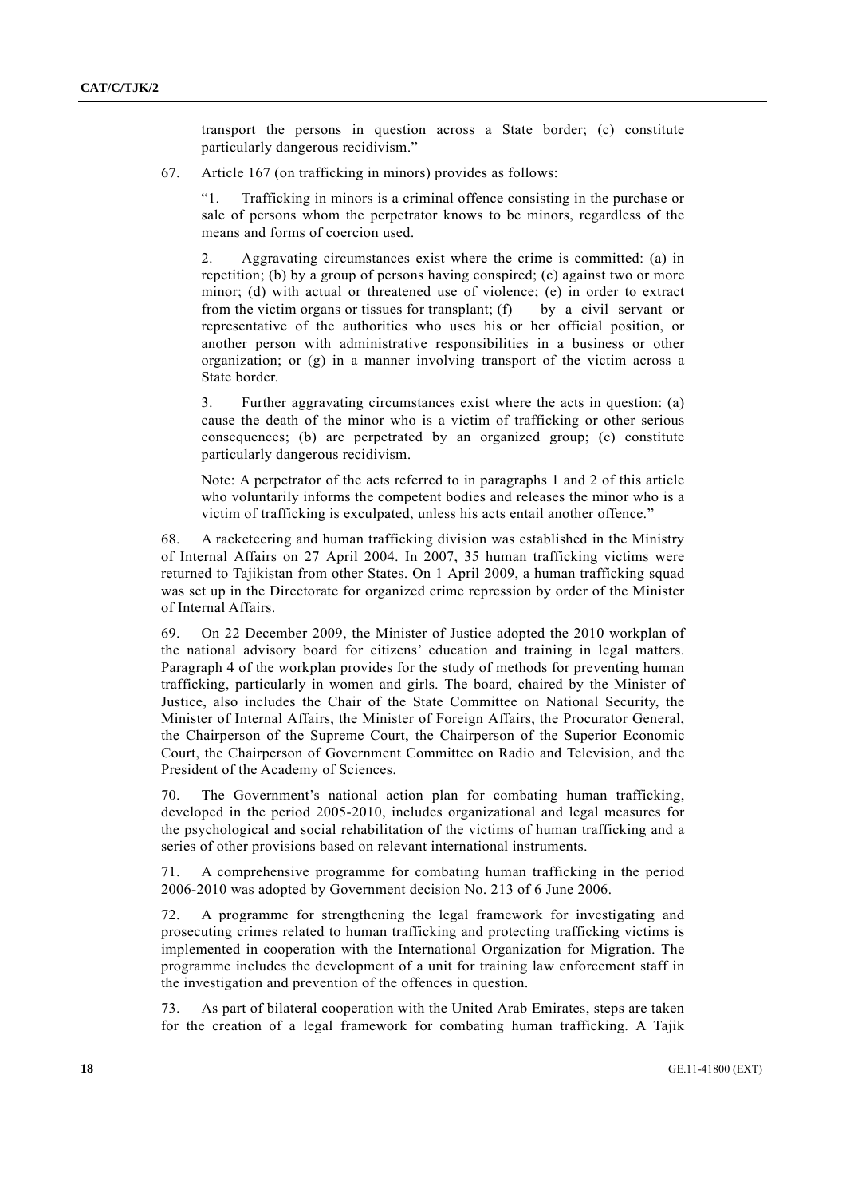transport the persons in question across a State border; (c) constitute particularly dangerous recidivism."

67. Article 167 (on trafficking in minors) provides as follows:

> "1. Trafficking in minors is a criminal offence consisting in the purchase or sale of persons whom the perpetrator knows to be minors, regardless of the means and forms of coercion used.
>
> 2. Aggravating circumstances exist where the crime is committed: (a) in repetition; (b) by a group of persons having conspired; (c) against two or more minor; (d) with actual or threatened use of violence; (e) in order to extract from the victim organs or tissues for transplant; (f) by a civil servant or representative of the authorities who uses his or her official position, or another person with administrative responsibilities in a business or other organization; or (g) in a manner involving transport of the victim across a State border.
>
> 3. Further aggravating circumstances exist where the acts in question: (a) cause the death of the minor who is a victim of trafficking or other serious consequences; (b) are perpetrated by an organized group; (c) constitute particularly dangerous recidivism.
>
> Note: A perpetrator of the acts referred to in paragraphs 1 and 2 of this article who voluntarily informs the competent bodies and releases the minor who is a victim of trafficking is exculpated, unless his acts entail another offence."

68. A racketeering and human trafficking division was established in the Ministry of Internal Affairs on 27 April 2004. In 2007, 35 human trafficking victims were returned to Tajikistan from other States. On 1 April 2009, a human trafficking squad was set up in the Directorate for organized crime repression by order of the Minister of Internal Affairs.

69. On 22 December 2009, the Minister of Justice adopted the 2010 workplan of the national advisory board for citizens' education and training in legal matters. Paragraph 4 of the workplan provides for the study of methods for preventing human trafficking, particularly in women and girls. The board, chaired by the Minister of Justice, also includes the Chair of the State Committee on National Security, the Minister of Internal Affairs, the Minister of Foreign Affairs, the Procurator General, the Chairperson of the Supreme Court, the Chairperson of the Superior Economic Court, the Chairperson of Government Committee on Radio and Television, and the President of the Academy of Sciences.

70. The Government's national action plan for combating human trafficking, developed in the period 2005-2010, includes organizational and legal measures for the psychological and social rehabilitation of the victims of human trafficking and a series of other provisions based on relevant international instruments.

71. A comprehensive programme for combating human trafficking in the period 2006-2010 was adopted by Government decision No. 213 of 6 June 2006.

72. A programme for strengthening the legal framework for investigating and prosecuting crimes related to human trafficking and protecting trafficking victims is implemented in cooperation with the International Organization for Migration. The programme includes the development of a unit for training law enforcement staff in the investigation and prevention of the offences in question.

73. As part of bilateral cooperation with the United Arab Emirates, steps are taken for the creation of a legal framework for combating human trafficking. A Tajik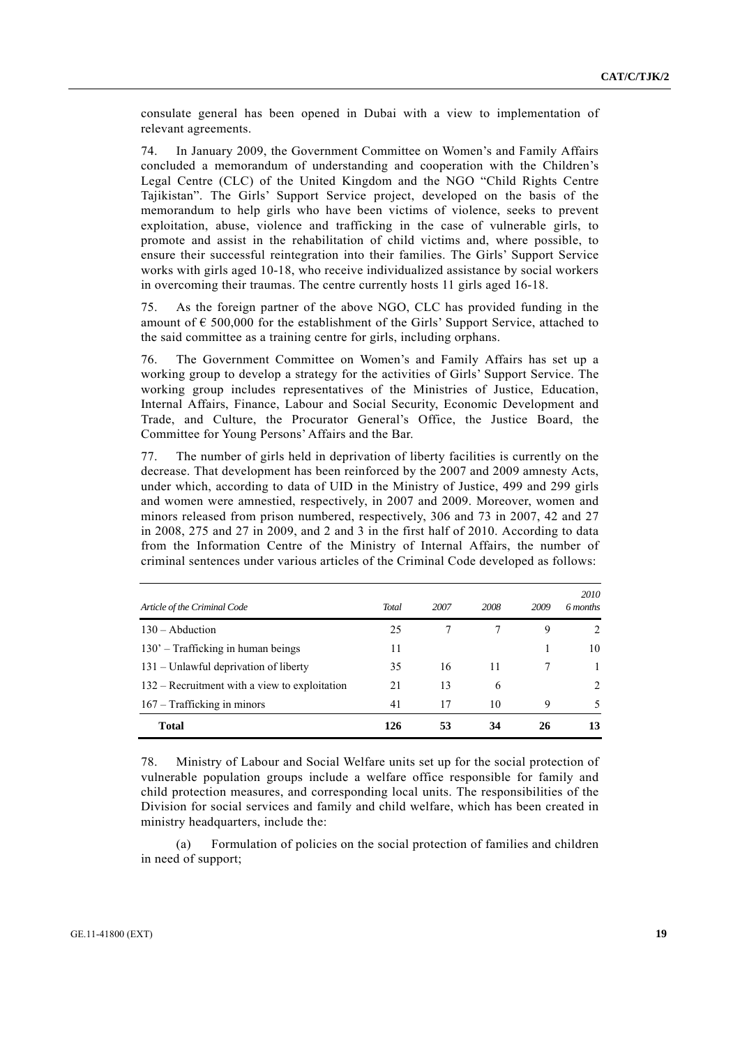consulate general has been opened in Dubai with a view to implementation of relevant agreements.

74. In January 2009, the Government Committee on Women's and Family Affairs concluded a memorandum of understanding and cooperation with the Children's Legal Centre (CLC) of the United Kingdom and the NGO "Child Rights Centre Tajikistan". The Girls' Support Service project, developed on the basis of the memorandum to help girls who have been victims of violence, seeks to prevent exploitation, abuse, violence and trafficking in the case of vulnerable girls, to promote and assist in the rehabilitation of child victims and, where possible, to ensure their successful reintegration into their families. The Girls' Support Service works with girls aged 10-18, who receive individualized assistance by social workers in overcoming their traumas. The centre currently hosts 11 girls aged 16-18.

75. As the foreign partner of the above NGO, CLC has provided funding in the amount of € 500,000 for the establishment of the Girls' Support Service, attached to the said committee as a training centre for girls, including orphans.

76. The Government Committee on Women's and Family Affairs has set up a working group to develop a strategy for the activities of Girls' Support Service. The working group includes representatives of the Ministries of Justice, Education, Internal Affairs, Finance, Labour and Social Security, Economic Development and Trade, and Culture, the Procurator General's Office, the Justice Board, the Committee for Young Persons' Affairs and the Bar.

77. The number of girls held in deprivation of liberty facilities is currently on the decrease. That development has been reinforced by the 2007 and 2009 amnesty Acts, under which, according to data of UID in the Ministry of Justice, 499 and 299 girls and women were amnestied, respectively, in 2007 and 2009. Moreover, women and minors released from prison numbered, respectively, 306 and 73 in 2007, 42 and 27 in 2008, 275 and 27 in 2009, and 2 and 3 in the first half of 2010. According to data from the Information Centre of the Ministry of Internal Affairs, the number of criminal sentences under various articles of the Criminal Code developed as follows:

| *Article of the Criminal Code* | *Total* | *2007* | *2008* | *2009* | *2010 6 months* |
|---|---|---|---|---|---|
| 130 – Abduction | 25 | 7 | 7 | 9 | 2 |
| 130' – Trafficking in human beings | 11 | | | 1 | 10 |
| 131 – Unlawful deprivation of liberty | 35 | 16 | 11 | 7 | 1 |
| 132 – Recruitment with a view to exploitation | 21 | 13 | 6 | | 2 |
| 167 – Trafficking in minors | 41 | 17 | 10 | 9 | 5 |
| **Total** | **126** | **53** | **34** | **26** | **13** |

78. Ministry of Labour and Social Welfare units set up for the social protection of vulnerable population groups include a welfare office responsible for family and child protection measures, and corresponding local units. The responsibilities of the Division for social services and family and child welfare, which has been created in ministry headquarters, include the:

(a) Formulation of policies on the social protection of families and children in need of support;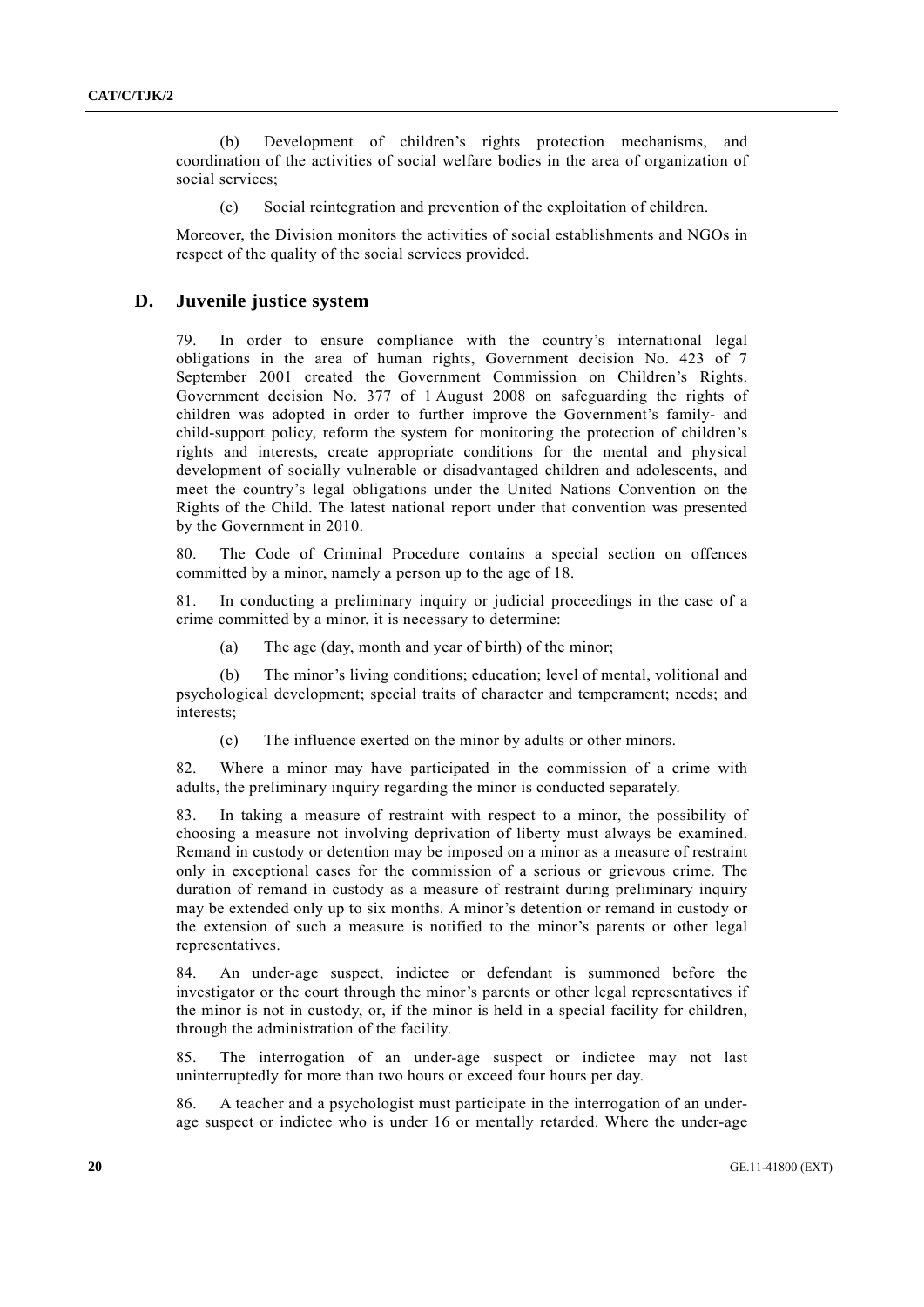(b) Development of children's rights protection mechanisms, and coordination of the activities of social welfare bodies in the area of organization of social services;

(c) Social reintegration and prevention of the exploitation of children.

Moreover, the Division monitors the activities of social establishments and NGOs in respect of the quality of the social services provided.

## D. Juvenile justice system

79. In order to ensure compliance with the country's international legal obligations in the area of human rights, Government decision No. 423 of 7 September 2001 created the Government Commission on Children's Rights. Government decision No. 377 of 1 August 2008 on safeguarding the rights of children was adopted in order to further improve the Government's family- and child-support policy, reform the system for monitoring the protection of children's rights and interests, create appropriate conditions for the mental and physical development of socially vulnerable or disadvantaged children and adolescents, and meet the country's legal obligations under the United Nations Convention on the Rights of the Child. The latest national report under that convention was presented by the Government in 2010.

80. The Code of Criminal Procedure contains a special section on offences committed by a minor, namely a person up to the age of 18.

81. In conducting a preliminary inquiry or judicial proceedings in the case of a crime committed by a minor, it is necessary to determine:

(a) The age (day, month and year of birth) of the minor;

(b) The minor's living conditions; education; level of mental, volitional and psychological development; special traits of character and temperament; needs; and interests;

(c) The influence exerted on the minor by adults or other minors.

82. Where a minor may have participated in the commission of a crime with adults, the preliminary inquiry regarding the minor is conducted separately.

83. In taking a measure of restraint with respect to a minor, the possibility of choosing a measure not involving deprivation of liberty must always be examined. Remand in custody or detention may be imposed on a minor as a measure of restraint only in exceptional cases for the commission of a serious or grievous crime. The duration of remand in custody as a measure of restraint during preliminary inquiry may be extended only up to six months. A minor's detention or remand in custody or the extension of such a measure is notified to the minor's parents or other legal representatives.

84. An under-age suspect, indictee or defendant is summoned before the investigator or the court through the minor's parents or other legal representatives if the minor is not in custody, or, if the minor is held in a special facility for children, through the administration of the facility.

85. The interrogation of an under-age suspect or indictee may not last uninterruptedly for more than two hours or exceed four hours per day.

86. A teacher and a psychologist must participate in the interrogation of an under-age suspect or indictee who is under 16 or mentally retarded. Where the under-age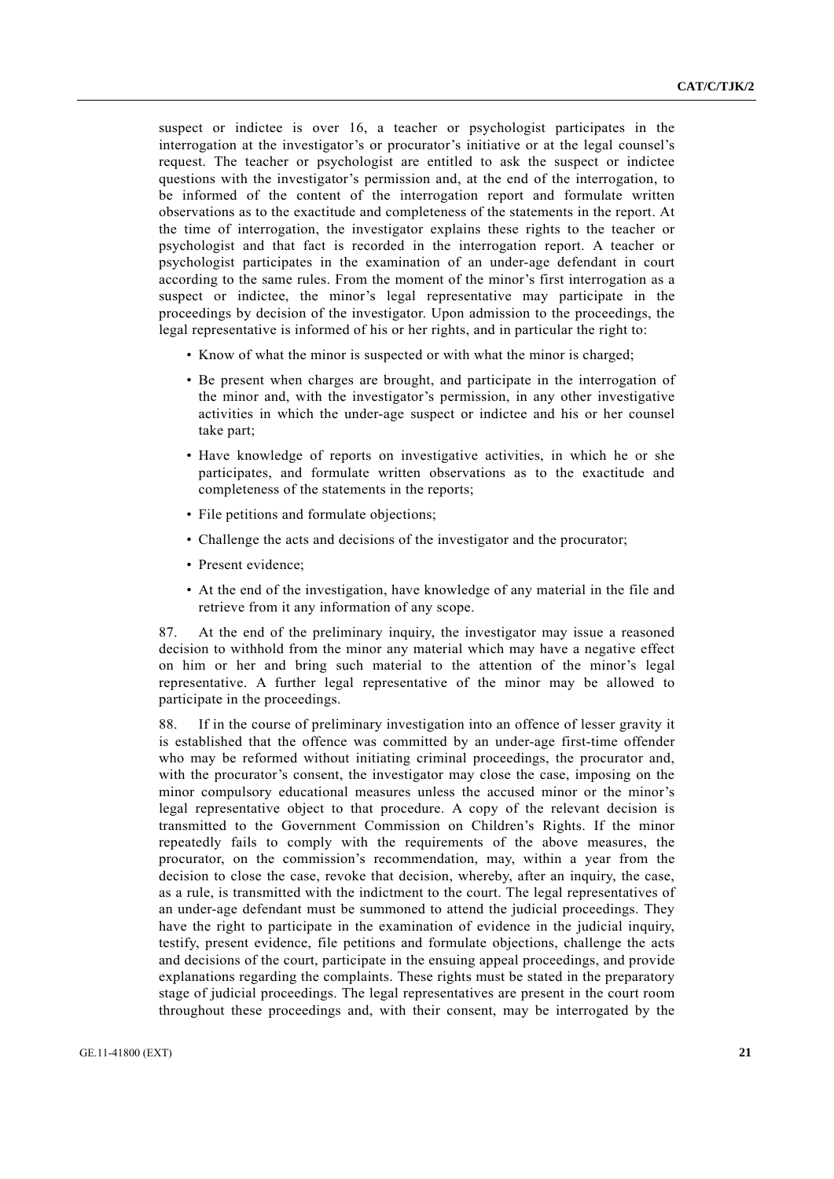suspect or indictee is over 16, a teacher or psychologist participates in the interrogation at the investigator's or procurator's initiative or at the legal counsel's request. The teacher or psychologist are entitled to ask the suspect or indictee questions with the investigator's permission and, at the end of the interrogation, to be informed of the content of the interrogation report and formulate written observations as to the exactitude and completeness of the statements in the report. At the time of interrogation, the investigator explains these rights to the teacher or psychologist and that fact is recorded in the interrogation report. A teacher or psychologist participates in the examination of an under-age defendant in court according to the same rules. From the moment of the minor's first interrogation as a suspect or indictee, the minor's legal representative may participate in the proceedings by decision of the investigator. Upon admission to the proceedings, the legal representative is informed of his or her rights, and in particular the right to:

- Know of what the minor is suspected or with what the minor is charged;
- Be present when charges are brought, and participate in the interrogation of the minor and, with the investigator's permission, in any other investigative activities in which the under-age suspect or indictee and his or her counsel take part;
- Have knowledge of reports on investigative activities, in which he or she participates, and formulate written observations as to the exactitude and completeness of the statements in the reports;
- File petitions and formulate objections;
- Challenge the acts and decisions of the investigator and the procurator;
- Present evidence;
- At the end of the investigation, have knowledge of any material in the file and retrieve from it any information of any scope.

87. At the end of the preliminary inquiry, the investigator may issue a reasoned decision to withhold from the minor any material which may have a negative effect on him or her and bring such material to the attention of the minor's legal representative. A further legal representative of the minor may be allowed to participate in the proceedings.

88. If in the course of preliminary investigation into an offence of lesser gravity it is established that the offence was committed by an under-age first-time offender who may be reformed without initiating criminal proceedings, the procurator and, with the procurator's consent, the investigator may close the case, imposing on the minor compulsory educational measures unless the accused minor or the minor's legal representative object to that procedure. A copy of the relevant decision is transmitted to the Government Commission on Children's Rights. If the minor repeatedly fails to comply with the requirements of the above measures, the procurator, on the commission's recommendation, may, within a year from the decision to close the case, revoke that decision, whereby, after an inquiry, the case, as a rule, is transmitted with the indictment to the court. The legal representatives of an under-age defendant must be summoned to attend the judicial proceedings. They have the right to participate in the examination of evidence in the judicial inquiry, testify, present evidence, file petitions and formulate objections, challenge the acts and decisions of the court, participate in the ensuing appeal proceedings, and provide explanations regarding the complaints. These rights must be stated in the preparatory stage of judicial proceedings. The legal representatives are present in the court room throughout these proceedings and, with their consent, may be interrogated by the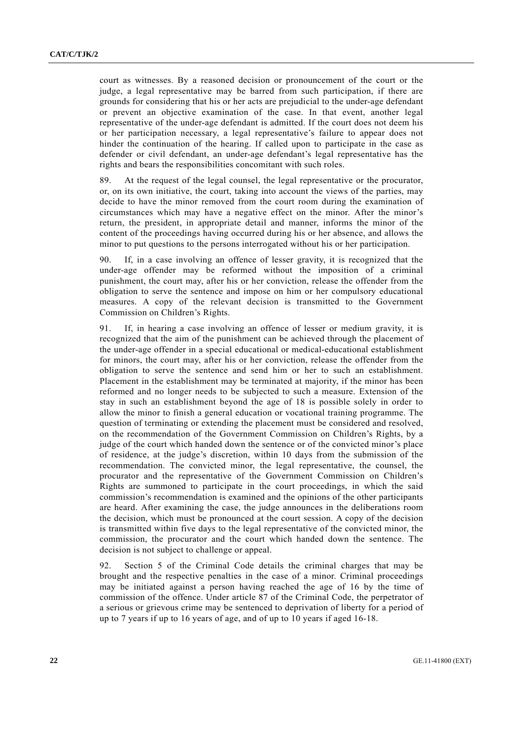court as witnesses. By a reasoned decision or pronouncement of the court or the judge, a legal representative may be barred from such participation, if there are grounds for considering that his or her acts are prejudicial to the under-age defendant or prevent an objective examination of the case. In that event, another legal representative of the under-age defendant is admitted. If the court does not deem his or her participation necessary, a legal representative's failure to appear does not hinder the continuation of the hearing. If called upon to participate in the case as defender or civil defendant, an under-age defendant's legal representative has the rights and bears the responsibilities concomitant with such roles.

89. At the request of the legal counsel, the legal representative or the procurator, or, on its own initiative, the court, taking into account the views of the parties, may decide to have the minor removed from the court room during the examination of circumstances which may have a negative effect on the minor. After the minor's return, the president, in appropriate detail and manner, informs the minor of the content of the proceedings having occurred during his or her absence, and allows the minor to put questions to the persons interrogated without his or her participation.

90. If, in a case involving an offence of lesser gravity, it is recognized that the under-age offender may be reformed without the imposition of a criminal punishment, the court may, after his or her conviction, release the offender from the obligation to serve the sentence and impose on him or her compulsory educational measures. A copy of the relevant decision is transmitted to the Government Commission on Children's Rights.

91. If, in hearing a case involving an offence of lesser or medium gravity, it is recognized that the aim of the punishment can be achieved through the placement of the under-age offender in a special educational or medical-educational establishment for minors, the court may, after his or her conviction, release the offender from the obligation to serve the sentence and send him or her to such an establishment. Placement in the establishment may be terminated at majority, if the minor has been reformed and no longer needs to be subjected to such a measure. Extension of the stay in such an establishment beyond the age of 18 is possible solely in order to allow the minor to finish a general education or vocational training programme. The question of terminating or extending the placement must be considered and resolved, on the recommendation of the Government Commission on Children's Rights, by a judge of the court which handed down the sentence or of the convicted minor's place of residence, at the judge's discretion, within 10 days from the submission of the recommendation. The convicted minor, the legal representative, the counsel, the procurator and the representative of the Government Commission on Children's Rights are summoned to participate in the court proceedings, in which the said commission's recommendation is examined and the opinions of the other participants are heard. After examining the case, the judge announces in the deliberations room the decision, which must be pronounced at the court session. A copy of the decision is transmitted within five days to the legal representative of the convicted minor, the commission, the procurator and the court which handed down the sentence. The decision is not subject to challenge or appeal.

92. Section 5 of the Criminal Code details the criminal charges that may be brought and the respective penalties in the case of a minor. Criminal proceedings may be initiated against a person having reached the age of 16 by the time of commission of the offence. Under article 87 of the Criminal Code, the perpetrator of a serious or grievous crime may be sentenced to deprivation of liberty for a period of up to 7 years if up to 16 years of age, and of up to 10 years if aged 16-18.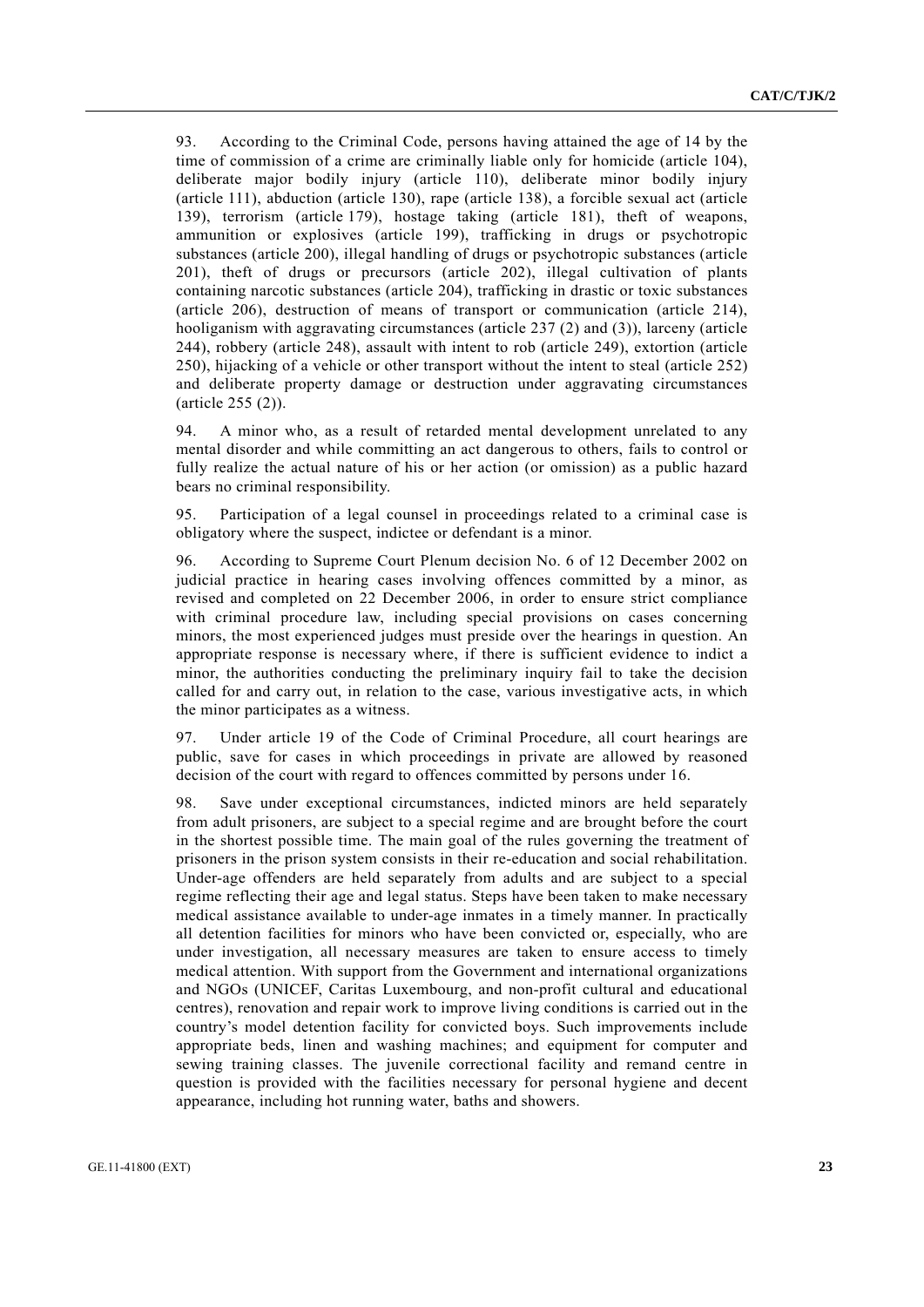93. According to the Criminal Code, persons having attained the age of 14 by the time of commission of a crime are criminally liable only for homicide (article 104), deliberate major bodily injury (article 110), deliberate minor bodily injury (article 111), abduction (article 130), rape (article 138), a forcible sexual act (article 139), terrorism (article 179), hostage taking (article 181), theft of weapons, ammunition or explosives (article 199), trafficking in drugs or psychotropic substances (article 200), illegal handling of drugs or psychotropic substances (article 201), theft of drugs or precursors (article 202), illegal cultivation of plants containing narcotic substances (article 204), trafficking in drastic or toxic substances (article 206), destruction of means of transport or communication (article 214), hooliganism with aggravating circumstances (article 237 (2) and (3)), larceny (article 244), robbery (article 248), assault with intent to rob (article 249), extortion (article 250), hijacking of a vehicle or other transport without the intent to steal (article 252) and deliberate property damage or destruction under aggravating circumstances (article 255 (2)).

94. A minor who, as a result of retarded mental development unrelated to any mental disorder and while committing an act dangerous to others, fails to control or fully realize the actual nature of his or her action (or omission) as a public hazard bears no criminal responsibility.

95. Participation of a legal counsel in proceedings related to a criminal case is obligatory where the suspect, indictee or defendant is a minor.

96. According to Supreme Court Plenum decision No. 6 of 12 December 2002 on judicial practice in hearing cases involving offences committed by a minor, as revised and completed on 22 December 2006, in order to ensure strict compliance with criminal procedure law, including special provisions on cases concerning minors, the most experienced judges must preside over the hearings in question. An appropriate response is necessary where, if there is sufficient evidence to indict a minor, the authorities conducting the preliminary inquiry fail to take the decision called for and carry out, in relation to the case, various investigative acts, in which the minor participates as a witness.

97. Under article 19 of the Code of Criminal Procedure, all court hearings are public, save for cases in which proceedings in private are allowed by reasoned decision of the court with regard to offences committed by persons under 16.

98. Save under exceptional circumstances, indicted minors are held separately from adult prisoners, are subject to a special regime and are brought before the court in the shortest possible time. The main goal of the rules governing the treatment of prisoners in the prison system consists in their re-education and social rehabilitation. Under-age offenders are held separately from adults and are subject to a special regime reflecting their age and legal status. Steps have been taken to make necessary medical assistance available to under-age inmates in a timely manner. In practically all detention facilities for minors who have been convicted or, especially, who are under investigation, all necessary measures are taken to ensure access to timely medical attention. With support from the Government and international organizations and NGOs (UNICEF, Caritas Luxembourg, and non-profit cultural and educational centres), renovation and repair work to improve living conditions is carried out in the country's model detention facility for convicted boys. Such improvements include appropriate beds, linen and washing machines; and equipment for computer and sewing training classes. The juvenile correctional facility and remand centre in question is provided with the facilities necessary for personal hygiene and decent appearance, including hot running water, baths and showers.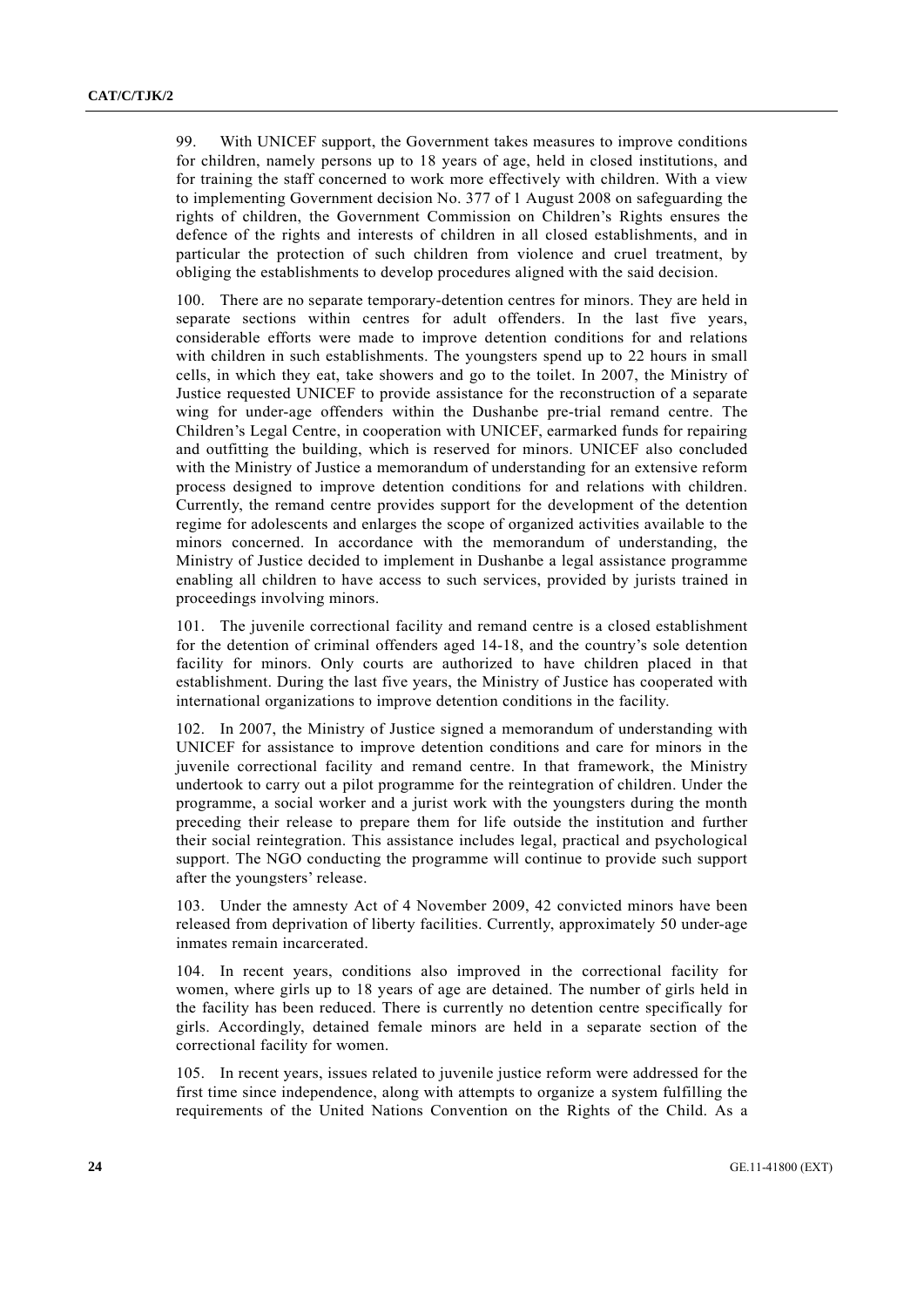99. With UNICEF support, the Government takes measures to improve conditions for children, namely persons up to 18 years of age, held in closed institutions, and for training the staff concerned to work more effectively with children. With a view to implementing Government decision No. 377 of 1 August 2008 on safeguarding the rights of children, the Government Commission on Children's Rights ensures the defence of the rights and interests of children in all closed establishments, and in particular the protection of such children from violence and cruel treatment, by obliging the establishments to develop procedures aligned with the said decision.

100. There are no separate temporary-detention centres for minors. They are held in separate sections within centres for adult offenders. In the last five years, considerable efforts were made to improve detention conditions for and relations with children in such establishments. The youngsters spend up to 22 hours in small cells, in which they eat, take showers and go to the toilet. In 2007, the Ministry of Justice requested UNICEF to provide assistance for the reconstruction of a separate wing for under-age offenders within the Dushanbe pre-trial remand centre. The Children's Legal Centre, in cooperation with UNICEF, earmarked funds for repairing and outfitting the building, which is reserved for minors. UNICEF also concluded with the Ministry of Justice a memorandum of understanding for an extensive reform process designed to improve detention conditions for and relations with children. Currently, the remand centre provides support for the development of the detention regime for adolescents and enlarges the scope of organized activities available to the minors concerned. In accordance with the memorandum of understanding, the Ministry of Justice decided to implement in Dushanbe a legal assistance programme enabling all children to have access to such services, provided by jurists trained in proceedings involving minors.

101. The juvenile correctional facility and remand centre is a closed establishment for the detention of criminal offenders aged 14-18, and the country's sole detention facility for minors. Only courts are authorized to have children placed in that establishment. During the last five years, the Ministry of Justice has cooperated with international organizations to improve detention conditions in the facility.

102. In 2007, the Ministry of Justice signed a memorandum of understanding with UNICEF for assistance to improve detention conditions and care for minors in the juvenile correctional facility and remand centre. In that framework, the Ministry undertook to carry out a pilot programme for the reintegration of children. Under the programme, a social worker and a jurist work with the youngsters during the month preceding their release to prepare them for life outside the institution and further their social reintegration. This assistance includes legal, practical and psychological support. The NGO conducting the programme will continue to provide such support after the youngsters' release.

103. Under the amnesty Act of 4 November 2009, 42 convicted minors have been released from deprivation of liberty facilities. Currently, approximately 50 under-age inmates remain incarcerated.

104. In recent years, conditions also improved in the correctional facility for women, where girls up to 18 years of age are detained. The number of girls held in the facility has been reduced. There is currently no detention centre specifically for girls. Accordingly, detained female minors are held in a separate section of the correctional facility for women.

105. In recent years, issues related to juvenile justice reform were addressed for the first time since independence, along with attempts to organize a system fulfilling the requirements of the United Nations Convention on the Rights of the Child. As a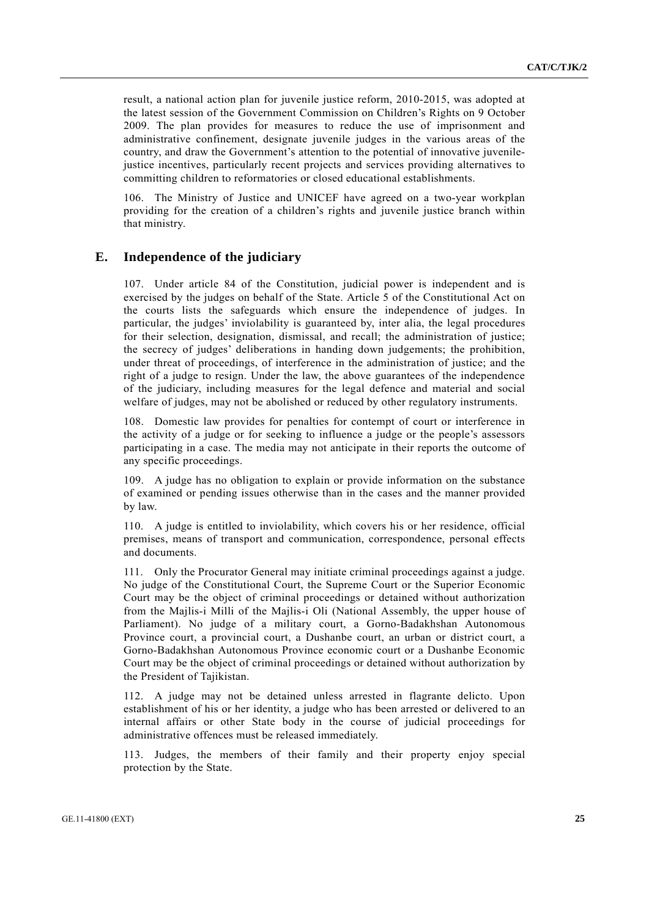result, a national action plan for juvenile justice reform, 2010-2015, was adopted at the latest session of the Government Commission on Children's Rights on 9 October 2009. The plan provides for measures to reduce the use of imprisonment and administrative confinement, designate juvenile judges in the various areas of the country, and draw the Government's attention to the potential of innovative juvenile-justice incentives, particularly recent projects and services providing alternatives to committing children to reformatories or closed educational establishments.

106. The Ministry of Justice and UNICEF have agreed on a two-year workplan providing for the creation of a children's rights and juvenile justice branch within that ministry.

## E. Independence of the judiciary

107. Under article 84 of the Constitution, judicial power is independent and is exercised by the judges on behalf of the State. Article 5 of the Constitutional Act on the courts lists the safeguards which ensure the independence of judges. In particular, the judges' inviolability is guaranteed by, inter alia, the legal procedures for their selection, designation, dismissal, and recall; the administration of justice; the secrecy of judges' deliberations in handing down judgements; the prohibition, under threat of proceedings, of interference in the administration of justice; and the right of a judge to resign. Under the law, the above guarantees of the independence of the judiciary, including measures for the legal defence and material and social welfare of judges, may not be abolished or reduced by other regulatory instruments.

108. Domestic law provides for penalties for contempt of court or interference in the activity of a judge or for seeking to influence a judge or the people's assessors participating in a case. The media may not anticipate in their reports the outcome of any specific proceedings.

109. A judge has no obligation to explain or provide information on the substance of examined or pending issues otherwise than in the cases and the manner provided by law.

110. A judge is entitled to inviolability, which covers his or her residence, official premises, means of transport and communication, correspondence, personal effects and documents.

111. Only the Procurator General may initiate criminal proceedings against a judge. No judge of the Constitutional Court, the Supreme Court or the Superior Economic Court may be the object of criminal proceedings or detained without authorization from the Majlis-i Milli of the Majlis-i Oli (National Assembly, the upper house of Parliament). No judge of a military court, a Gorno-Badakhshan Autonomous Province court, a provincial court, a Dushanbe court, an urban or district court, a Gorno-Badakhshan Autonomous Province economic court or a Dushanbe Economic Court may be the object of criminal proceedings or detained without authorization by the President of Tajikistan.

112. A judge may not be detained unless arrested in flagrante delicto. Upon establishment of his or her identity, a judge who has been arrested or delivered to an internal affairs or other State body in the course of judicial proceedings for administrative offences must be released immediately.

113. Judges, the members of their family and their property enjoy special protection by the State.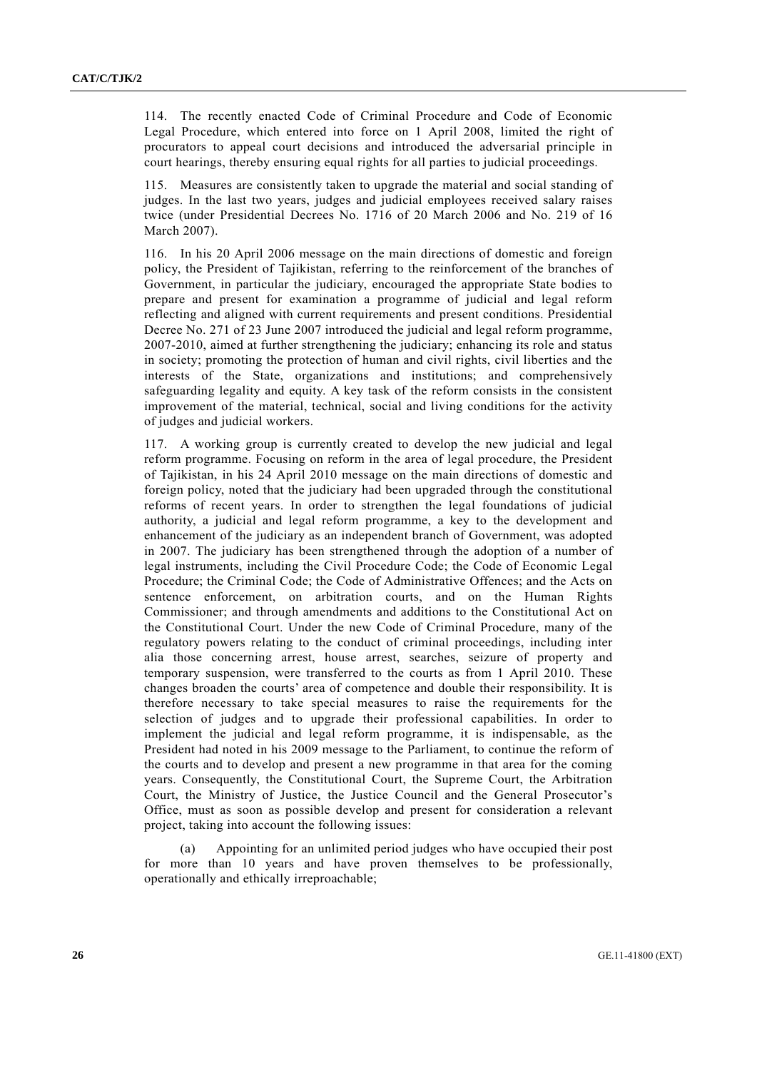114. The recently enacted Code of Criminal Procedure and Code of Economic Legal Procedure, which entered into force on 1 April 2008, limited the right of procurators to appeal court decisions and introduced the adversarial principle in court hearings, thereby ensuring equal rights for all parties to judicial proceedings.

115. Measures are consistently taken to upgrade the material and social standing of judges. In the last two years, judges and judicial employees received salary raises twice (under Presidential Decrees No. 1716 of 20 March 2006 and No. 219 of 16 March 2007).

116. In his 20 April 2006 message on the main directions of domestic and foreign policy, the President of Tajikistan, referring to the reinforcement of the branches of Government, in particular the judiciary, encouraged the appropriate State bodies to prepare and present for examination a programme of judicial and legal reform reflecting and aligned with current requirements and present conditions. Presidential Decree No. 271 of 23 June 2007 introduced the judicial and legal reform programme, 2007-2010, aimed at further strengthening the judiciary; enhancing its role and status in society; promoting the protection of human and civil rights, civil liberties and the interests of the State, organizations and institutions; and comprehensively safeguarding legality and equity. A key task of the reform consists in the consistent improvement of the material, technical, social and living conditions for the activity of judges and judicial workers.

117. A working group is currently created to develop the new judicial and legal reform programme. Focusing on reform in the area of legal procedure, the President of Tajikistan, in his 24 April 2010 message on the main directions of domestic and foreign policy, noted that the judiciary had been upgraded through the constitutional reforms of recent years. In order to strengthen the legal foundations of judicial authority, a judicial and legal reform programme, a key to the development and enhancement of the judiciary as an independent branch of Government, was adopted in 2007. The judiciary has been strengthened through the adoption of a number of legal instruments, including the Civil Procedure Code; the Code of Economic Legal Procedure; the Criminal Code; the Code of Administrative Offences; and the Acts on sentence enforcement, on arbitration courts, and on the Human Rights Commissioner; and through amendments and additions to the Constitutional Act on the Constitutional Court. Under the new Code of Criminal Procedure, many of the regulatory powers relating to the conduct of criminal proceedings, including inter alia those concerning arrest, house arrest, searches, seizure of property and temporary suspension, were transferred to the courts as from 1 April 2010. These changes broaden the courts' area of competence and double their responsibility. It is therefore necessary to take special measures to raise the requirements for the selection of judges and to upgrade their professional capabilities. In order to implement the judicial and legal reform programme, it is indispensable, as the President had noted in his 2009 message to the Parliament, to continue the reform of the courts and to develop and present a new programme in that area for the coming years. Consequently, the Constitutional Court, the Supreme Court, the Arbitration Court, the Ministry of Justice, the Justice Council and the General Prosecutor's Office, must as soon as possible develop and present for consideration a relevant project, taking into account the following issues:

(a) Appointing for an unlimited period judges who have occupied their post for more than 10 years and have proven themselves to be professionally, operationally and ethically irreproachable;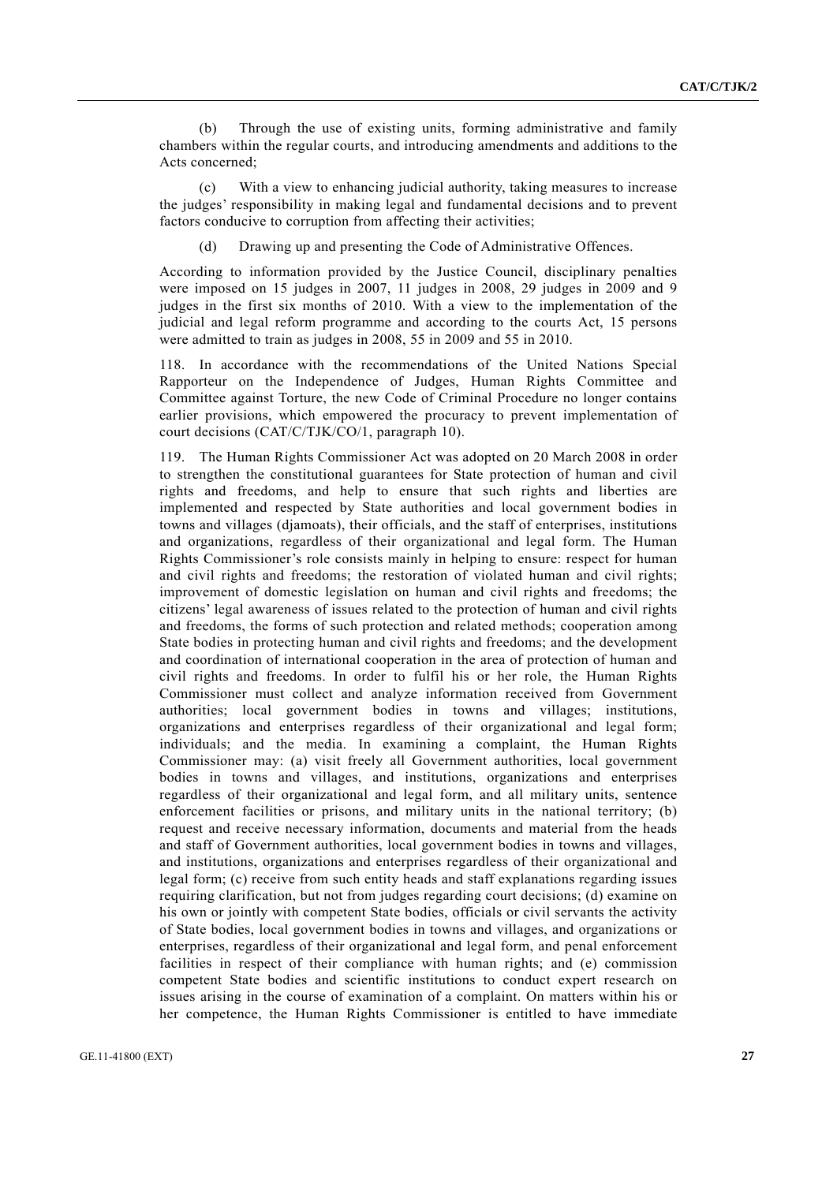(b) Through the use of existing units, forming administrative and family chambers within the regular courts, and introducing amendments and additions to the Acts concerned;

(c) With a view to enhancing judicial authority, taking measures to increase the judges' responsibility in making legal and fundamental decisions and to prevent factors conducive to corruption from affecting their activities;

(d) Drawing up and presenting the Code of Administrative Offences.

According to information provided by the Justice Council, disciplinary penalties were imposed on 15 judges in 2007, 11 judges in 2008, 29 judges in 2009 and 9 judges in the first six months of 2010. With a view to the implementation of the judicial and legal reform programme and according to the courts Act, 15 persons were admitted to train as judges in 2008, 55 in 2009 and 55 in 2010.

118. In accordance with the recommendations of the United Nations Special Rapporteur on the Independence of Judges, Human Rights Committee and Committee against Torture, the new Code of Criminal Procedure no longer contains earlier provisions, which empowered the procuracy to prevent implementation of court decisions (CAT/C/TJK/CO/1, paragraph 10).

119. The Human Rights Commissioner Act was adopted on 20 March 2008 in order to strengthen the constitutional guarantees for State protection of human and civil rights and freedoms, and help to ensure that such rights and liberties are implemented and respected by State authorities and local government bodies in towns and villages (djamoats), their officials, and the staff of enterprises, institutions and organizations, regardless of their organizational and legal form. The Human Rights Commissioner's role consists mainly in helping to ensure: respect for human and civil rights and freedoms; the restoration of violated human and civil rights; improvement of domestic legislation on human and civil rights and freedoms; the citizens' legal awareness of issues related to the protection of human and civil rights and freedoms, the forms of such protection and related methods; cooperation among State bodies in protecting human and civil rights and freedoms; and the development and coordination of international cooperation in the area of protection of human and civil rights and freedoms. In order to fulfil his or her role, the Human Rights Commissioner must collect and analyze information received from Government authorities; local government bodies in towns and villages; institutions, organizations and enterprises regardless of their organizational and legal form; individuals; and the media. In examining a complaint, the Human Rights Commissioner may: (a) visit freely all Government authorities, local government bodies in towns and villages, and institutions, organizations and enterprises regardless of their organizational and legal form, and all military units, sentence enforcement facilities or prisons, and military units in the national territory; (b) request and receive necessary information, documents and material from the heads and staff of Government authorities, local government bodies in towns and villages, and institutions, organizations and enterprises regardless of their organizational and legal form; (c) receive from such entity heads and staff explanations regarding issues requiring clarification, but not from judges regarding court decisions; (d) examine on his own or jointly with competent State bodies, officials or civil servants the activity of State bodies, local government bodies in towns and villages, and organizations or enterprises, regardless of their organizational and legal form, and penal enforcement facilities in respect of their compliance with human rights; and (e) commission competent State bodies and scientific institutions to conduct expert research on issues arising in the course of examination of a complaint. On matters within his or her competence, the Human Rights Commissioner is entitled to have immediate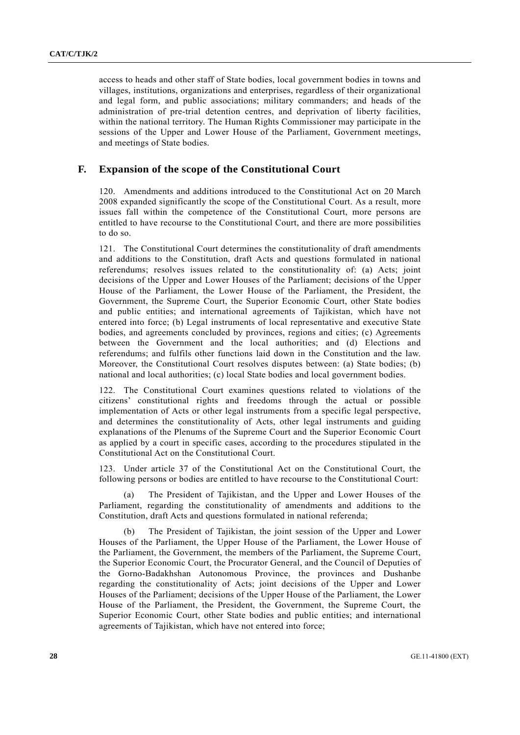access to heads and other staff of State bodies, local government bodies in towns and villages, institutions, organizations and enterprises, regardless of their organizational and legal form, and public associations; military commanders; and heads of the administration of pre-trial detention centres, and deprivation of liberty facilities, within the national territory. The Human Rights Commissioner may participate in the sessions of the Upper and Lower House of the Parliament, Government meetings, and meetings of State bodies.

## F. Expansion of the scope of the Constitutional Court

120. Amendments and additions introduced to the Constitutional Act on 20 March 2008 expanded significantly the scope of the Constitutional Court. As a result, more issues fall within the competence of the Constitutional Court, more persons are entitled to have recourse to the Constitutional Court, and there are more possibilities to do so.

121. The Constitutional Court determines the constitutionality of draft amendments and additions to the Constitution, draft Acts and questions formulated in national referendums; resolves issues related to the constitutionality of: (a) Acts; joint decisions of the Upper and Lower Houses of the Parliament; decisions of the Upper House of the Parliament, the Lower House of the Parliament, the President, the Government, the Supreme Court, the Superior Economic Court, other State bodies and public entities; and international agreements of Tajikistan, which have not entered into force; (b) Legal instruments of local representative and executive State bodies, and agreements concluded by provinces, regions and cities; (c) Agreements between the Government and the local authorities; and (d) Elections and referendums; and fulfils other functions laid down in the Constitution and the law. Moreover, the Constitutional Court resolves disputes between: (a) State bodies; (b) national and local authorities; (c) local State bodies and local government bodies.

122. The Constitutional Court examines questions related to violations of the citizens' constitutional rights and freedoms through the actual or possible implementation of Acts or other legal instruments from a specific legal perspective, and determines the constitutionality of Acts, other legal instruments and guiding explanations of the Plenums of the Supreme Court and the Superior Economic Court as applied by a court in specific cases, according to the procedures stipulated in the Constitutional Act on the Constitutional Court.

123. Under article 37 of the Constitutional Act on the Constitutional Court, the following persons or bodies are entitled to have recourse to the Constitutional Court:

(a) The President of Tajikistan, and the Upper and Lower Houses of the Parliament, regarding the constitutionality of amendments and additions to the Constitution, draft Acts and questions formulated in national referenda;

(b) The President of Tajikistan, the joint session of the Upper and Lower Houses of the Parliament, the Upper House of the Parliament, the Lower House of the Parliament, the Government, the members of the Parliament, the Supreme Court, the Superior Economic Court, the Procurator General, and the Council of Deputies of the Gorno-Badakhshan Autonomous Province, the provinces and Dushanbe regarding the constitutionality of Acts; joint decisions of the Upper and Lower Houses of the Parliament; decisions of the Upper House of the Parliament, the Lower House of the Parliament, the President, the Government, the Supreme Court, the Superior Economic Court, other State bodies and public entities; and international agreements of Tajikistan, which have not entered into force;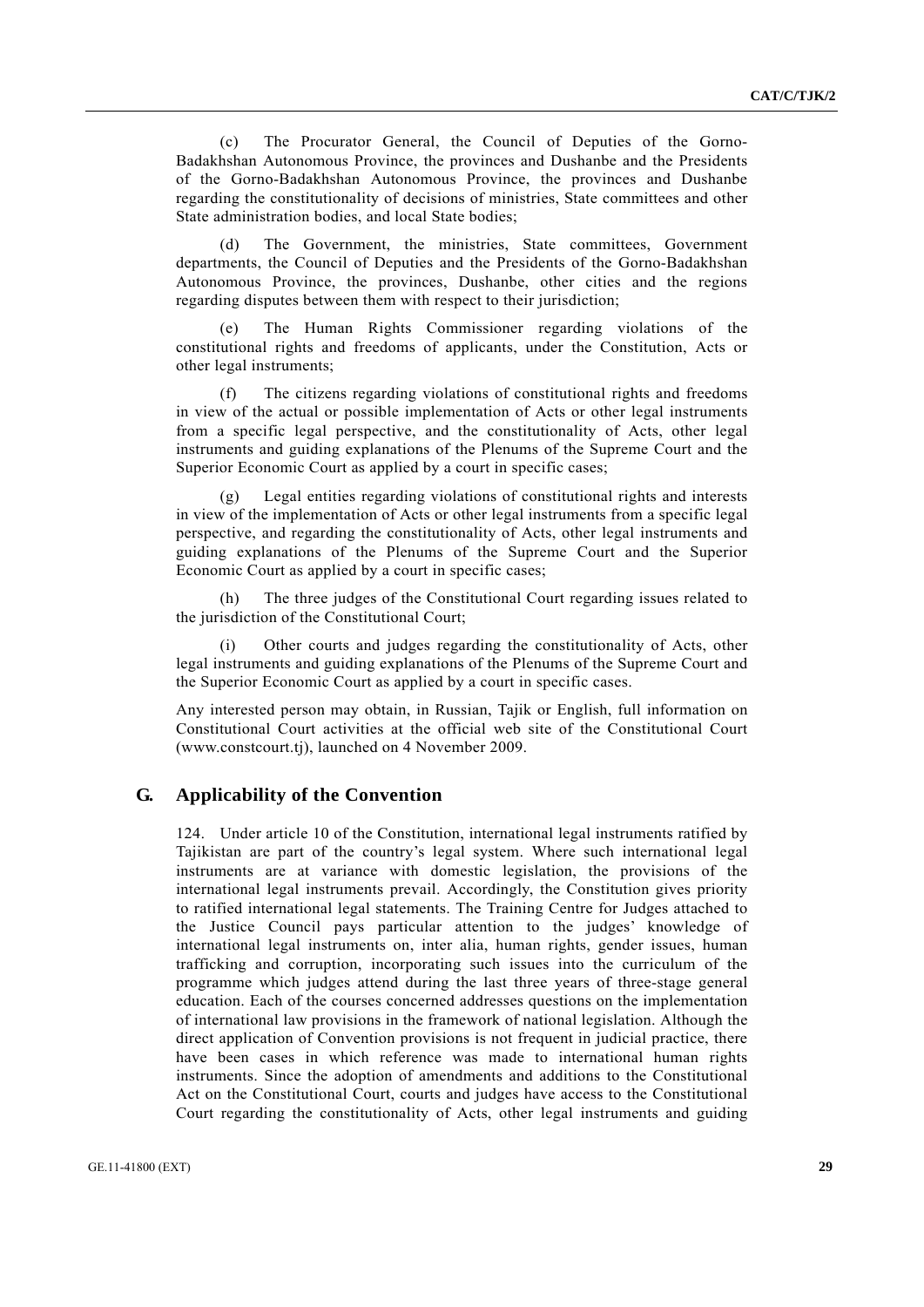(c) The Procurator General, the Council of Deputies of the Gorno-Badakhshan Autonomous Province, the provinces and Dushanbe and the Presidents of the Gorno-Badakhshan Autonomous Province, the provinces and Dushanbe regarding the constitutionality of decisions of ministries, State committees and other State administration bodies, and local State bodies;

(d) The Government, the ministries, State committees, Government departments, the Council of Deputies and the Presidents of the Gorno-Badakhshan Autonomous Province, the provinces, Dushanbe, other cities and the regions regarding disputes between them with respect to their jurisdiction;

(e) The Human Rights Commissioner regarding violations of the constitutional rights and freedoms of applicants, under the Constitution, Acts or other legal instruments;

(f) The citizens regarding violations of constitutional rights and freedoms in view of the actual or possible implementation of Acts or other legal instruments from a specific legal perspective, and the constitutionality of Acts, other legal instruments and guiding explanations of the Plenums of the Supreme Court and the Superior Economic Court as applied by a court in specific cases;

(g) Legal entities regarding violations of constitutional rights and interests in view of the implementation of Acts or other legal instruments from a specific legal perspective, and regarding the constitutionality of Acts, other legal instruments and guiding explanations of the Plenums of the Supreme Court and the Superior Economic Court as applied by a court in specific cases;

(h) The three judges of the Constitutional Court regarding issues related to the jurisdiction of the Constitutional Court;

(i) Other courts and judges regarding the constitutionality of Acts, other legal instruments and guiding explanations of the Plenums of the Supreme Court and the Superior Economic Court as applied by a court in specific cases.

Any interested person may obtain, in Russian, Tajik or English, full information on Constitutional Court activities at the official web site of the Constitutional Court (www.constcourt.tj), launched on 4 November 2009.

## G. Applicability of the Convention

124. Under article 10 of the Constitution, international legal instruments ratified by Tajikistan are part of the country's legal system. Where such international legal instruments are at variance with domestic legislation, the provisions of the international legal instruments prevail. Accordingly, the Constitution gives priority to ratified international legal statements. The Training Centre for Judges attached to the Justice Council pays particular attention to the judges' knowledge of international legal instruments on, inter alia, human rights, gender issues, human trafficking and corruption, incorporating such issues into the curriculum of the programme which judges attend during the last three years of three-stage general education. Each of the courses concerned addresses questions on the implementation of international law provisions in the framework of national legislation. Although the direct application of Convention provisions is not frequent in judicial practice, there have been cases in which reference was made to international human rights instruments. Since the adoption of amendments and additions to the Constitutional Act on the Constitutional Court, courts and judges have access to the Constitutional Court regarding the constitutionality of Acts, other legal instruments and guiding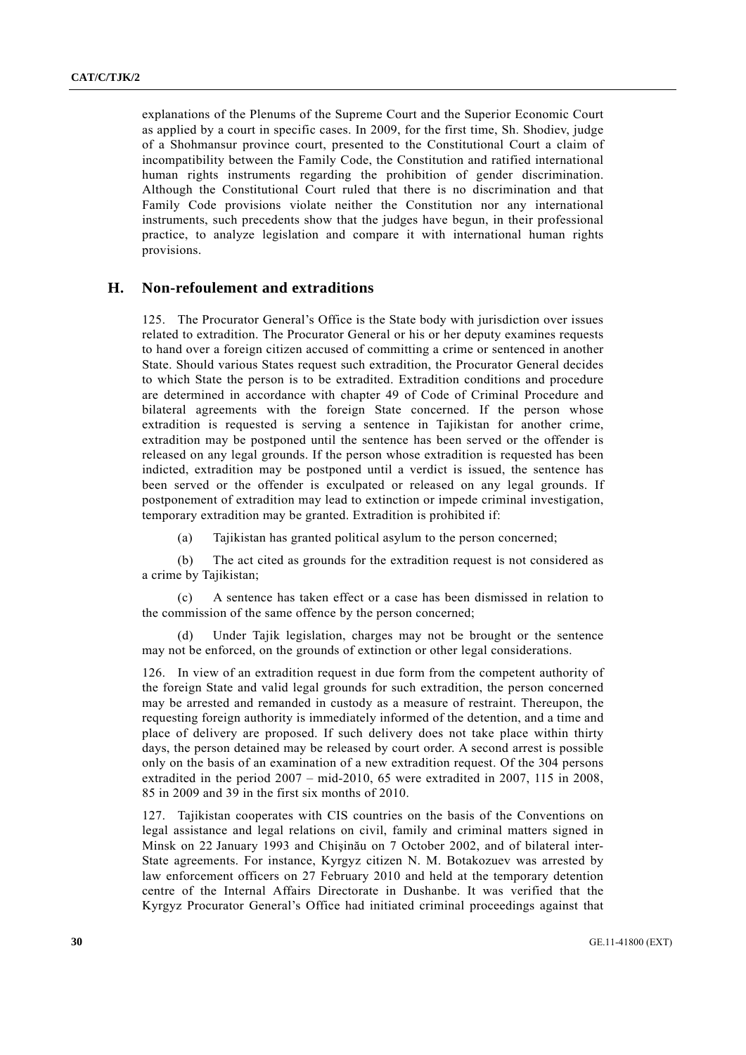explanations of the Plenums of the Supreme Court and the Superior Economic Court as applied by a court in specific cases. In 2009, for the first time, Sh. Shodiev, judge of a Shohmansur province court, presented to the Constitutional Court a claim of incompatibility between the Family Code, the Constitution and ratified international human rights instruments regarding the prohibition of gender discrimination. Although the Constitutional Court ruled that there is no discrimination and that Family Code provisions violate neither the Constitution nor any international instruments, such precedents show that the judges have begun, in their professional practice, to analyze legislation and compare it with international human rights provisions.

## H. Non-refoulement and extraditions

125. The Procurator General's Office is the State body with jurisdiction over issues related to extradition. The Procurator General or his or her deputy examines requests to hand over a foreign citizen accused of committing a crime or sentenced in another State. Should various States request such extradition, the Procurator General decides to which State the person is to be extradited. Extradition conditions and procedure are determined in accordance with chapter 49 of Code of Criminal Procedure and bilateral agreements with the foreign State concerned. If the person whose extradition is requested is serving a sentence in Tajikistan for another crime, extradition may be postponed until the sentence has been served or the offender is released on any legal grounds. If the person whose extradition is requested has been indicted, extradition may be postponed until a verdict is issued, the sentence has been served or the offender is exculpated or released on any legal grounds. If postponement of extradition may lead to extinction or impede criminal investigation, temporary extradition may be granted. Extradition is prohibited if:

(a) Tajikistan has granted political asylum to the person concerned;

(b) The act cited as grounds for the extradition request is not considered as a crime by Tajikistan;

(c) A sentence has taken effect or a case has been dismissed in relation to the commission of the same offence by the person concerned;

(d) Under Tajik legislation, charges may not be brought or the sentence may not be enforced, on the grounds of extinction or other legal considerations.

126. In view of an extradition request in due form from the competent authority of the foreign State and valid legal grounds for such extradition, the person concerned may be arrested and remanded in custody as a measure of restraint. Thereupon, the requesting foreign authority is immediately informed of the detention, and a time and place of delivery are proposed. If such delivery does not take place within thirty days, the person detained may be released by court order. A second arrest is possible only on the basis of an examination of a new extradition request. Of the 304 persons extradited in the period 2007 – mid-2010, 65 were extradited in 2007, 115 in 2008, 85 in 2009 and 39 in the first six months of 2010.

127. Tajikistan cooperates with CIS countries on the basis of the Conventions on legal assistance and legal relations on civil, family and criminal matters signed in Minsk on 22 January 1993 and Chişinău on 7 October 2002, and of bilateral inter-State agreements. For instance, Kyrgyz citizen N. M. Botakozuev was arrested by law enforcement officers on 27 February 2010 and held at the temporary detention centre of the Internal Affairs Directorate in Dushanbe. It was verified that the Kyrgyz Procurator General's Office had initiated criminal proceedings against that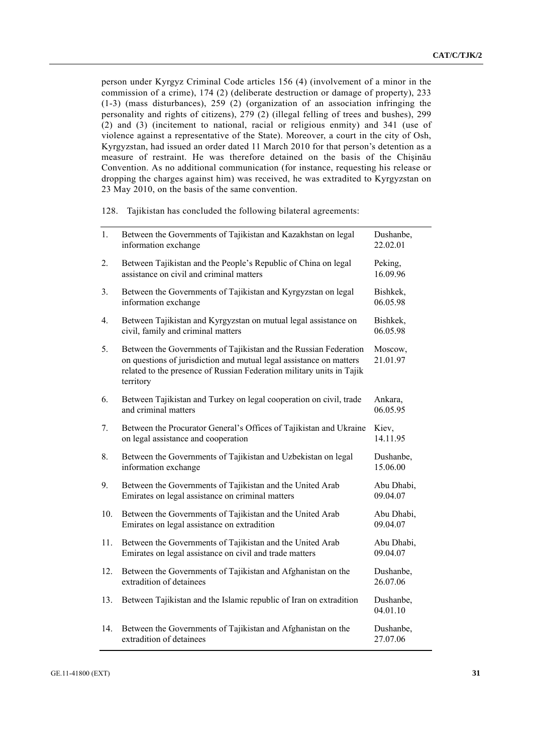person under Kyrgyz Criminal Code articles 156 (4) (involvement of a minor in the commission of a crime), 174 (2) (deliberate destruction or damage of property), 233 (1-3) (mass disturbances), 259 (2) (organization of an association infringing the personality and rights of citizens), 279 (2) (illegal felling of trees and bushes), 299 (2) and (3) (incitement to national, racial or religious enmity) and 341 (use of violence against a representative of the State). Moreover, a court in the city of Osh, Kyrgyzstan, had issued an order dated 11 March 2010 for that person's detention as a measure of restraint. He was therefore detained on the basis of the Chişinău Convention. As no additional communication (for instance, requesting his release or dropping the charges against him) was received, he was extradited to Kyrgyzstan on 23 May 2010, on the basis of the same convention.

128. Tajikistan has concluded the following bilateral agreements:

| | | |
|---|---|---|
| 1. | Between the Governments of Tajikistan and Kazakhstan on legal information exchange | Dushanbe, 22.02.01 |
| 2. | Between Tajikistan and the People's Republic of China on legal assistance on civil and criminal matters | Peking, 16.09.96 |
| 3. | Between the Governments of Tajikistan and Kyrgyzstan on legal information exchange | Bishkek, 06.05.98 |
| 4. | Between Tajikistan and Kyrgyzstan on mutual legal assistance on civil, family and criminal matters | Bishkek, 06.05.98 |
| 5. | Between the Governments of Tajikistan and the Russian Federation on questions of jurisdiction and mutual legal assistance on matters related to the presence of Russian Federation military units in Tajik territory | Moscow, 21.01.97 |
| 6. | Between Tajikistan and Turkey on legal cooperation on civil, trade and criminal matters | Ankara, 06.05.95 |
| 7. | Between the Procurator General's Offices of Tajikistan and Ukraine on legal assistance and cooperation | Kiev, 14.11.95 |
| 8. | Between the Governments of Tajikistan and Uzbekistan on legal information exchange | Dushanbe, 15.06.00 |
| 9. | Between the Governments of Tajikistan and the United Arab Emirates on legal assistance on criminal matters | Abu Dhabi, 09.04.07 |
| 10. | Between the Governments of Tajikistan and the United Arab Emirates on legal assistance on extradition | Abu Dhabi, 09.04.07 |
| 11. | Between the Governments of Tajikistan and the United Arab Emirates on legal assistance on civil and trade matters | Abu Dhabi, 09.04.07 |
| 12. | Between the Governments of Tajikistan and Afghanistan on the extradition of detainees | Dushanbe, 26.07.06 |
| 13. | Between Tajikistan and the Islamic republic of Iran on extradition | Dushanbe, 04.01.10 |
| 14. | Between the Governments of Tajikistan and Afghanistan on the extradition of detainees | Dushanbe, 27.07.06 |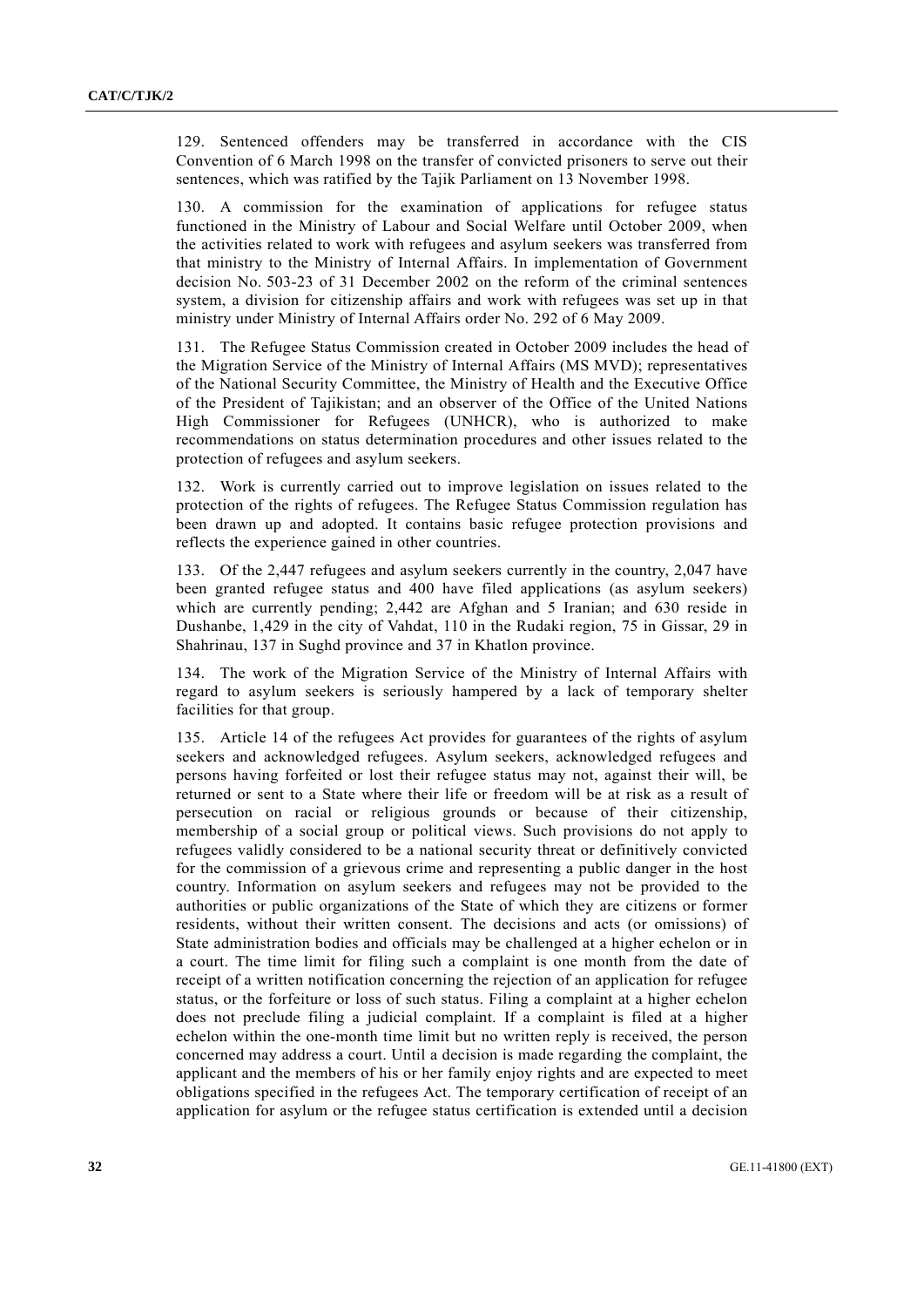129. Sentenced offenders may be transferred in accordance with the CIS Convention of 6 March 1998 on the transfer of convicted prisoners to serve out their sentences, which was ratified by the Tajik Parliament on 13 November 1998.

130. A commission for the examination of applications for refugee status functioned in the Ministry of Labour and Social Welfare until October 2009, when the activities related to work with refugees and asylum seekers was transferred from that ministry to the Ministry of Internal Affairs. In implementation of Government decision No. 503-23 of 31 December 2002 on the reform of the criminal sentences system, a division for citizenship affairs and work with refugees was set up in that ministry under Ministry of Internal Affairs order No. 292 of 6 May 2009.

131. The Refugee Status Commission created in October 2009 includes the head of the Migration Service of the Ministry of Internal Affairs (MS MVD); representatives of the National Security Committee, the Ministry of Health and the Executive Office of the President of Tajikistan; and an observer of the Office of the United Nations High Commissioner for Refugees (UNHCR), who is authorized to make recommendations on status determination procedures and other issues related to the protection of refugees and asylum seekers.

132. Work is currently carried out to improve legislation on issues related to the protection of the rights of refugees. The Refugee Status Commission regulation has been drawn up and adopted. It contains basic refugee protection provisions and reflects the experience gained in other countries.

133. Of the 2,447 refugees and asylum seekers currently in the country, 2,047 have been granted refugee status and 400 have filed applications (as asylum seekers) which are currently pending; 2,442 are Afghan and 5 Iranian; and 630 reside in Dushanbe, 1,429 in the city of Vahdat, 110 in the Rudaki region, 75 in Gissar, 29 in Shahrinau, 137 in Sughd province and 37 in Khatlon province.

134. The work of the Migration Service of the Ministry of Internal Affairs with regard to asylum seekers is seriously hampered by a lack of temporary shelter facilities for that group.

135. Article 14 of the refugees Act provides for guarantees of the rights of asylum seekers and acknowledged refugees. Asylum seekers, acknowledged refugees and persons having forfeited or lost their refugee status may not, against their will, be returned or sent to a State where their life or freedom will be at risk as a result of persecution on racial or religious grounds or because of their citizenship, membership of a social group or political views. Such provisions do not apply to refugees validly considered to be a national security threat or definitively convicted for the commission of a grievous crime and representing a public danger in the host country. Information on asylum seekers and refugees may not be provided to the authorities or public organizations of the State of which they are citizens or former residents, without their written consent. The decisions and acts (or omissions) of State administration bodies and officials may be challenged at a higher echelon or in a court. The time limit for filing such a complaint is one month from the date of receipt of a written notification concerning the rejection of an application for refugee status, or the forfeiture or loss of such status. Filing a complaint at a higher echelon does not preclude filing a judicial complaint. If a complaint is filed at a higher echelon within the one-month time limit but no written reply is received, the person concerned may address a court. Until a decision is made regarding the complaint, the applicant and the members of his or her family enjoy rights and are expected to meet obligations specified in the refugees Act. The temporary certification of receipt of an application for asylum or the refugee status certification is extended until a decision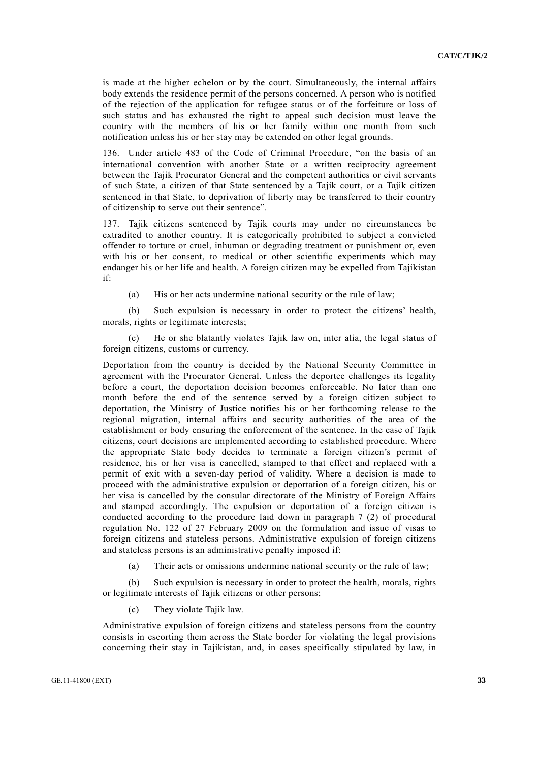is made at the higher echelon or by the court. Simultaneously, the internal affairs body extends the residence permit of the persons concerned. A person who is notified of the rejection of the application for refugee status or of the forfeiture or loss of such status and has exhausted the right to appeal such decision must leave the country with the members of his or her family within one month from such notification unless his or her stay may be extended on other legal grounds.

136. Under article 483 of the Code of Criminal Procedure, "on the basis of an international convention with another State or a written reciprocity agreement between the Tajik Procurator General and the competent authorities or civil servants of such State, a citizen of that State sentenced by a Tajik court, or a Tajik citizen sentenced in that State, to deprivation of liberty may be transferred to their country of citizenship to serve out their sentence".

137. Tajik citizens sentenced by Tajik courts may under no circumstances be extradited to another country. It is categorically prohibited to subject a convicted offender to torture or cruel, inhuman or degrading treatment or punishment or, even with his or her consent, to medical or other scientific experiments which may endanger his or her life and health. A foreign citizen may be expelled from Tajikistan if:

(a) His or her acts undermine national security or the rule of law;

(b) Such expulsion is necessary in order to protect the citizens' health, morals, rights or legitimate interests;

(c) He or she blatantly violates Tajik law on, inter alia, the legal status of foreign citizens, customs or currency.

Deportation from the country is decided by the National Security Committee in agreement with the Procurator General. Unless the deportee challenges its legality before a court, the deportation decision becomes enforceable. No later than one month before the end of the sentence served by a foreign citizen subject to deportation, the Ministry of Justice notifies his or her forthcoming release to the regional migration, internal affairs and security authorities of the area of the establishment or body ensuring the enforcement of the sentence. In the case of Tajik citizens, court decisions are implemented according to established procedure. Where the appropriate State body decides to terminate a foreign citizen's permit of residence, his or her visa is cancelled, stamped to that effect and replaced with a permit of exit with a seven-day period of validity. Where a decision is made to proceed with the administrative expulsion or deportation of a foreign citizen, his or her visa is cancelled by the consular directorate of the Ministry of Foreign Affairs and stamped accordingly. The expulsion or deportation of a foreign citizen is conducted according to the procedure laid down in paragraph 7 (2) of procedural regulation No. 122 of 27 February 2009 on the formulation and issue of visas to foreign citizens and stateless persons. Administrative expulsion of foreign citizens and stateless persons is an administrative penalty imposed if:

(a) Their acts or omissions undermine national security or the rule of law;

(b) Such expulsion is necessary in order to protect the health, morals, rights or legitimate interests of Tajik citizens or other persons;

(c) They violate Tajik law.

Administrative expulsion of foreign citizens and stateless persons from the country consists in escorting them across the State border for violating the legal provisions concerning their stay in Tajikistan, and, in cases specifically stipulated by law, in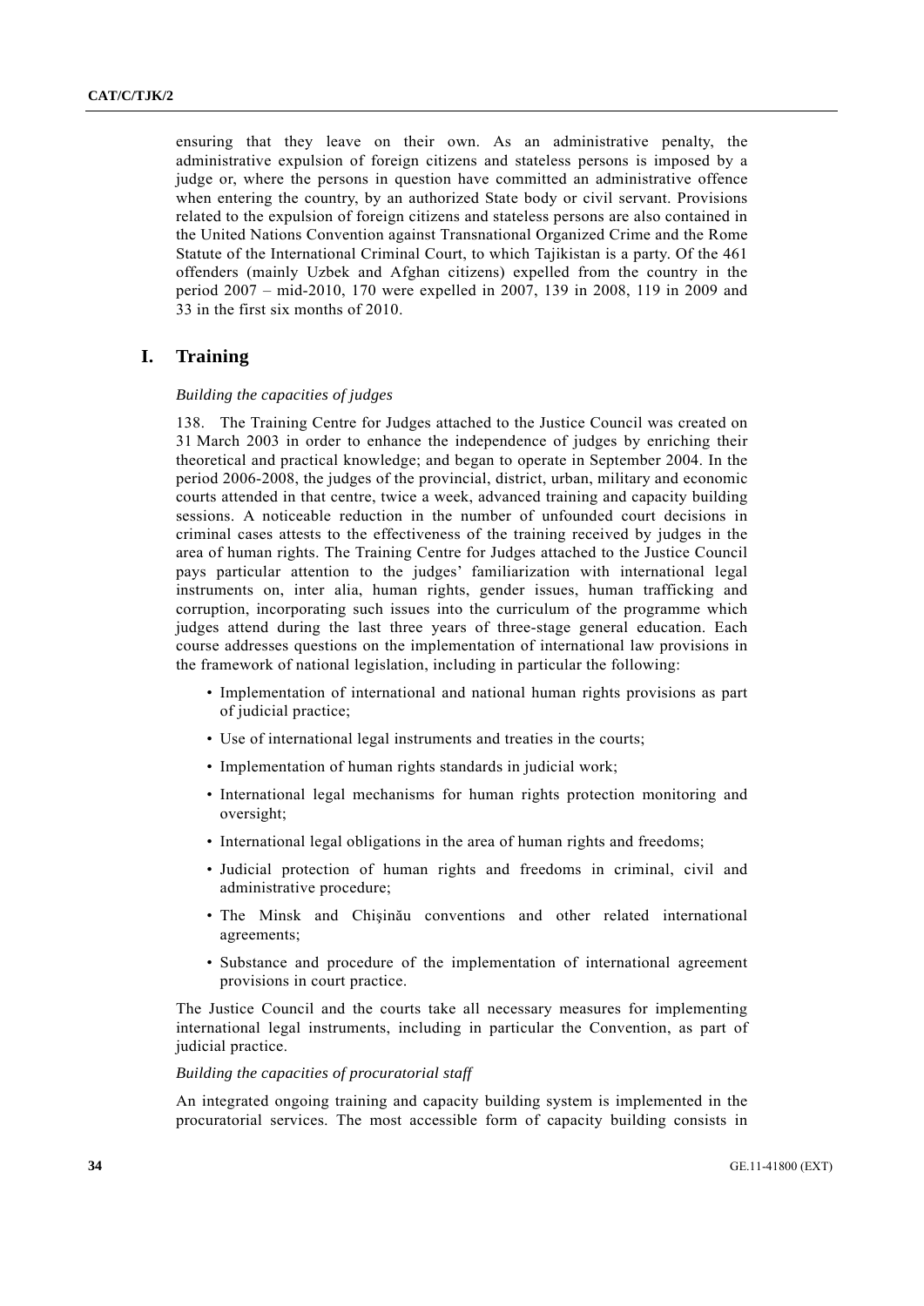ensuring that they leave on their own. As an administrative penalty, the administrative expulsion of foreign citizens and stateless persons is imposed by a judge or, where the persons in question have committed an administrative offence when entering the country, by an authorized State body or civil servant. Provisions related to the expulsion of foreign citizens and stateless persons are also contained in the United Nations Convention against Transnational Organized Crime and the Rome Statute of the International Criminal Court, to which Tajikistan is a party. Of the 461 offenders (mainly Uzbek and Afghan citizens) expelled from the country in the period 2007 – mid-2010, 170 were expelled in 2007, 139 in 2008, 119 in 2009 and 33 in the first six months of 2010.

## I. Training

*Building the capacities of judges*

138. The Training Centre for Judges attached to the Justice Council was created on 31 March 2003 in order to enhance the independence of judges by enriching their theoretical and practical knowledge; and began to operate in September 2004. In the period 2006-2008, the judges of the provincial, district, urban, military and economic courts attended in that centre, twice a week, advanced training and capacity building sessions. A noticeable reduction in the number of unfounded court decisions in criminal cases attests to the effectiveness of the training received by judges in the area of human rights. The Training Centre for Judges attached to the Justice Council pays particular attention to the judges' familiarization with international legal instruments on, inter alia, human rights, gender issues, human trafficking and corruption, incorporating such issues into the curriculum of the programme which judges attend during the last three years of three-stage general education. Each course addresses questions on the implementation of international law provisions in the framework of national legislation, including in particular the following:

- Implementation of international and national human rights provisions as part of judicial practice;
- Use of international legal instruments and treaties in the courts;
- Implementation of human rights standards in judicial work;
- International legal mechanisms for human rights protection monitoring and oversight;
- International legal obligations in the area of human rights and freedoms;
- Judicial protection of human rights and freedoms in criminal, civil and administrative procedure;
- The Minsk and Chişinău conventions and other related international agreements;
- Substance and procedure of the implementation of international agreement provisions in court practice.

The Justice Council and the courts take all necessary measures for implementing international legal instruments, including in particular the Convention, as part of judicial practice.

*Building the capacities of procuratorial staff*

An integrated ongoing training and capacity building system is implemented in the procuratorial services. The most accessible form of capacity building consists in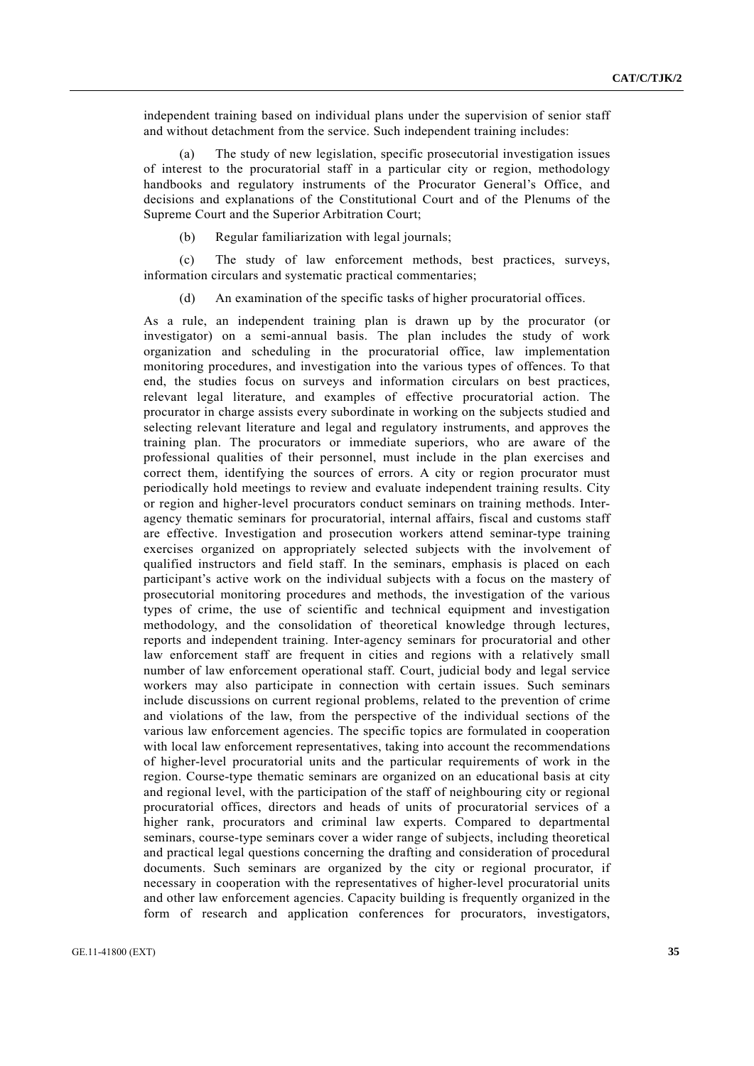independent training based on individual plans under the supervision of senior staff and without detachment from the service. Such independent training includes:

(a) The study of new legislation, specific prosecutorial investigation issues of interest to the procuratorial staff in a particular city or region, methodology handbooks and regulatory instruments of the Procurator General's Office, and decisions and explanations of the Constitutional Court and of the Plenums of the Supreme Court and the Superior Arbitration Court;

(b) Regular familiarization with legal journals;

(c) The study of law enforcement methods, best practices, surveys, information circulars and systematic practical commentaries;

(d) An examination of the specific tasks of higher procuratorial offices.

As a rule, an independent training plan is drawn up by the procurator (or investigator) on a semi-annual basis. The plan includes the study of work organization and scheduling in the procuratorial office, law implementation monitoring procedures, and investigation into the various types of offences. To that end, the studies focus on surveys and information circulars on best practices, relevant legal literature, and examples of effective procuratorial action. The procurator in charge assists every subordinate in working on the subjects studied and selecting relevant literature and legal and regulatory instruments, and approves the training plan. The procurators or immediate superiors, who are aware of the professional qualities of their personnel, must include in the plan exercises and correct them, identifying the sources of errors. A city or region procurator must periodically hold meetings to review and evaluate independent training results. City or region and higher-level procurators conduct seminars on training methods. Inter-agency thematic seminars for procuratorial, internal affairs, fiscal and customs staff are effective. Investigation and prosecution workers attend seminar-type training exercises organized on appropriately selected subjects with the involvement of qualified instructors and field staff. In the seminars, emphasis is placed on each participant's active work on the individual subjects with a focus on the mastery of prosecutorial monitoring procedures and methods, the investigation of the various types of crime, the use of scientific and technical equipment and investigation methodology, and the consolidation of theoretical knowledge through lectures, reports and independent training. Inter-agency seminars for procuratorial and other law enforcement staff are frequent in cities and regions with a relatively small number of law enforcement operational staff. Court, judicial body and legal service workers may also participate in connection with certain issues. Such seminars include discussions on current regional problems, related to the prevention of crime and violations of the law, from the perspective of the individual sections of the various law enforcement agencies. The specific topics are formulated in cooperation with local law enforcement representatives, taking into account the recommendations of higher-level procuratorial units and the particular requirements of work in the region. Course-type thematic seminars are organized on an educational basis at city and regional level, with the participation of the staff of neighbouring city or regional procuratorial offices, directors and heads of units of procuratorial services of a higher rank, procurators and criminal law experts. Compared to departmental seminars, course-type seminars cover a wider range of subjects, including theoretical and practical legal questions concerning the drafting and consideration of procedural documents. Such seminars are organized by the city or regional procurator, if necessary in cooperation with the representatives of higher-level procuratorial units and other law enforcement agencies. Capacity building is frequently organized in the form of research and application conferences for procurators, investigators,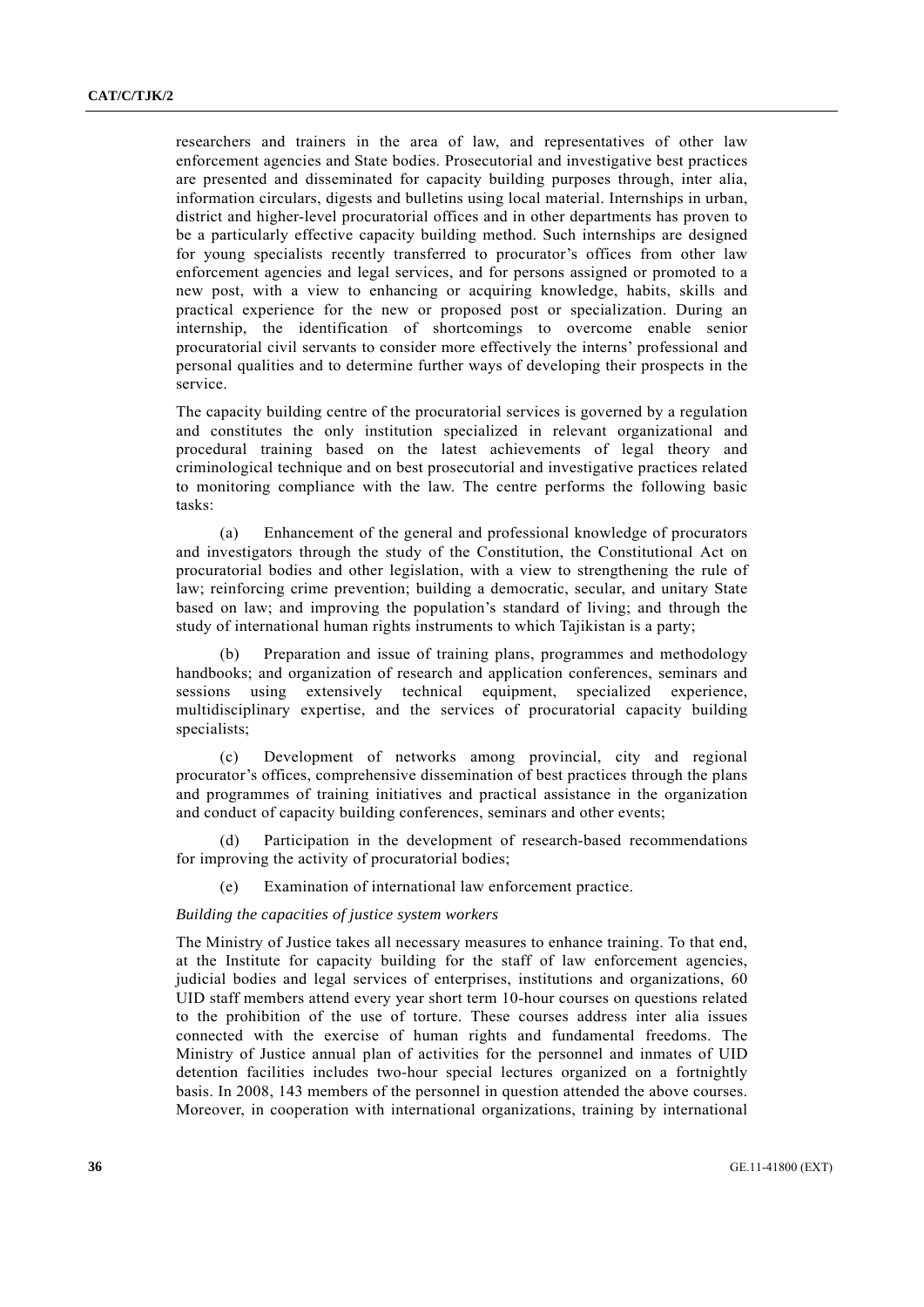researchers and trainers in the area of law, and representatives of other law enforcement agencies and State bodies. Prosecutorial and investigative best practices are presented and disseminated for capacity building purposes through, inter alia, information circulars, digests and bulletins using local material. Internships in urban, district and higher-level procuratorial offices and in other departments has proven to be a particularly effective capacity building method. Such internships are designed for young specialists recently transferred to procurator's offices from other law enforcement agencies and legal services, and for persons assigned or promoted to a new post, with a view to enhancing or acquiring knowledge, habits, skills and practical experience for the new or proposed post or specialization. During an internship, the identification of shortcomings to overcome enable senior procuratorial civil servants to consider more effectively the interns' professional and personal qualities and to determine further ways of developing their prospects in the service.

The capacity building centre of the procuratorial services is governed by a regulation and constitutes the only institution specialized in relevant organizational and procedural training based on the latest achievements of legal theory and criminological technique and on best prosecutorial and investigative practices related to monitoring compliance with the law. The centre performs the following basic tasks:

(a) Enhancement of the general and professional knowledge of procurators and investigators through the study of the Constitution, the Constitutional Act on procuratorial bodies and other legislation, with a view to strengthening the rule of law; reinforcing crime prevention; building a democratic, secular, and unitary State based on law; and improving the population's standard of living; and through the study of international human rights instruments to which Tajikistan is a party;

(b) Preparation and issue of training plans, programmes and methodology handbooks; and organization of research and application conferences, seminars and sessions using extensively technical equipment, specialized experience, multidisciplinary expertise, and the services of procuratorial capacity building specialists;

(c) Development of networks among provincial, city and regional procurator's offices, comprehensive dissemination of best practices through the plans and programmes of training initiatives and practical assistance in the organization and conduct of capacity building conferences, seminars and other events;

(d) Participation in the development of research-based recommendations for improving the activity of procuratorial bodies;

(e) Examination of international law enforcement practice.

*Building the capacities of justice system workers*

The Ministry of Justice takes all necessary measures to enhance training. To that end, at the Institute for capacity building for the staff of law enforcement agencies, judicial bodies and legal services of enterprises, institutions and organizations, 60 UID staff members attend every year short term 10-hour courses on questions related to the prohibition of the use of torture. These courses address inter alia issues connected with the exercise of human rights and fundamental freedoms. The Ministry of Justice annual plan of activities for the personnel and inmates of UID detention facilities includes two-hour special lectures organized on a fortnightly basis. In 2008, 143 members of the personnel in question attended the above courses. Moreover, in cooperation with international organizations, training by international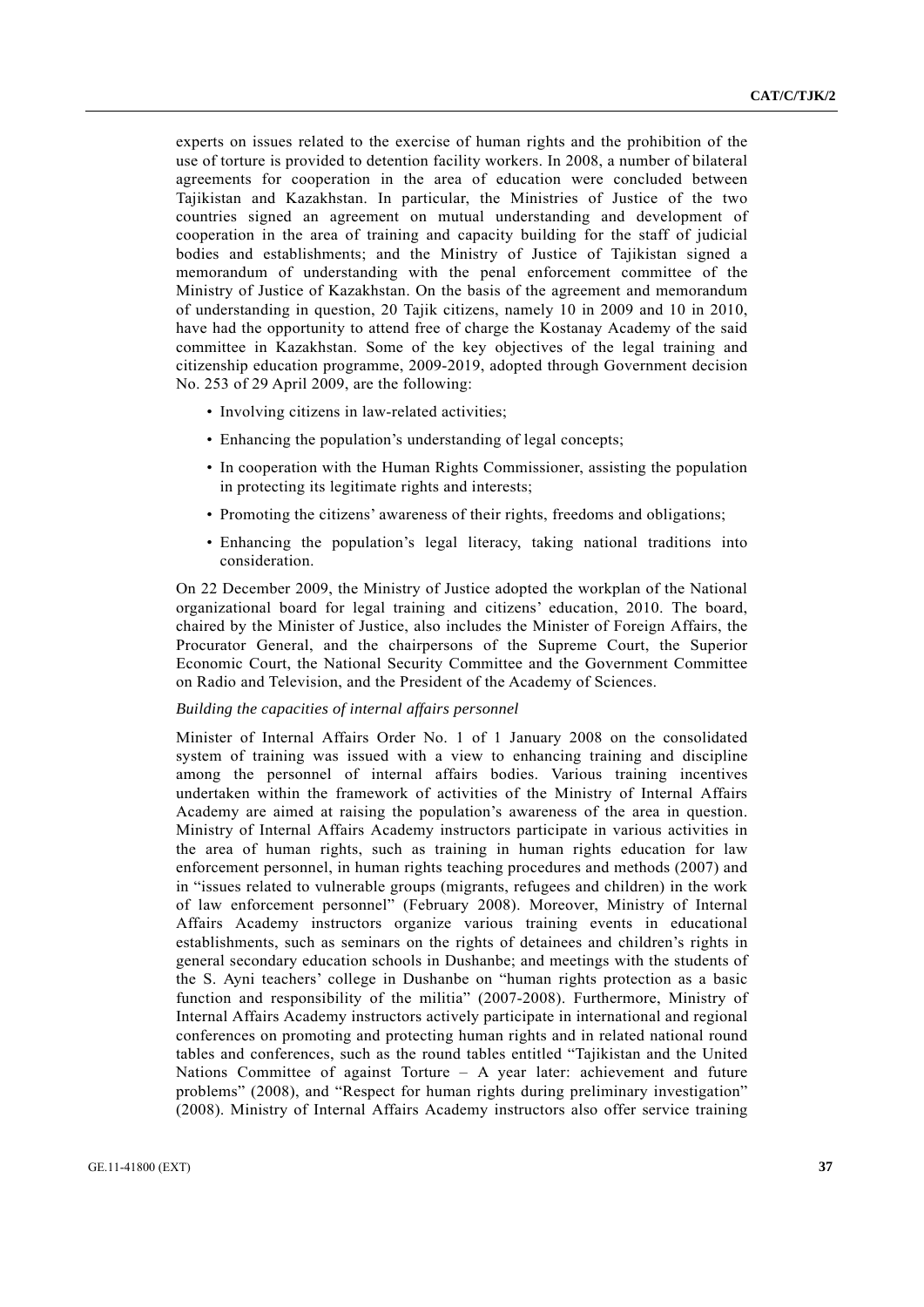experts on issues related to the exercise of human rights and the prohibition of the use of torture is provided to detention facility workers. In 2008, a number of bilateral agreements for cooperation in the area of education were concluded between Tajikistan and Kazakhstan. In particular, the Ministries of Justice of the two countries signed an agreement on mutual understanding and development of cooperation in the area of training and capacity building for the staff of judicial bodies and establishments; and the Ministry of Justice of Tajikistan signed a memorandum of understanding with the penal enforcement committee of the Ministry of Justice of Kazakhstan. On the basis of the agreement and memorandum of understanding in question, 20 Tajik citizens, namely 10 in 2009 and 10 in 2010, have had the opportunity to attend free of charge the Kostanay Academy of the said committee in Kazakhstan. Some of the key objectives of the legal training and citizenship education programme, 2009-2019, adopted through Government decision No. 253 of 29 April 2009, are the following:

- Involving citizens in law-related activities;
- Enhancing the population's understanding of legal concepts;
- In cooperation with the Human Rights Commissioner, assisting the population in protecting its legitimate rights and interests;
- Promoting the citizens' awareness of their rights, freedoms and obligations;
- Enhancing the population's legal literacy, taking national traditions into consideration.

On 22 December 2009, the Ministry of Justice adopted the workplan of the National organizational board for legal training and citizens' education, 2010. The board, chaired by the Minister of Justice, also includes the Minister of Foreign Affairs, the Procurator General, and the chairpersons of the Supreme Court, the Superior Economic Court, the National Security Committee and the Government Committee on Radio and Television, and the President of the Academy of Sciences.

*Building the capacities of internal affairs personnel*

Minister of Internal Affairs Order No. 1 of 1 January 2008 on the consolidated system of training was issued with a view to enhancing training and discipline among the personnel of internal affairs bodies. Various training incentives undertaken within the framework of activities of the Ministry of Internal Affairs Academy are aimed at raising the population's awareness of the area in question. Ministry of Internal Affairs Academy instructors participate in various activities in the area of human rights, such as training in human rights education for law enforcement personnel, in human rights teaching procedures and methods (2007) and in "issues related to vulnerable groups (migrants, refugees and children) in the work of law enforcement personnel" (February 2008). Moreover, Ministry of Internal Affairs Academy instructors organize various training events in educational establishments, such as seminars on the rights of detainees and children's rights in general secondary education schools in Dushanbe; and meetings with the students of the S. Ayni teachers' college in Dushanbe on "human rights protection as a basic function and responsibility of the militia" (2007-2008). Furthermore, Ministry of Internal Affairs Academy instructors actively participate in international and regional conferences on promoting and protecting human rights and in related national round tables and conferences, such as the round tables entitled "Tajikistan and the United Nations Committee of against Torture – A year later: achievement and future problems" (2008), and "Respect for human rights during preliminary investigation" (2008). Ministry of Internal Affairs Academy instructors also offer service training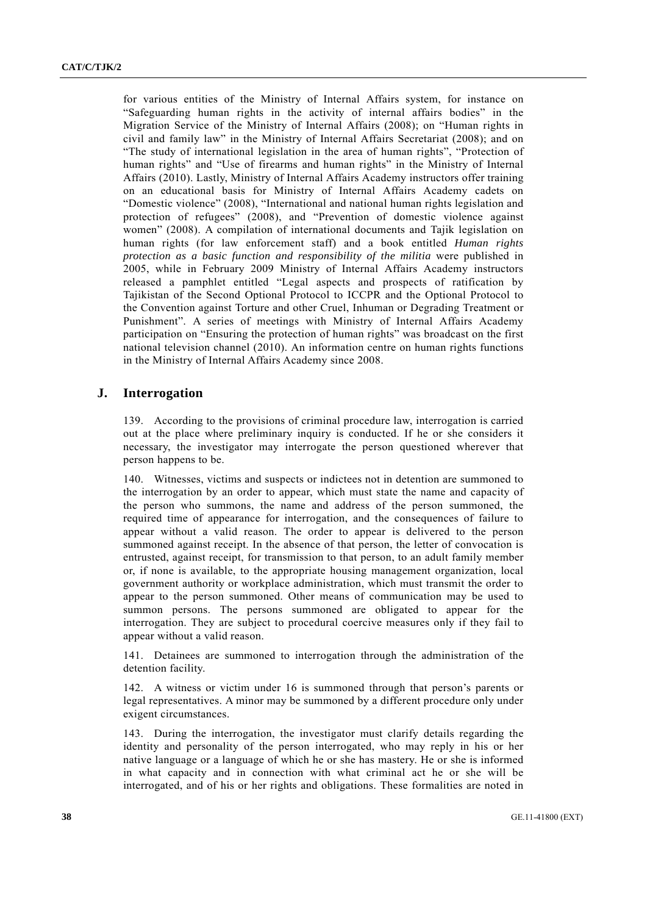for various entities of the Ministry of Internal Affairs system, for instance on "Safeguarding human rights in the activity of internal affairs bodies" in the Migration Service of the Ministry of Internal Affairs (2008); on "Human rights in civil and family law" in the Ministry of Internal Affairs Secretariat (2008); and on "The study of international legislation in the area of human rights", "Protection of human rights" and "Use of firearms and human rights" in the Ministry of Internal Affairs (2010). Lastly, Ministry of Internal Affairs Academy instructors offer training on an educational basis for Ministry of Internal Affairs Academy cadets on "Domestic violence" (2008), "International and national human rights legislation and protection of refugees" (2008), and "Prevention of domestic violence against women" (2008). A compilation of international documents and Tajik legislation on human rights (for law enforcement staff) and a book entitled *Human rights protection as a basic function and responsibility of the militia* were published in 2005, while in February 2009 Ministry of Internal Affairs Academy instructors released a pamphlet entitled "Legal aspects and prospects of ratification by Tajikistan of the Second Optional Protocol to ICCPR and the Optional Protocol to the Convention against Torture and other Cruel, Inhuman or Degrading Treatment or Punishment". A series of meetings with Ministry of Internal Affairs Academy participation on "Ensuring the protection of human rights" was broadcast on the first national television channel (2010). An information centre on human rights functions in the Ministry of Internal Affairs Academy since 2008.

## J. Interrogation

139. According to the provisions of criminal procedure law, interrogation is carried out at the place where preliminary inquiry is conducted. If he or she considers it necessary, the investigator may interrogate the person questioned wherever that person happens to be.

140. Witnesses, victims and suspects or indictees not in detention are summoned to the interrogation by an order to appear, which must state the name and capacity of the person who summons, the name and address of the person summoned, the required time of appearance for interrogation, and the consequences of failure to appear without a valid reason. The order to appear is delivered to the person summoned against receipt. In the absence of that person, the letter of convocation is entrusted, against receipt, for transmission to that person, to an adult family member or, if none is available, to the appropriate housing management organization, local government authority or workplace administration, which must transmit the order to appear to the person summoned. Other means of communication may be used to summon persons. The persons summoned are obligated to appear for the interrogation. They are subject to procedural coercive measures only if they fail to appear without a valid reason.

141. Detainees are summoned to interrogation through the administration of the detention facility.

142. A witness or victim under 16 is summoned through that person's parents or legal representatives. A minor may be summoned by a different procedure only under exigent circumstances.

143. During the interrogation, the investigator must clarify details regarding the identity and personality of the person interrogated, who may reply in his or her native language or a language of which he or she has mastery. He or she is informed in what capacity and in connection with what criminal act he or she will be interrogated, and of his or her rights and obligations. These formalities are noted in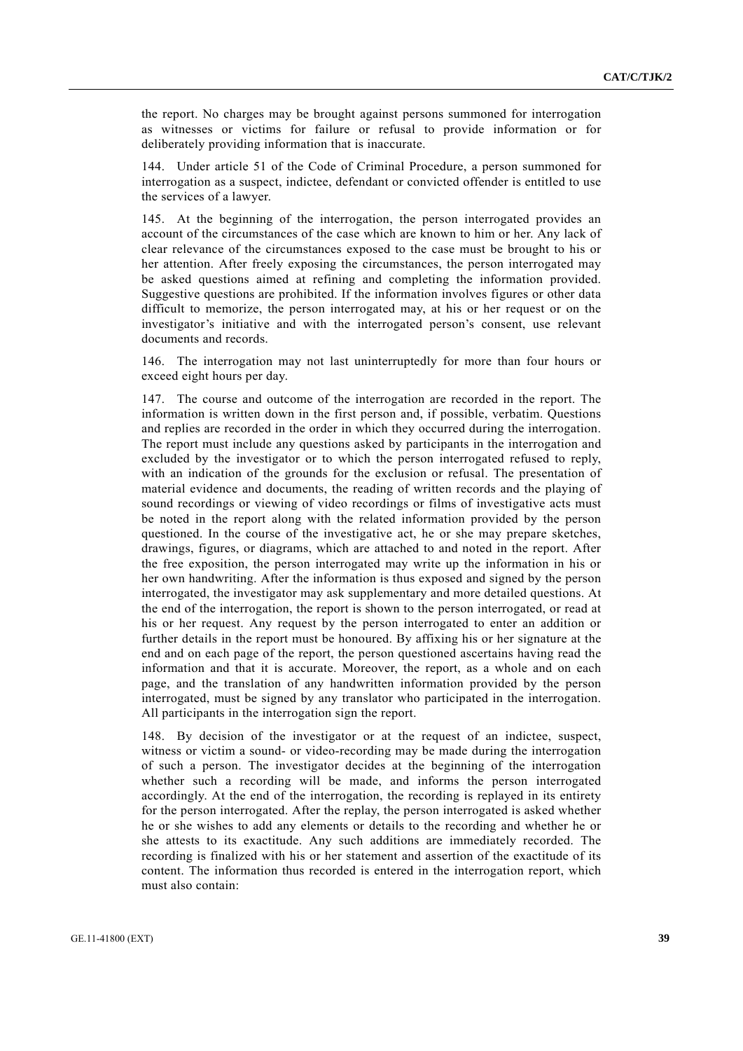the report. No charges may be brought against persons summoned for interrogation as witnesses or victims for failure or refusal to provide information or for deliberately providing information that is inaccurate.

144. Under article 51 of the Code of Criminal Procedure, a person summoned for interrogation as a suspect, indictee, defendant or convicted offender is entitled to use the services of a lawyer.

145. At the beginning of the interrogation, the person interrogated provides an account of the circumstances of the case which are known to him or her. Any lack of clear relevance of the circumstances exposed to the case must be brought to his or her attention. After freely exposing the circumstances, the person interrogated may be asked questions aimed at refining and completing the information provided. Suggestive questions are prohibited. If the information involves figures or other data difficult to memorize, the person interrogated may, at his or her request or on the investigator's initiative and with the interrogated person's consent, use relevant documents and records.

146. The interrogation may not last uninterruptedly for more than four hours or exceed eight hours per day.

147. The course and outcome of the interrogation are recorded in the report. The information is written down in the first person and, if possible, verbatim. Questions and replies are recorded in the order in which they occurred during the interrogation. The report must include any questions asked by participants in the interrogation and excluded by the investigator or to which the person interrogated refused to reply, with an indication of the grounds for the exclusion or refusal. The presentation of material evidence and documents, the reading of written records and the playing of sound recordings or viewing of video recordings or films of investigative acts must be noted in the report along with the related information provided by the person questioned. In the course of the investigative act, he or she may prepare sketches, drawings, figures, or diagrams, which are attached to and noted in the report. After the free exposition, the person interrogated may write up the information in his or her own handwriting. After the information is thus exposed and signed by the person interrogated, the investigator may ask supplementary and more detailed questions. At the end of the interrogation, the report is shown to the person interrogated, or read at his or her request. Any request by the person interrogated to enter an addition or further details in the report must be honoured. By affixing his or her signature at the end and on each page of the report, the person questioned ascertains having read the information and that it is accurate. Moreover, the report, as a whole and on each page, and the translation of any handwritten information provided by the person interrogated, must be signed by any translator who participated in the interrogation. All participants in the interrogation sign the report.

148. By decision of the investigator or at the request of an indictee, suspect, witness or victim a sound- or video-recording may be made during the interrogation of such a person. The investigator decides at the beginning of the interrogation whether such a recording will be made, and informs the person interrogated accordingly. At the end of the interrogation, the recording is replayed in its entirety for the person interrogated. After the replay, the person interrogated is asked whether he or she wishes to add any elements or details to the recording and whether he or she attests to its exactitude. Any such additions are immediately recorded. The recording is finalized with his or her statement and assertion of the exactitude of its content. The information thus recorded is entered in the interrogation report, which must also contain: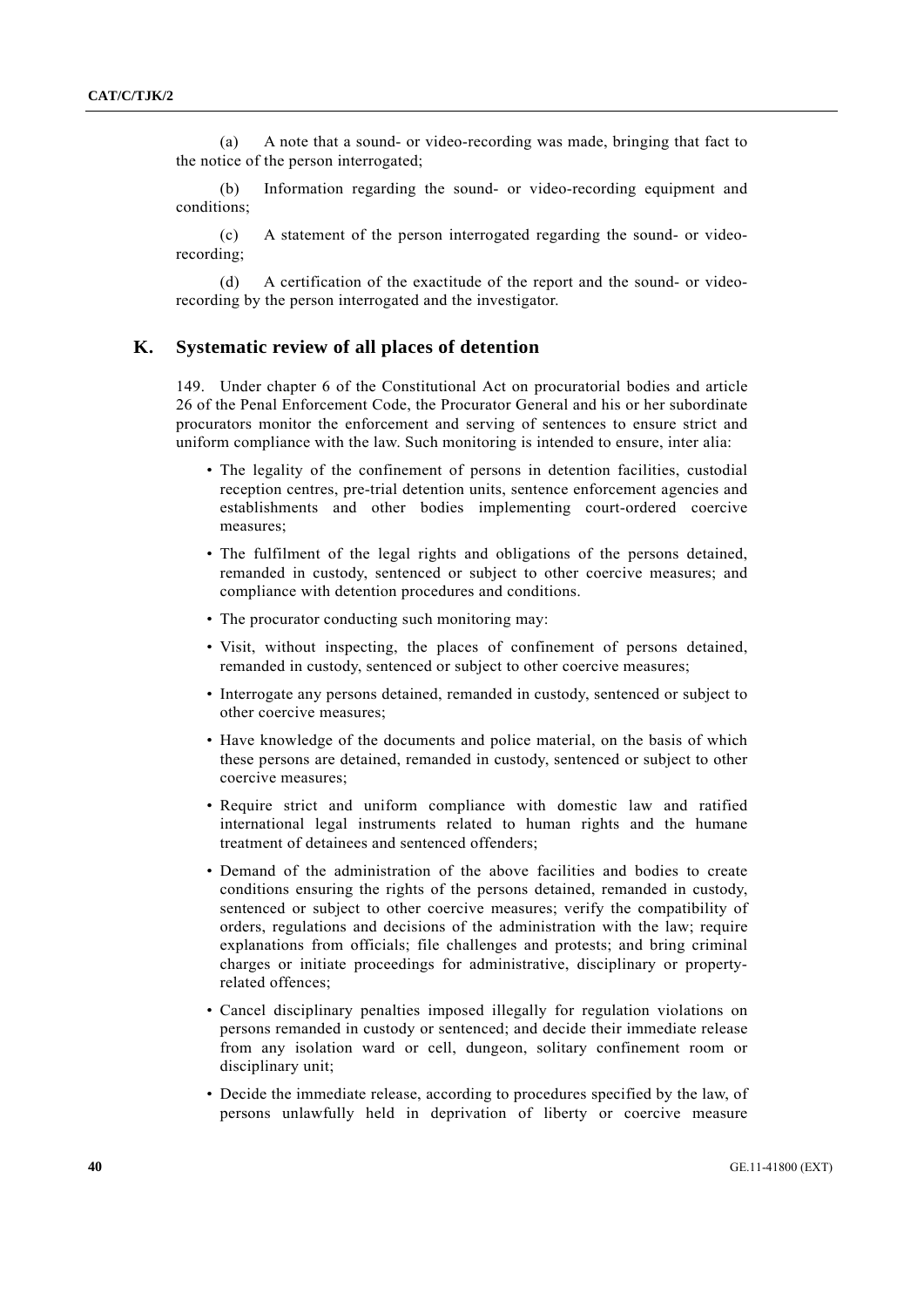(a) A note that a sound- or video-recording was made, bringing that fact to the notice of the person interrogated;

(b) Information regarding the sound- or video-recording equipment and conditions;

(c) A statement of the person interrogated regarding the sound- or video-recording;

(d) A certification of the exactitude of the report and the sound- or video-recording by the person interrogated and the investigator.

## K. Systematic review of all places of detention

149. Under chapter 6 of the Constitutional Act on procuratorial bodies and article 26 of the Penal Enforcement Code, the Procurator General and his or her subordinate procurators monitor the enforcement and serving of sentences to ensure strict and uniform compliance with the law. Such monitoring is intended to ensure, inter alia:

- The legality of the confinement of persons in detention facilities, custodial reception centres, pre-trial detention units, sentence enforcement agencies and establishments and other bodies implementing court-ordered coercive measures;
- The fulfilment of the legal rights and obligations of the persons detained, remanded in custody, sentenced or subject to other coercive measures; and compliance with detention procedures and conditions.
- The procurator conducting such monitoring may:
- Visit, without inspecting, the places of confinement of persons detained, remanded in custody, sentenced or subject to other coercive measures;
- Interrogate any persons detained, remanded in custody, sentenced or subject to other coercive measures;
- Have knowledge of the documents and police material, on the basis of which these persons are detained, remanded in custody, sentenced or subject to other coercive measures;
- Require strict and uniform compliance with domestic law and ratified international legal instruments related to human rights and the humane treatment of detainees and sentenced offenders;
- Demand of the administration of the above facilities and bodies to create conditions ensuring the rights of the persons detained, remanded in custody, sentenced or subject to other coercive measures; verify the compatibility of orders, regulations and decisions of the administration with the law; require explanations from officials; file challenges and protests; and bring criminal charges or initiate proceedings for administrative, disciplinary or property-related offences;
- Cancel disciplinary penalties imposed illegally for regulation violations on persons remanded in custody or sentenced; and decide their immediate release from any isolation ward or cell, dungeon, solitary confinement room or disciplinary unit;
- Decide the immediate release, according to procedures specified by the law, of persons unlawfully held in deprivation of liberty or coercive measure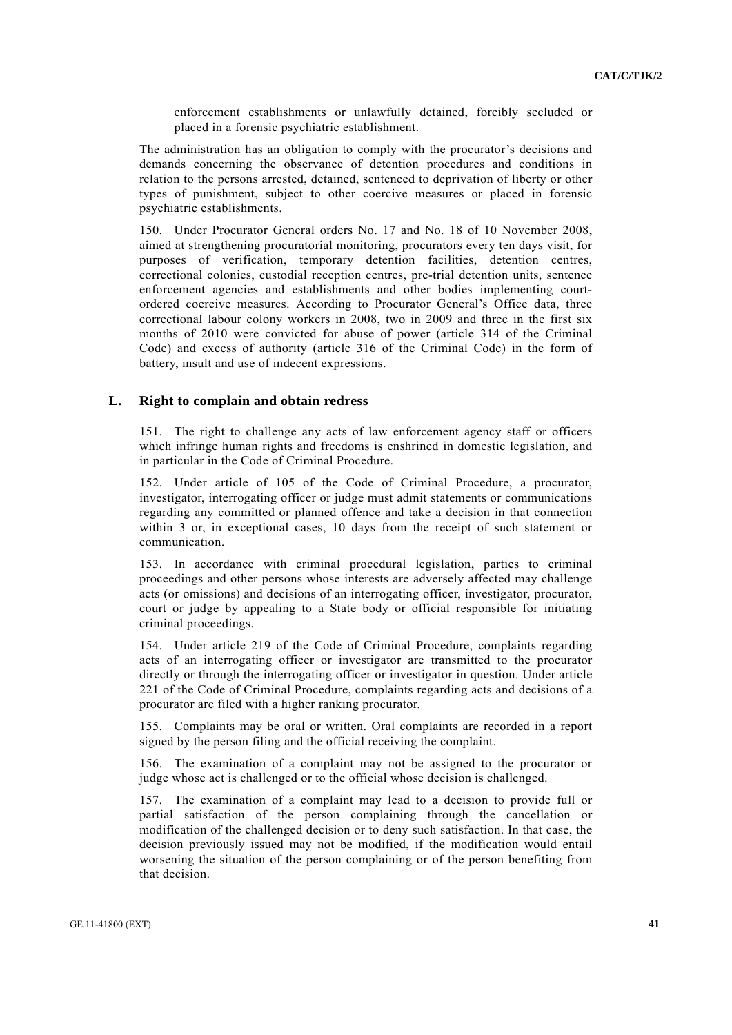enforcement establishments or unlawfully detained, forcibly secluded or placed in a forensic psychiatric establishment.

The administration has an obligation to comply with the procurator's decisions and demands concerning the observance of detention procedures and conditions in relation to the persons arrested, detained, sentenced to deprivation of liberty or other types of punishment, subject to other coercive measures or placed in forensic psychiatric establishments.

150. Under Procurator General orders No. 17 and No. 18 of 10 November 2008, aimed at strengthening procuratorial monitoring, procurators every ten days visit, for purposes of verification, temporary detention facilities, detention centres, correctional colonies, custodial reception centres, pre-trial detention units, sentence enforcement agencies and establishments and other bodies implementing court-ordered coercive measures. According to Procurator General's Office data, three correctional labour colony workers in 2008, two in 2009 and three in the first six months of 2010 were convicted for abuse of power (article 314 of the Criminal Code) and excess of authority (article 316 of the Criminal Code) in the form of battery, insult and use of indecent expressions.

## L. Right to complain and obtain redress

151. The right to challenge any acts of law enforcement agency staff or officers which infringe human rights and freedoms is enshrined in domestic legislation, and in particular in the Code of Criminal Procedure.

152. Under article of 105 of the Code of Criminal Procedure, a procurator, investigator, interrogating officer or judge must admit statements or communications regarding any committed or planned offence and take a decision in that connection within 3 or, in exceptional cases, 10 days from the receipt of such statement or communication.

153. In accordance with criminal procedural legislation, parties to criminal proceedings and other persons whose interests are adversely affected may challenge acts (or omissions) and decisions of an interrogating officer, investigator, procurator, court or judge by appealing to a State body or official responsible for initiating criminal proceedings.

154. Under article 219 of the Code of Criminal Procedure, complaints regarding acts of an interrogating officer or investigator are transmitted to the procurator directly or through the interrogating officer or investigator in question. Under article 221 of the Code of Criminal Procedure, complaints regarding acts and decisions of a procurator are filed with a higher ranking procurator.

155. Complaints may be oral or written. Oral complaints are recorded in a report signed by the person filing and the official receiving the complaint.

156. The examination of a complaint may not be assigned to the procurator or judge whose act is challenged or to the official whose decision is challenged.

157. The examination of a complaint may lead to a decision to provide full or partial satisfaction of the person complaining through the cancellation or modification of the challenged decision or to deny such satisfaction. In that case, the decision previously issued may not be modified, if the modification would entail worsening the situation of the person complaining or of the person benefiting from that decision.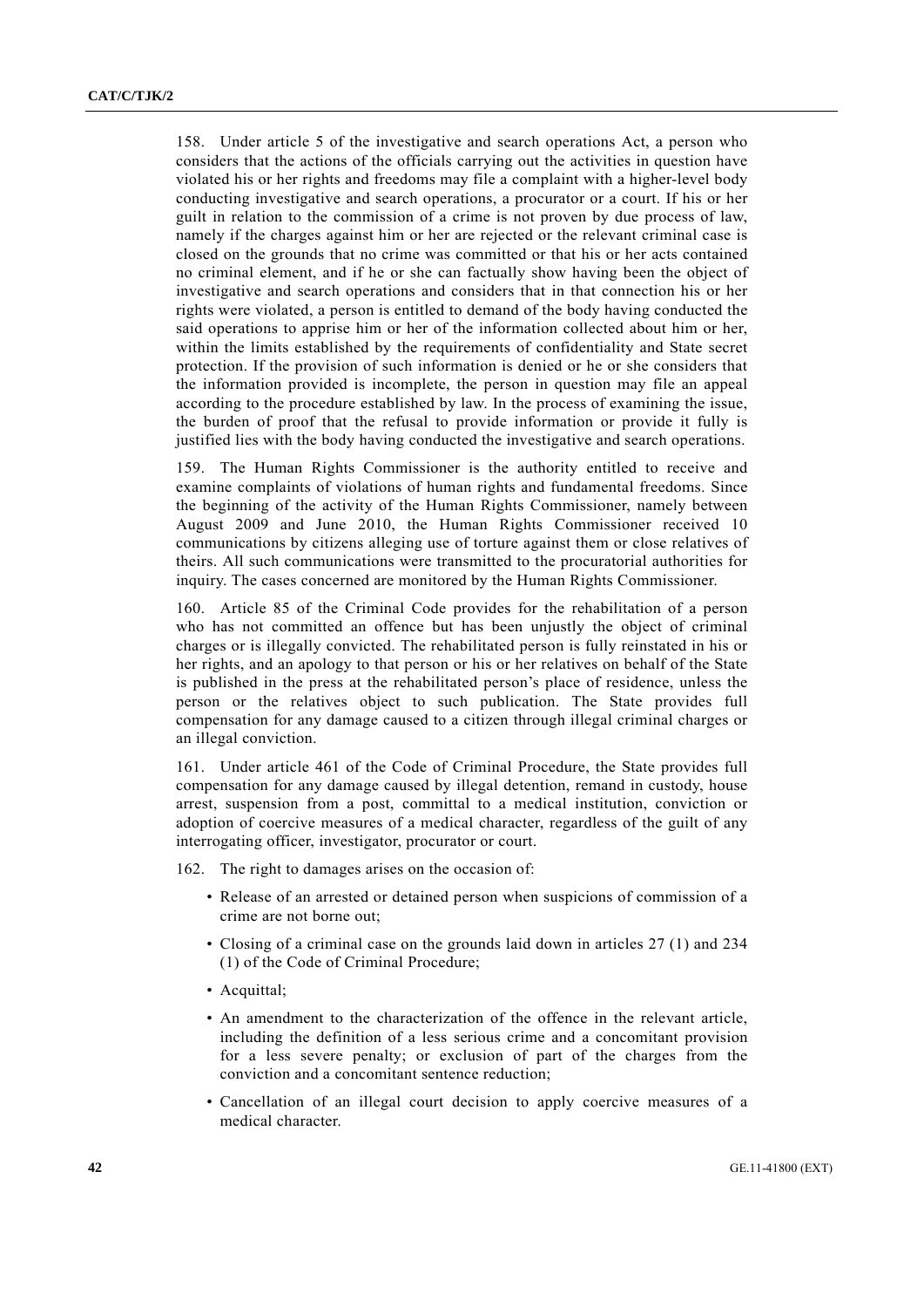158. Under article 5 of the investigative and search operations Act, a person who considers that the actions of the officials carrying out the activities in question have violated his or her rights and freedoms may file a complaint with a higher-level body conducting investigative and search operations, a procurator or a court. If his or her guilt in relation to the commission of a crime is not proven by due process of law, namely if the charges against him or her are rejected or the relevant criminal case is closed on the grounds that no crime was committed or that his or her acts contained no criminal element, and if he or she can factually show having been the object of investigative and search operations and considers that in that connection his or her rights were violated, a person is entitled to demand of the body having conducted the said operations to apprise him or her of the information collected about him or her, within the limits established by the requirements of confidentiality and State secret protection. If the provision of such information is denied or he or she considers that the information provided is incomplete, the person in question may file an appeal according to the procedure established by law. In the process of examining the issue, the burden of proof that the refusal to provide information or provide it fully is justified lies with the body having conducted the investigative and search operations.

159. The Human Rights Commissioner is the authority entitled to receive and examine complaints of violations of human rights and fundamental freedoms. Since the beginning of the activity of the Human Rights Commissioner, namely between August 2009 and June 2010, the Human Rights Commissioner received 10 communications by citizens alleging use of torture against them or close relatives of theirs. All such communications were transmitted to the procuratorial authorities for inquiry. The cases concerned are monitored by the Human Rights Commissioner.

160. Article 85 of the Criminal Code provides for the rehabilitation of a person who has not committed an offence but has been unjustly the object of criminal charges or is illegally convicted. The rehabilitated person is fully reinstated in his or her rights, and an apology to that person or his or her relatives on behalf of the State is published in the press at the rehabilitated person's place of residence, unless the person or the relatives object to such publication. The State provides full compensation for any damage caused to a citizen through illegal criminal charges or an illegal conviction.

161. Under article 461 of the Code of Criminal Procedure, the State provides full compensation for any damage caused by illegal detention, remand in custody, house arrest, suspension from a post, committal to a medical institution, conviction or adoption of coercive measures of a medical character, regardless of the guilt of any interrogating officer, investigator, procurator or court.

162. The right to damages arises on the occasion of:

- Release of an arrested or detained person when suspicions of commission of a crime are not borne out;
- Closing of a criminal case on the grounds laid down in articles 27 (1) and 234 (1) of the Code of Criminal Procedure;
- Acquittal;
- An amendment to the characterization of the offence in the relevant article, including the definition of a less serious crime and a concomitant provision for a less severe penalty; or exclusion of part of the charges from the conviction and a concomitant sentence reduction;
- Cancellation of an illegal court decision to apply coercive measures of a medical character.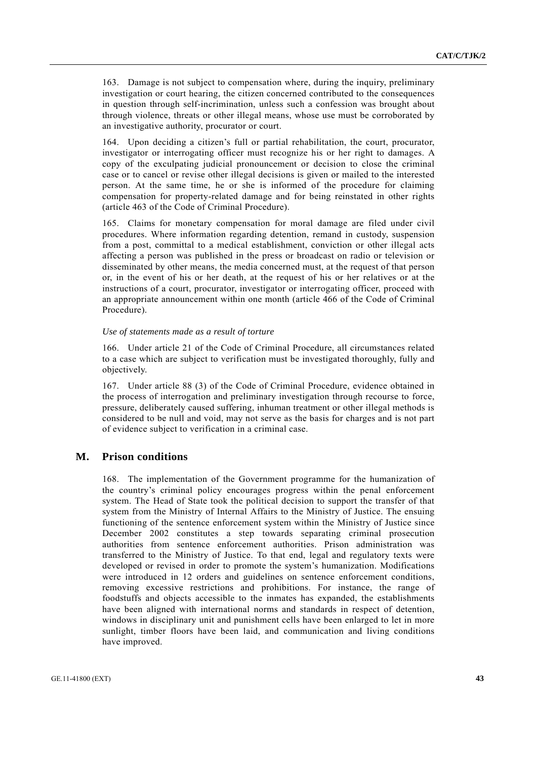163. Damage is not subject to compensation where, during the inquiry, preliminary investigation or court hearing, the citizen concerned contributed to the consequences in question through self-incrimination, unless such a confession was brought about through violence, threats or other illegal means, whose use must be corroborated by an investigative authority, procurator or court.

164. Upon deciding a citizen's full or partial rehabilitation, the court, procurator, investigator or interrogating officer must recognize his or her right to damages. A copy of the exculpating judicial pronouncement or decision to close the criminal case or to cancel or revise other illegal decisions is given or mailed to the interested person. At the same time, he or she is informed of the procedure for claiming compensation for property-related damage and for being reinstated in other rights (article 463 of the Code of Criminal Procedure).

165. Claims for monetary compensation for moral damage are filed under civil procedures. Where information regarding detention, remand in custody, suspension from a post, committal to a medical establishment, conviction or other illegal acts affecting a person was published in the press or broadcast on radio or television or disseminated by other means, the media concerned must, at the request of that person or, in the event of his or her death, at the request of his or her relatives or at the instructions of a court, procurator, investigator or interrogating officer, proceed with an appropriate announcement within one month (article 466 of the Code of Criminal Procedure).

*Use of statements made as a result of torture*

166. Under article 21 of the Code of Criminal Procedure, all circumstances related to a case which are subject to verification must be investigated thoroughly, fully and objectively.

167. Under article 88 (3) of the Code of Criminal Procedure, evidence obtained in the process of interrogation and preliminary investigation through recourse to force, pressure, deliberately caused suffering, inhuman treatment or other illegal methods is considered to be null and void, may not serve as the basis for charges and is not part of evidence subject to verification in a criminal case.

## M. Prison conditions

168. The implementation of the Government programme for the humanization of the country's criminal policy encourages progress within the penal enforcement system. The Head of State took the political decision to support the transfer of that system from the Ministry of Internal Affairs to the Ministry of Justice. The ensuing functioning of the sentence enforcement system within the Ministry of Justice since December 2002 constitutes a step towards separating criminal prosecution authorities from sentence enforcement authorities. Prison administration was transferred to the Ministry of Justice. To that end, legal and regulatory texts were developed or revised in order to promote the system's humanization. Modifications were introduced in 12 orders and guidelines on sentence enforcement conditions, removing excessive restrictions and prohibitions. For instance, the range of foodstuffs and objects accessible to the inmates has expanded, the establishments have been aligned with international norms and standards in respect of detention, windows in disciplinary unit and punishment cells have been enlarged to let in more sunlight, timber floors have been laid, and communication and living conditions have improved.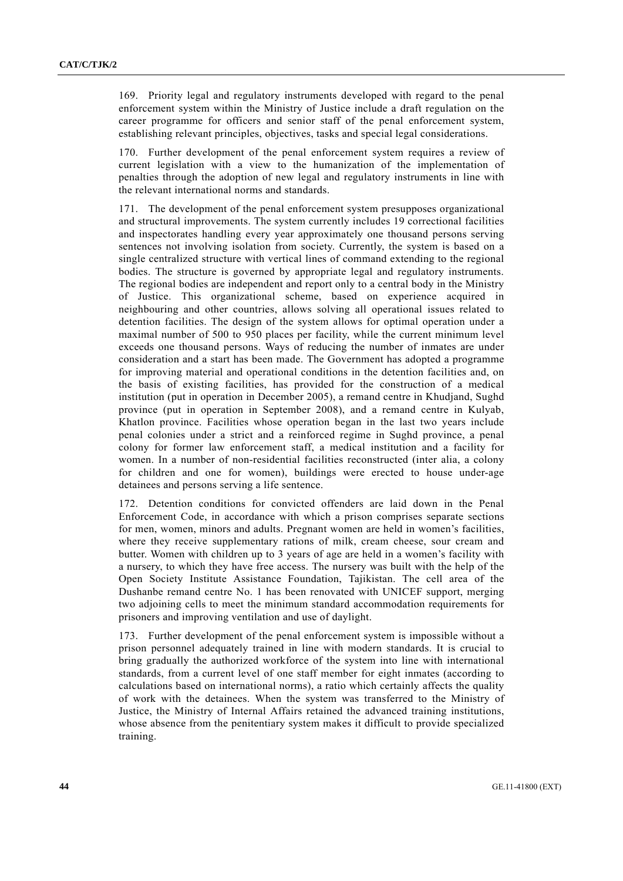169. Priority legal and regulatory instruments developed with regard to the penal enforcement system within the Ministry of Justice include a draft regulation on the career programme for officers and senior staff of the penal enforcement system, establishing relevant principles, objectives, tasks and special legal considerations.

170. Further development of the penal enforcement system requires a review of current legislation with a view to the humanization of the implementation of penalties through the adoption of new legal and regulatory instruments in line with the relevant international norms and standards.

171. The development of the penal enforcement system presupposes organizational and structural improvements. The system currently includes 19 correctional facilities and inspectorates handling every year approximately one thousand persons serving sentences not involving isolation from society. Currently, the system is based on a single centralized structure with vertical lines of command extending to the regional bodies. The structure is governed by appropriate legal and regulatory instruments. The regional bodies are independent and report only to a central body in the Ministry of Justice. This organizational scheme, based on experience acquired in neighbouring and other countries, allows solving all operational issues related to detention facilities. The design of the system allows for optimal operation under a maximal number of 500 to 950 places per facility, while the current minimum level exceeds one thousand persons. Ways of reducing the number of inmates are under consideration and a start has been made. The Government has adopted a programme for improving material and operational conditions in the detention facilities and, on the basis of existing facilities, has provided for the construction of a medical institution (put in operation in December 2005), a remand centre in Khudjand, Sughd province (put in operation in September 2008), and a remand centre in Kulyab, Khatlon province. Facilities whose operation began in the last two years include penal colonies under a strict and a reinforced regime in Sughd province, a penal colony for former law enforcement staff, a medical institution and a facility for women. In a number of non-residential facilities reconstructed (inter alia, a colony for children and one for women), buildings were erected to house under-age detainees and persons serving a life sentence.

172. Detention conditions for convicted offenders are laid down in the Penal Enforcement Code, in accordance with which a prison comprises separate sections for men, women, minors and adults. Pregnant women are held in women's facilities, where they receive supplementary rations of milk, cream cheese, sour cream and butter. Women with children up to 3 years of age are held in a women's facility with a nursery, to which they have free access. The nursery was built with the help of the Open Society Institute Assistance Foundation, Tajikistan. The cell area of the Dushanbe remand centre No. 1 has been renovated with UNICEF support, merging two adjoining cells to meet the minimum standard accommodation requirements for prisoners and improving ventilation and use of daylight.

173. Further development of the penal enforcement system is impossible without a prison personnel adequately trained in line with modern standards. It is crucial to bring gradually the authorized workforce of the system into line with international standards, from a current level of one staff member for eight inmates (according to calculations based on international norms), a ratio which certainly affects the quality of work with the detainees. When the system was transferred to the Ministry of Justice, the Ministry of Internal Affairs retained the advanced training institutions, whose absence from the penitentiary system makes it difficult to provide specialized training.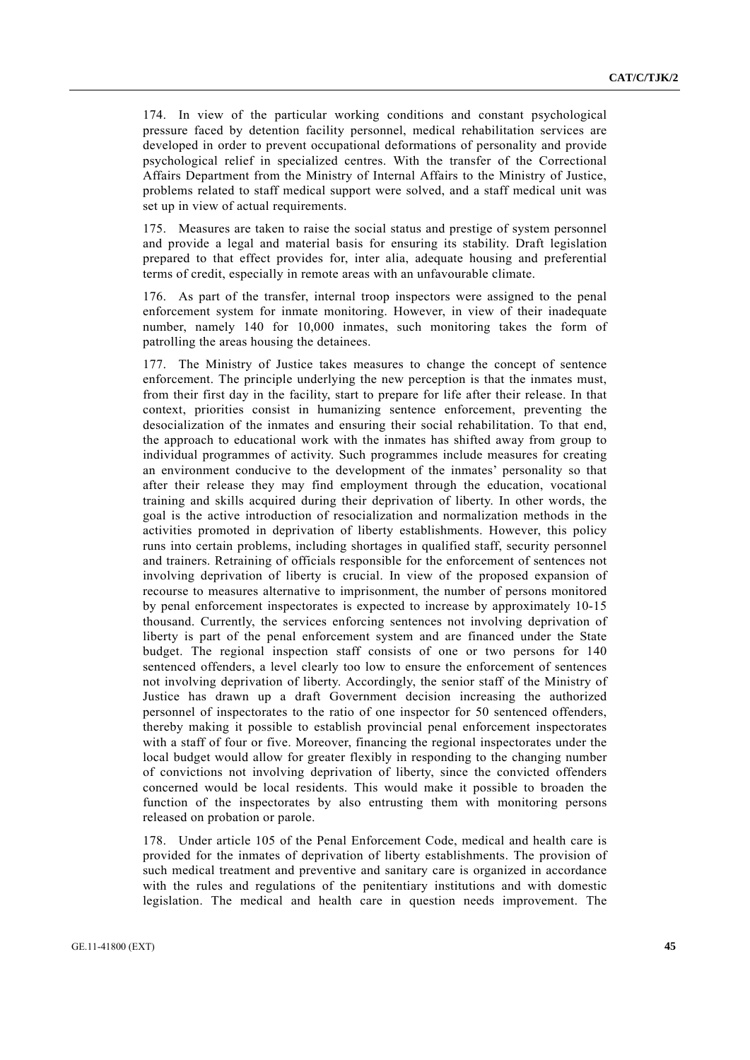174. In view of the particular working conditions and constant psychological pressure faced by detention facility personnel, medical rehabilitation services are developed in order to prevent occupational deformations of personality and provide psychological relief in specialized centres. With the transfer of the Correctional Affairs Department from the Ministry of Internal Affairs to the Ministry of Justice, problems related to staff medical support were solved, and a staff medical unit was set up in view of actual requirements.

175. Measures are taken to raise the social status and prestige of system personnel and provide a legal and material basis for ensuring its stability. Draft legislation prepared to that effect provides for, inter alia, adequate housing and preferential terms of credit, especially in remote areas with an unfavourable climate.

176. As part of the transfer, internal troop inspectors were assigned to the penal enforcement system for inmate monitoring. However, in view of their inadequate number, namely 140 for 10,000 inmates, such monitoring takes the form of patrolling the areas housing the detainees.

177. The Ministry of Justice takes measures to change the concept of sentence enforcement. The principle underlying the new perception is that the inmates must, from their first day in the facility, start to prepare for life after their release. In that context, priorities consist in humanizing sentence enforcement, preventing the desocialization of the inmates and ensuring their social rehabilitation. To that end, the approach to educational work with the inmates has shifted away from group to individual programmes of activity. Such programmes include measures for creating an environment conducive to the development of the inmates' personality so that after their release they may find employment through the education, vocational training and skills acquired during their deprivation of liberty. In other words, the goal is the active introduction of resocialization and normalization methods in the activities promoted in deprivation of liberty establishments. However, this policy runs into certain problems, including shortages in qualified staff, security personnel and trainers. Retraining of officials responsible for the enforcement of sentences not involving deprivation of liberty is crucial. In view of the proposed expansion of recourse to measures alternative to imprisonment, the number of persons monitored by penal enforcement inspectorates is expected to increase by approximately 10-15 thousand. Currently, the services enforcing sentences not involving deprivation of liberty is part of the penal enforcement system and are financed under the State budget. The regional inspection staff consists of one or two persons for 140 sentenced offenders, a level clearly too low to ensure the enforcement of sentences not involving deprivation of liberty. Accordingly, the senior staff of the Ministry of Justice has drawn up a draft Government decision increasing the authorized personnel of inspectorates to the ratio of one inspector for 50 sentenced offenders, thereby making it possible to establish provincial penal enforcement inspectorates with a staff of four or five. Moreover, financing the regional inspectorates under the local budget would allow for greater flexibly in responding to the changing number of convictions not involving deprivation of liberty, since the convicted offenders concerned would be local residents. This would make it possible to broaden the function of the inspectorates by also entrusting them with monitoring persons released on probation or parole.

178. Under article 105 of the Penal Enforcement Code, medical and health care is provided for the inmates of deprivation of liberty establishments. The provision of such medical treatment and preventive and sanitary care is organized in accordance with the rules and regulations of the penitentiary institutions and with domestic legislation. The medical and health care in question needs improvement. The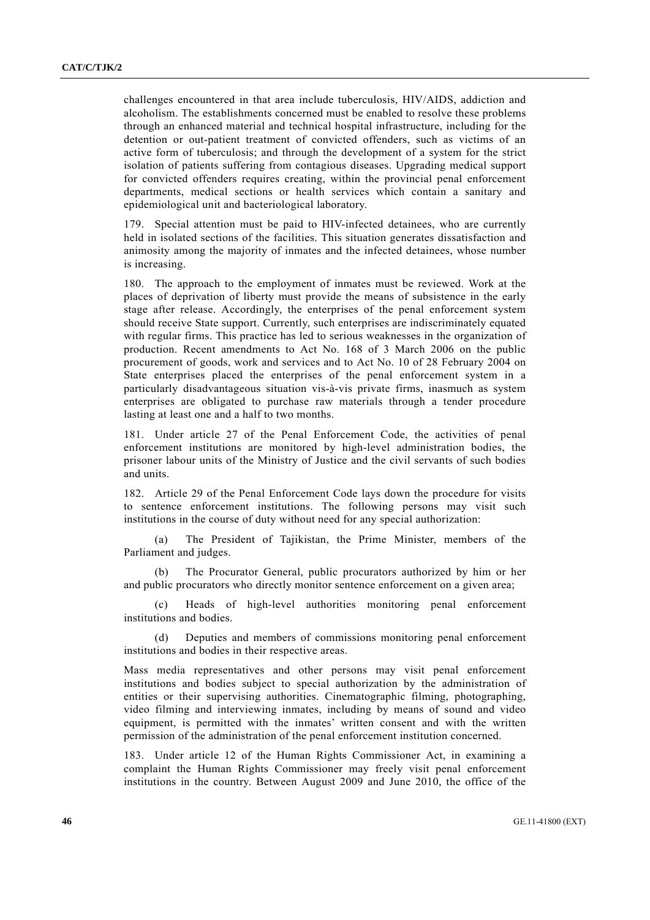challenges encountered in that area include tuberculosis, HIV/AIDS, addiction and alcoholism. The establishments concerned must be enabled to resolve these problems through an enhanced material and technical hospital infrastructure, including for the detention or out-patient treatment of convicted offenders, such as victims of an active form of tuberculosis; and through the development of a system for the strict isolation of patients suffering from contagious diseases. Upgrading medical support for convicted offenders requires creating, within the provincial penal enforcement departments, medical sections or health services which contain a sanitary and epidemiological unit and bacteriological laboratory.

179. Special attention must be paid to HIV-infected detainees, who are currently held in isolated sections of the facilities. This situation generates dissatisfaction and animosity among the majority of inmates and the infected detainees, whose number is increasing.

180. The approach to the employment of inmates must be reviewed. Work at the places of deprivation of liberty must provide the means of subsistence in the early stage after release. Accordingly, the enterprises of the penal enforcement system should receive State support. Currently, such enterprises are indiscriminately equated with regular firms. This practice has led to serious weaknesses in the organization of production. Recent amendments to Act No. 168 of 3 March 2006 on the public procurement of goods, work and services and to Act No. 10 of 28 February 2004 on State enterprises placed the enterprises of the penal enforcement system in a particularly disadvantageous situation vis-à-vis private firms, inasmuch as system enterprises are obligated to purchase raw materials through a tender procedure lasting at least one and a half to two months.

181. Under article 27 of the Penal Enforcement Code, the activities of penal enforcement institutions are monitored by high-level administration bodies, the prisoner labour units of the Ministry of Justice and the civil servants of such bodies and units.

182. Article 29 of the Penal Enforcement Code lays down the procedure for visits to sentence enforcement institutions. The following persons may visit such institutions in the course of duty without need for any special authorization:

(a) The President of Tajikistan, the Prime Minister, members of the Parliament and judges.

(b) The Procurator General, public procurators authorized by him or her and public procurators who directly monitor sentence enforcement on a given area;

(c) Heads of high-level authorities monitoring penal enforcement institutions and bodies.

(d) Deputies and members of commissions monitoring penal enforcement institutions and bodies in their respective areas.

Mass media representatives and other persons may visit penal enforcement institutions and bodies subject to special authorization by the administration of entities or their supervising authorities. Cinematographic filming, photographing, video filming and interviewing inmates, including by means of sound and video equipment, is permitted with the inmates' written consent and with the written permission of the administration of the penal enforcement institution concerned.

183. Under article 12 of the Human Rights Commissioner Act, in examining a complaint the Human Rights Commissioner may freely visit penal enforcement institutions in the country. Between August 2009 and June 2010, the office of the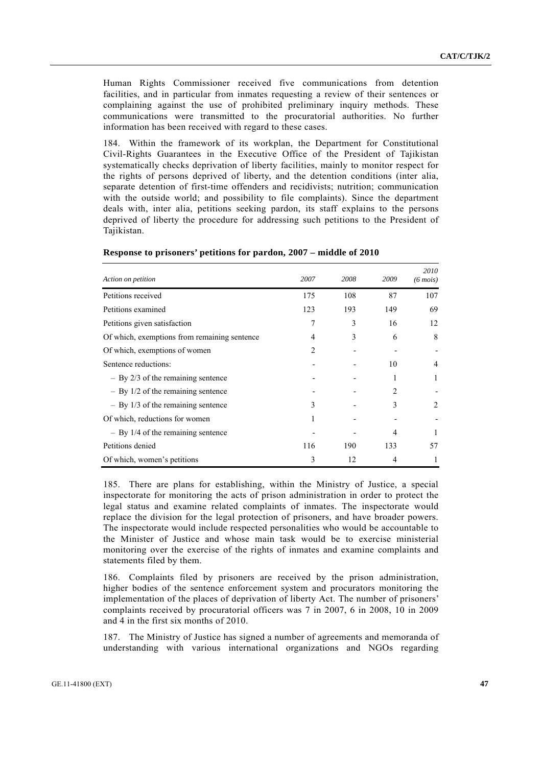Human Rights Commissioner received five communications from detention facilities, and in particular from inmates requesting a review of their sentences or complaining against the use of prohibited preliminary inquiry methods. These communications were transmitted to the procuratorial authorities. No further information has been received with regard to these cases.

184. Within the framework of its workplan, the Department for Constitutional Civil-Rights Guarantees in the Executive Office of the President of Tajikistan systematically checks deprivation of liberty facilities, mainly to monitor respect for the rights of persons deprived of liberty, and the detention conditions (inter alia, separate detention of first-time offenders and recidivists; nutrition; communication with the outside world; and possibility to file complaints). Since the department deals with, inter alia, petitions seeking pardon, its staff explains to the persons deprived of liberty the procedure for addressing such petitions to the President of Tajikistan.

**Response to prisoners' petitions for pardon, 2007 – middle of 2010**

| *Action on petition* | *2007* | *2008* | *2009* | *2010 (6 mois)* |
|---|---|---|---|---|
| Petitions received | 175 | 108 | 87 | 107 |
| Petitions examined | 123 | 193 | 149 | 69 |
| Petitions given satisfaction | 7 | 3 | 16 | 12 |
| Of which, exemptions from remaining sentence | 4 | 3 | 6 | 8 |
| Of which, exemptions of women | 2 | - | - | - |
| Sentence reductions: | - | - | 10 | 4 |
| – By 2/3 of the remaining sentence | - | - | 1 | 1 |
| – By 1/2 of the remaining sentence | - | - | 2 | - |
| – By 1/3 of the remaining sentence | 3 | - | 3 | 2 |
| Of which, reductions for women | 1 | - | - | - |
| – By 1/4 of the remaining sentence | - | - | 4 | 1 |
| Petitions denied | 116 | 190 | 133 | 57 |
| Of which, women's petitions | 3 | 12 | 4 | 1 |

185. There are plans for establishing, within the Ministry of Justice, a special inspectorate for monitoring the acts of prison administration in order to protect the legal status and examine related complaints of inmates. The inspectorate would replace the division for the legal protection of prisoners, and have broader powers. The inspectorate would include respected personalities who would be accountable to the Minister of Justice and whose main task would be to exercise ministerial monitoring over the exercise of the rights of inmates and examine complaints and statements filed by them.

186. Complaints filed by prisoners are received by the prison administration, higher bodies of the sentence enforcement system and procurators monitoring the implementation of the places of deprivation of liberty Act. The number of prisoners' complaints received by procuratorial officers was 7 in 2007, 6 in 2008, 10 in 2009 and 4 in the first six months of 2010.

187. The Ministry of Justice has signed a number of agreements and memoranda of understanding with various international organizations and NGOs regarding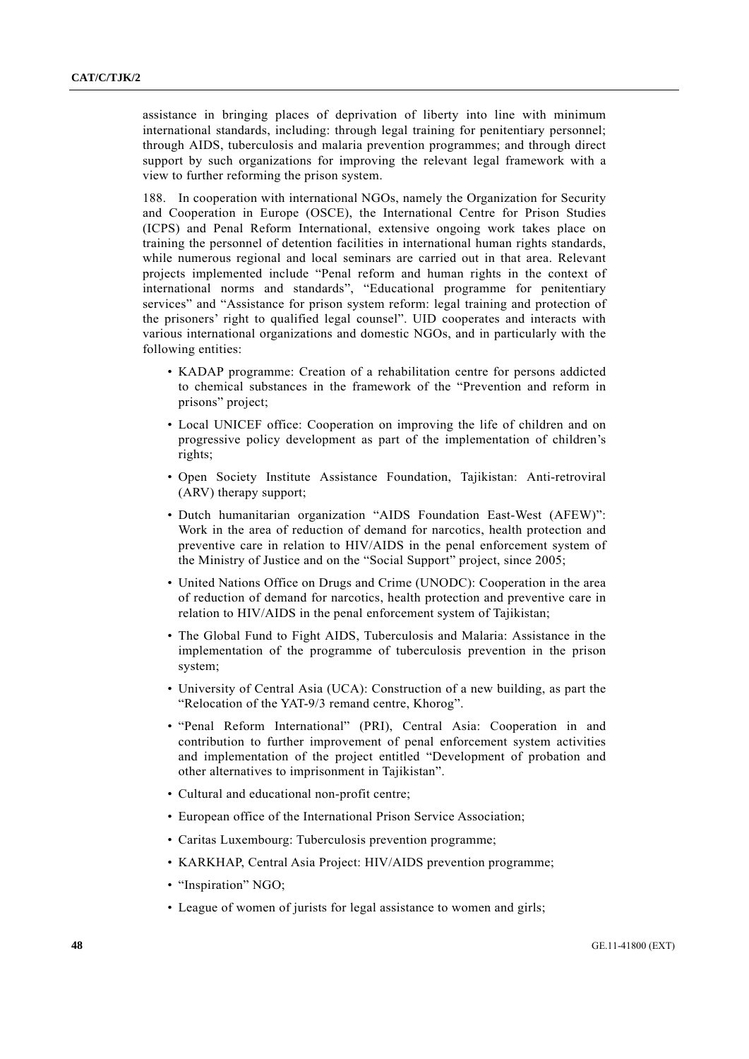assistance in bringing places of deprivation of liberty into line with minimum international standards, including: through legal training for penitentiary personnel; through AIDS, tuberculosis and malaria prevention programmes; and through direct support by such organizations for improving the relevant legal framework with a view to further reforming the prison system.

188. In cooperation with international NGOs, namely the Organization for Security and Cooperation in Europe (OSCE), the International Centre for Prison Studies (ICPS) and Penal Reform International, extensive ongoing work takes place on training the personnel of detention facilities in international human rights standards, while numerous regional and local seminars are carried out in that area. Relevant projects implemented include "Penal reform and human rights in the context of international norms and standards", "Educational programme for penitentiary services" and "Assistance for prison system reform: legal training and protection of the prisoners' right to qualified legal counsel". UID cooperates and interacts with various international organizations and domestic NGOs, and in particularly with the following entities:

- KADAP programme: Creation of a rehabilitation centre for persons addicted to chemical substances in the framework of the "Prevention and reform in prisons" project;
- Local UNICEF office: Cooperation on improving the life of children and on progressive policy development as part of the implementation of children's rights;
- Open Society Institute Assistance Foundation, Tajikistan: Anti-retroviral (ARV) therapy support;
- Dutch humanitarian organization "AIDS Foundation East-West (AFEW)": Work in the area of reduction of demand for narcotics, health protection and preventive care in relation to HIV/AIDS in the penal enforcement system of the Ministry of Justice and on the "Social Support" project, since 2005;
- United Nations Office on Drugs and Crime (UNODC): Cooperation in the area of reduction of demand for narcotics, health protection and preventive care in relation to HIV/AIDS in the penal enforcement system of Tajikistan;
- The Global Fund to Fight AIDS, Tuberculosis and Malaria: Assistance in the implementation of the programme of tuberculosis prevention in the prison system;
- University of Central Asia (UCA): Construction of a new building, as part the "Relocation of the YAT-9/3 remand centre, Khorog".
- "Penal Reform International" (PRI), Central Asia: Cooperation in and contribution to further improvement of penal enforcement system activities and implementation of the project entitled "Development of probation and other alternatives to imprisonment in Tajikistan".
- Cultural and educational non-profit centre;
- European office of the International Prison Service Association;
- Caritas Luxembourg: Tuberculosis prevention programme;
- KARKHAP, Central Asia Project: HIV/AIDS prevention programme;
- "Inspiration" NGO;
- League of women of jurists for legal assistance to women and girls;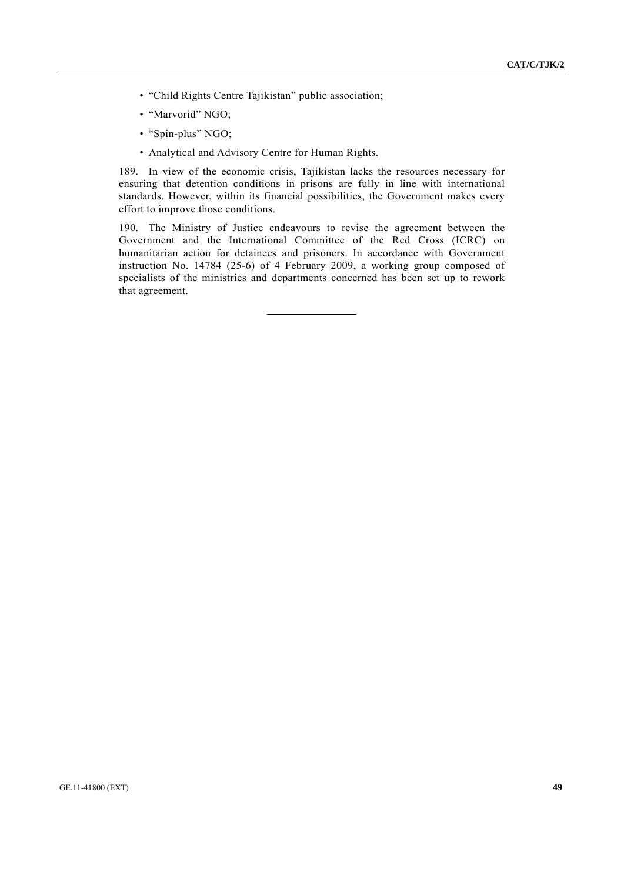- “Child Rights Centre Tajikistan” public association;
- “Marvorid” NGO;
- “Spin-plus” NGO;
- Analytical and Advisory Centre for Human Rights.

189. In view of the economic crisis, Tajikistan lacks the resources necessary for ensuring that detention conditions in prisons are fully in line with international standards. However, within its financial possibilities, the Government makes every effort to improve those conditions.

190. The Ministry of Justice endeavours to revise the agreement between the Government and the International Committee of the Red Cross (ICRC) on humanitarian action for detainees and prisoners. In accordance with Government instruction No. 14784 (25-6) of 4 February 2009, a working group composed of specialists of the ministries and departments concerned has been set up to rework that agreement.